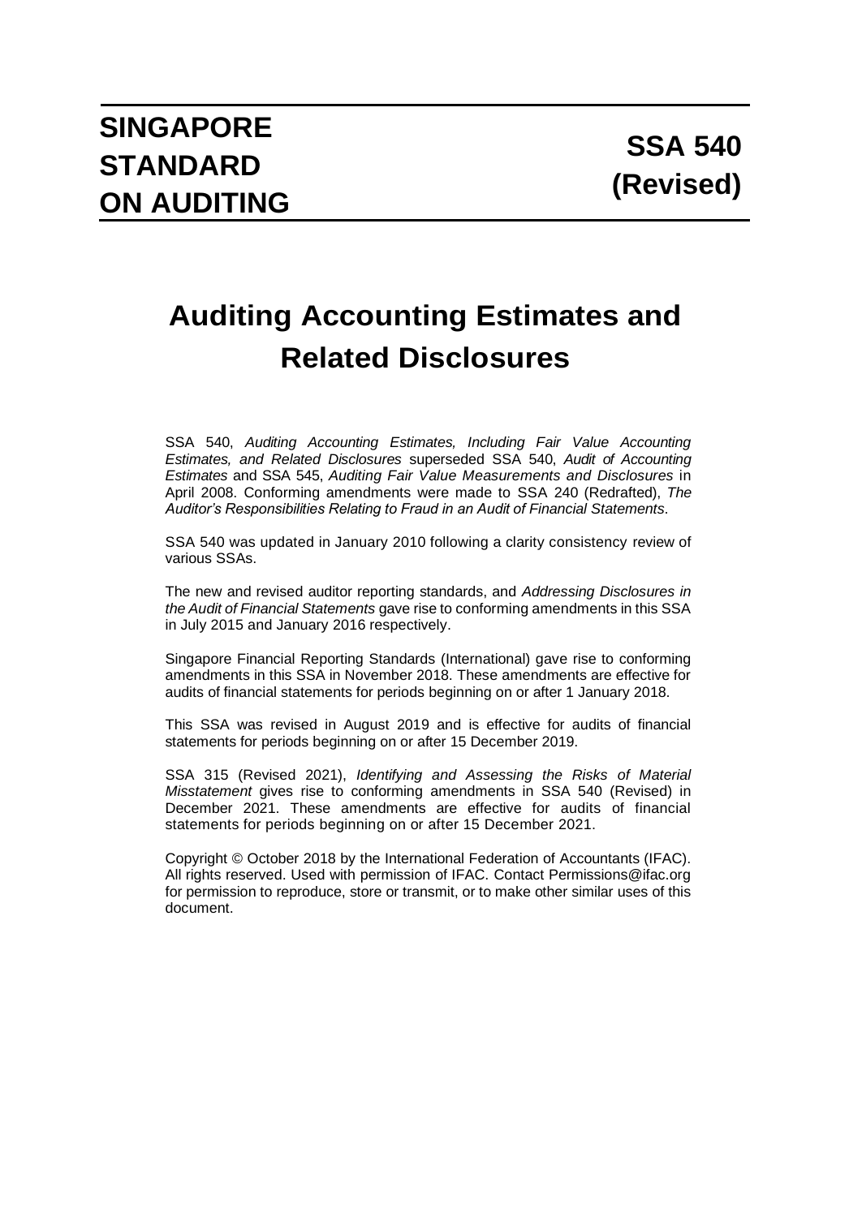# SINGAPORE STANDARD ON AUDITING

# SSA 540 (Revised)

# Auditing Accounting Estimates and Related Disclosures

SSA 540, *Auditing Accounting Estimates, Including Fair Value Accounting Estimates, and Related Disclosures* superseded SSA 540, *Audit of Accounting Estimates* and SSA 545, *Auditing Fair Value Measurements and Disclosures* in April 2008. Conforming amendments were made to SSA 240 (Redrafted), *The Auditor's Responsibilities Relating to Fraud in an Audit of Financial Statements*.

SSA 540 was updated in January 2010 following a clarity consistency review of various SSAs.

The new and revised auditor reporting standards, and *Addressing Disclosures in the Audit of Financial Statements* gave rise to conforming amendments in this SSA in July 2015 and January 2016 respectively.

Singapore Financial Reporting Standards (International) gave rise to conforming amendments in this SSA in November 2018. These amendments are effective for audits of financial statements for periods beginning on or after 1 January 2018.

This SSA was revised in August 2019 and is effective for audits of financial statements for periods beginning on or after 15 December 2019.

SSA 315 (Revised 2021), *Identifying and Assessing the Risks of Material Misstatement* gives rise to conforming amendments in SSA 540 (Revised) in December 2021. These amendments are effective for audits of financial statements for periods beginning on or after 15 December 2021.

Copyright © October 2018 by the International Federation of Accountants (IFAC). All rights reserved. Used with permission of IFAC. Contact Permissions@ifac.org for permission to reproduce, store or transmit, or to make other similar uses of this document.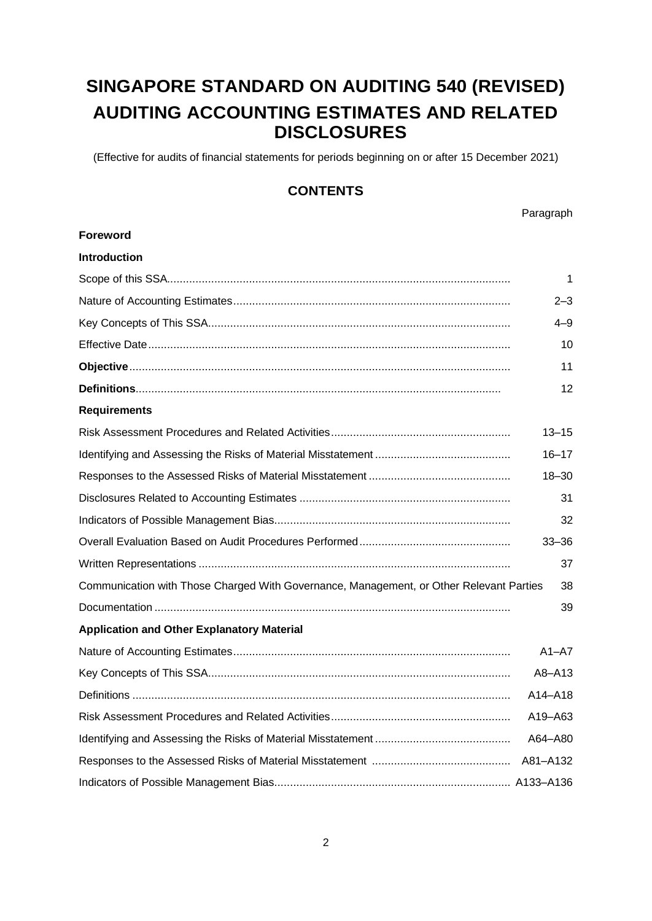# SINGAPORE STANDARD ON AUDITING 540 (REVISED)

# AUDITING ACCOUNTING ESTIMATES AND RELATED DISCLOSURES

(Effective for audits of financial statements for periods beginning on or after 15 December 2021)

## CONTENTS

| | Paragraph |
|---|---|
| **Foreword** | |
| **Introduction** | |
| Scope of this SSA | 1 |
| Nature of Accounting Estimates | 2–3 |
| Key Concepts of This SSA | 4–9 |
| Effective Date | 10 |
| **Objective** | 11 |
| **Definitions** | 12 |
| **Requirements** | |
| Risk Assessment Procedures and Related Activities | 13–15 |
| Identifying and Assessing the Risks of Material Misstatement | 16–17 |
| Responses to the Assessed Risks of Material Misstatement | 18–30 |
| Disclosures Related to Accounting Estimates | 31 |
| Indicators of Possible Management Bias | 32 |
| Overall Evaluation Based on Audit Procedures Performed | 33–36 |
| Written Representations | 37 |
| Communication with Those Charged With Governance, Management, or Other Relevant Parties | 38 |
| Documentation | 39 |
| **Application and Other Explanatory Material** | |
| Nature of Accounting Estimates | A1–A7 |
| Key Concepts of This SSA | A8–A13 |
| Definitions | A14–A18 |
| Risk Assessment Procedures and Related Activities | A19–A63 |
| Identifying and Assessing the Risks of Material Misstatement | A64–A80 |
| Responses to the Assessed Risks of Material Misstatement | A81–A132 |
| Indicators of Possible Management Bias | A133–A136 |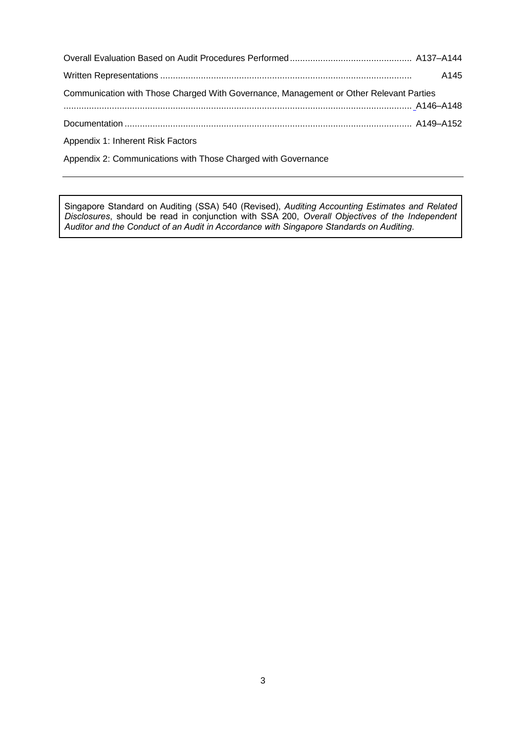| | |
|---|---|
| Overall Evaluation Based on Audit Procedures Performed | A137–A144 |
| Written Representations | A145 |
| Communication with Those Charged With Governance, Management or Other Relevant Parties | A146–A148 |
| Documentation | A149–A152 |

Appendix 1: Inherent Risk Factors

Appendix 2: Communications with Those Charged with Governance

---

Singapore Standard on Auditing (SSA) 540 (Revised), *Auditing Accounting Estimates and Related Disclosures*, should be read in conjunction with SSA 200, *Overall Objectives of the Independent Auditor and the Conduct of an Audit in Accordance with Singapore Standards on Auditing*.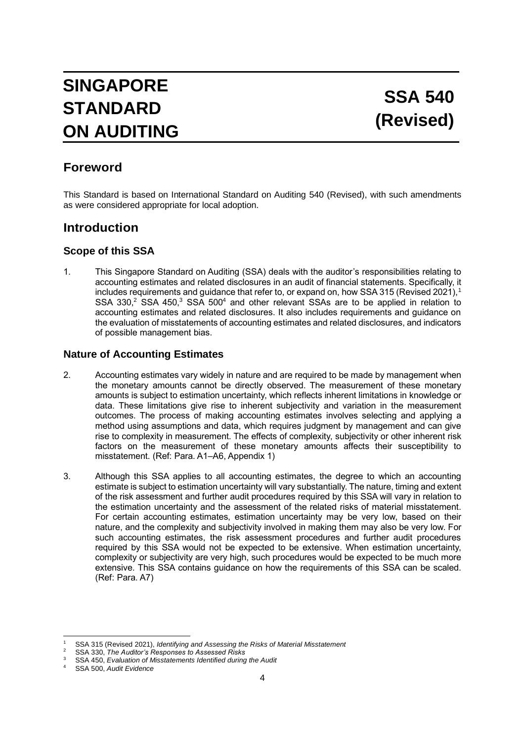# SINGAPORE STANDARD ON AUDITING

# SSA 540 (Revised)

## Foreword

This Standard is based on International Standard on Auditing 540 (Revised), with such amendments as were considered appropriate for local adoption.

## Introduction

### Scope of this SSA

1. This Singapore Standard on Auditing (SSA) deals with the auditor's responsibilities relating to accounting estimates and related disclosures in an audit of financial statements. Specifically, it includes requirements and guidance that refer to, or expand on, how SSA 315 (Revised 2021),[1] SSA 330,[2] SSA 450,[3] SSA 500[4] and other relevant SSAs are to be applied in relation to accounting estimates and related disclosures. It also includes requirements and guidance on the evaluation of misstatements of accounting estimates and related disclosures, and indicators of possible management bias.

### Nature of Accounting Estimates

2. Accounting estimates vary widely in nature and are required to be made by management when the monetary amounts cannot be directly observed. The measurement of these monetary amounts is subject to estimation uncertainty, which reflects inherent limitations in knowledge or data. These limitations give rise to inherent subjectivity and variation in the measurement outcomes. The process of making accounting estimates involves selecting and applying a method using assumptions and data, which requires judgment by management and can give rise to complexity in measurement. The effects of complexity, subjectivity or other inherent risk factors on the measurement of these monetary amounts affects their susceptibility to misstatement. (Ref: Para. A1–A6, Appendix 1)

3. Although this SSA applies to all accounting estimates, the degree to which an accounting estimate is subject to estimation uncertainty will vary substantially. The nature, timing and extent of the risk assessment and further audit procedures required by this SSA will vary in relation to the estimation uncertainty and the assessment of the related risks of material misstatement. For certain accounting estimates, estimation uncertainty may be very low, based on their nature, and the complexity and subjectivity involved in making them may also be very low. For such accounting estimates, the risk assessment procedures and further audit procedures required by this SSA would not be expected to be extensive. When estimation uncertainty, complexity or subjectivity are very high, such procedures would be expected to be much more extensive. This SSA contains guidance on how the requirements of this SSA can be scaled. (Ref: Para. A7)

---

[1] SSA 315 (Revised 2021), *Identifying and Assessing the Risks of Material Misstatement*

[2] SSA 330, *The Auditor's Responses to Assessed Risks*

[3] SSA 450, *Evaluation of Misstatements Identified during the Audit*

[4] SSA 500, *Audit Evidence*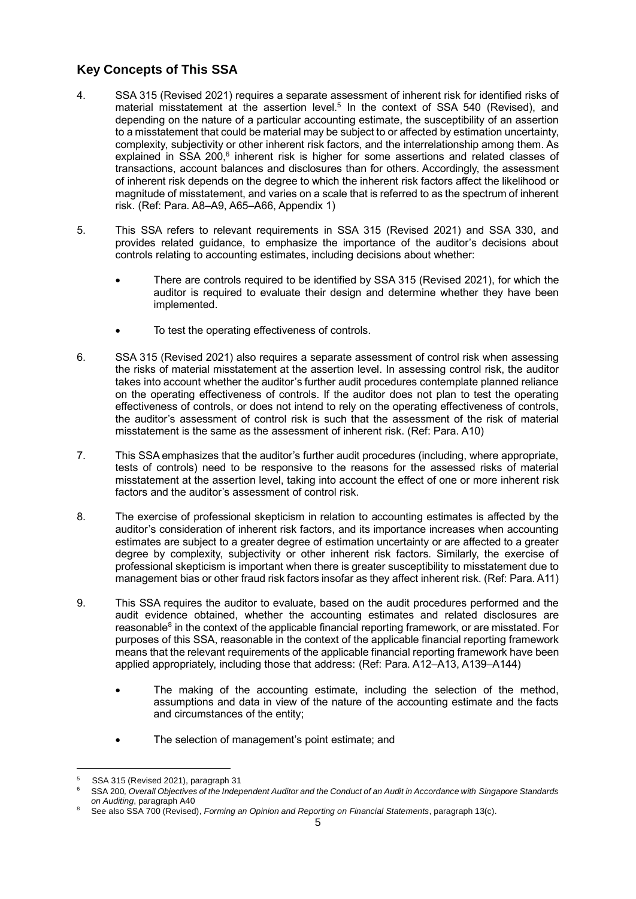## Key Concepts of This SSA

4. SSA 315 (Revised 2021) requires a separate assessment of inherent risk for identified risks of material misstatement at the assertion level.[5] In the context of SSA 540 (Revised), and depending on the nature of a particular accounting estimate, the susceptibility of an assertion to a misstatement that could be material may be subject to or affected by estimation uncertainty, complexity, subjectivity or other inherent risk factors, and the interrelationship among them. As explained in SSA 200,[6] inherent risk is higher for some assertions and related classes of transactions, account balances and disclosures than for others. Accordingly, the assessment of inherent risk depends on the degree to which the inherent risk factors affect the likelihood or magnitude of misstatement, and varies on a scale that is referred to as the spectrum of inherent risk. (Ref: Para. A8–A9, A65–A66, Appendix 1)

5. This SSA refers to relevant requirements in SSA 315 (Revised 2021) and SSA 330, and provides related guidance, to emphasize the importance of the auditor's decisions about controls relating to accounting estimates, including decisions about whether:

   - There are controls required to be identified by SSA 315 (Revised 2021), for which the auditor is required to evaluate their design and determine whether they have been implemented.

   - To test the operating effectiveness of controls.

6. SSA 315 (Revised 2021) also requires a separate assessment of control risk when assessing the risks of material misstatement at the assertion level. In assessing control risk, the auditor takes into account whether the auditor's further audit procedures contemplate planned reliance on the operating effectiveness of controls. If the auditor does not plan to test the operating effectiveness of controls, or does not intend to rely on the operating effectiveness of controls, the auditor's assessment of control risk is such that the assessment of the risk of material misstatement is the same as the assessment of inherent risk. (Ref: Para. A10)

7. This SSA emphasizes that the auditor's further audit procedures (including, where appropriate, tests of controls) need to be responsive to the reasons for the assessed risks of material misstatement at the assertion level, taking into account the effect of one or more inherent risk factors and the auditor's assessment of control risk.

8. The exercise of professional skepticism in relation to accounting estimates is affected by the auditor's consideration of inherent risk factors, and its importance increases when accounting estimates are subject to a greater degree of estimation uncertainty or are affected to a greater degree by complexity, subjectivity or other inherent risk factors. Similarly, the exercise of professional skepticism is important when there is greater susceptibility to misstatement due to management bias or other fraud risk factors insofar as they affect inherent risk. (Ref: Para. A11)

9. This SSA requires the auditor to evaluate, based on the audit procedures performed and the audit evidence obtained, whether the accounting estimates and related disclosures are reasonable[8] in the context of the applicable financial reporting framework, or are misstated. For purposes of this SSA, reasonable in the context of the applicable financial reporting framework means that the relevant requirements of the applicable financial reporting framework have been applied appropriately, including those that address: (Ref: Para. A12–A13, A139–A144)

   - The making of the accounting estimate, including the selection of the method, assumptions and data in view of the nature of the accounting estimate and the facts and circumstances of the entity;

   - The selection of management's point estimate; and

---

[5] SSA 315 (Revised 2021), paragraph 31

[6] SSA 200, *Overall Objectives of the Independent Auditor and the Conduct of an Audit in Accordance with Singapore Standards on Auditing*, paragraph A40

[8] See also SSA 700 (Revised), *Forming an Opinion and Reporting on Financial Statements*, paragraph 13(c).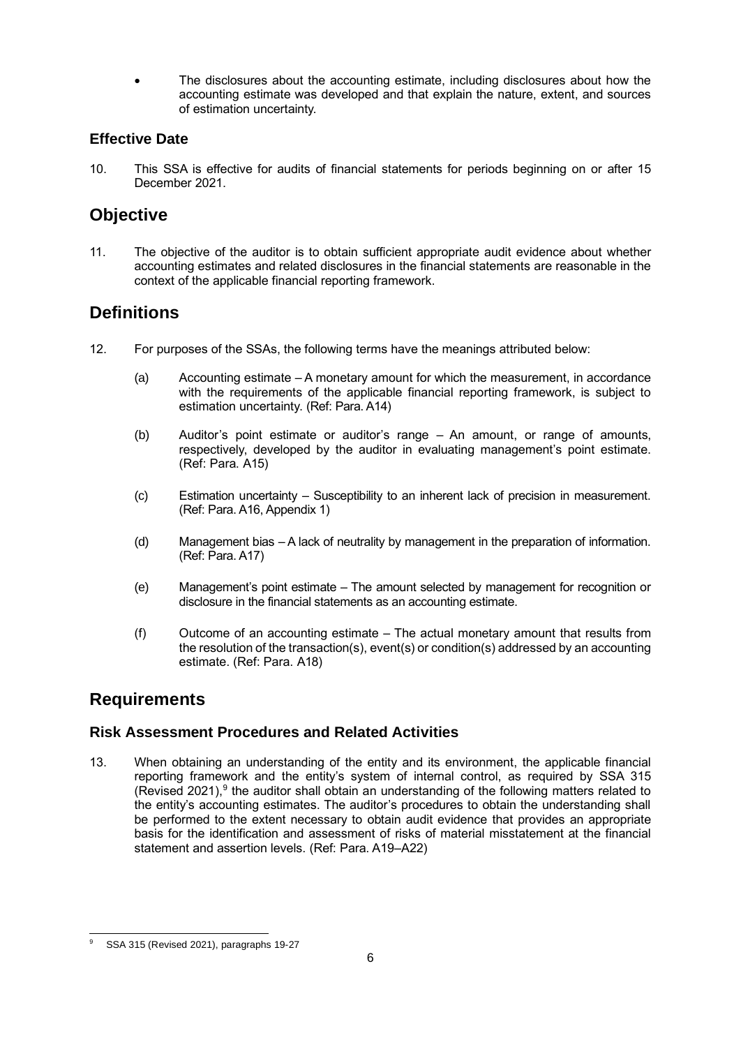- The disclosures about the accounting estimate, including disclosures about how the accounting estimate was developed and that explain the nature, extent, and sources of estimation uncertainty.

### Effective Date

10. This SSA is effective for audits of financial statements for periods beginning on or after 15 December 2021.

## Objective

11. The objective of the auditor is to obtain sufficient appropriate audit evidence about whether accounting estimates and related disclosures in the financial statements are reasonable in the context of the applicable financial reporting framework.

## Definitions

12. For purposes of the SSAs, the following terms have the meanings attributed below:

    (a) Accounting estimate – A monetary amount for which the measurement, in accordance with the requirements of the applicable financial reporting framework, is subject to estimation uncertainty. (Ref: Para. A14)

    (b) Auditor's point estimate or auditor's range – An amount, or range of amounts, respectively, developed by the auditor in evaluating management's point estimate. (Ref: Para. A15)

    (c) Estimation uncertainty – Susceptibility to an inherent lack of precision in measurement. (Ref: Para. A16, Appendix 1)

    (d) Management bias – A lack of neutrality by management in the preparation of information. (Ref: Para. A17)

    (e) Management's point estimate – The amount selected by management for recognition or disclosure in the financial statements as an accounting estimate.

    (f) Outcome of an accounting estimate – The actual monetary amount that results from the resolution of the transaction(s), event(s) or condition(s) addressed by an accounting estimate. (Ref: Para. A18)

## Requirements

### Risk Assessment Procedures and Related Activities

13. When obtaining an understanding of the entity and its environment, the applicable financial reporting framework and the entity's system of internal control, as required by SSA 315 (Revised 2021),[9] the auditor shall obtain an understanding of the following matters related to the entity's accounting estimates. The auditor's procedures to obtain the understanding shall be performed to the extent necessary to obtain audit evidence that provides an appropriate basis for the identification and assessment of risks of material misstatement at the financial statement and assertion levels. (Ref: Para. A19–A22)

[9] SSA 315 (Revised 2021), paragraphs 19-27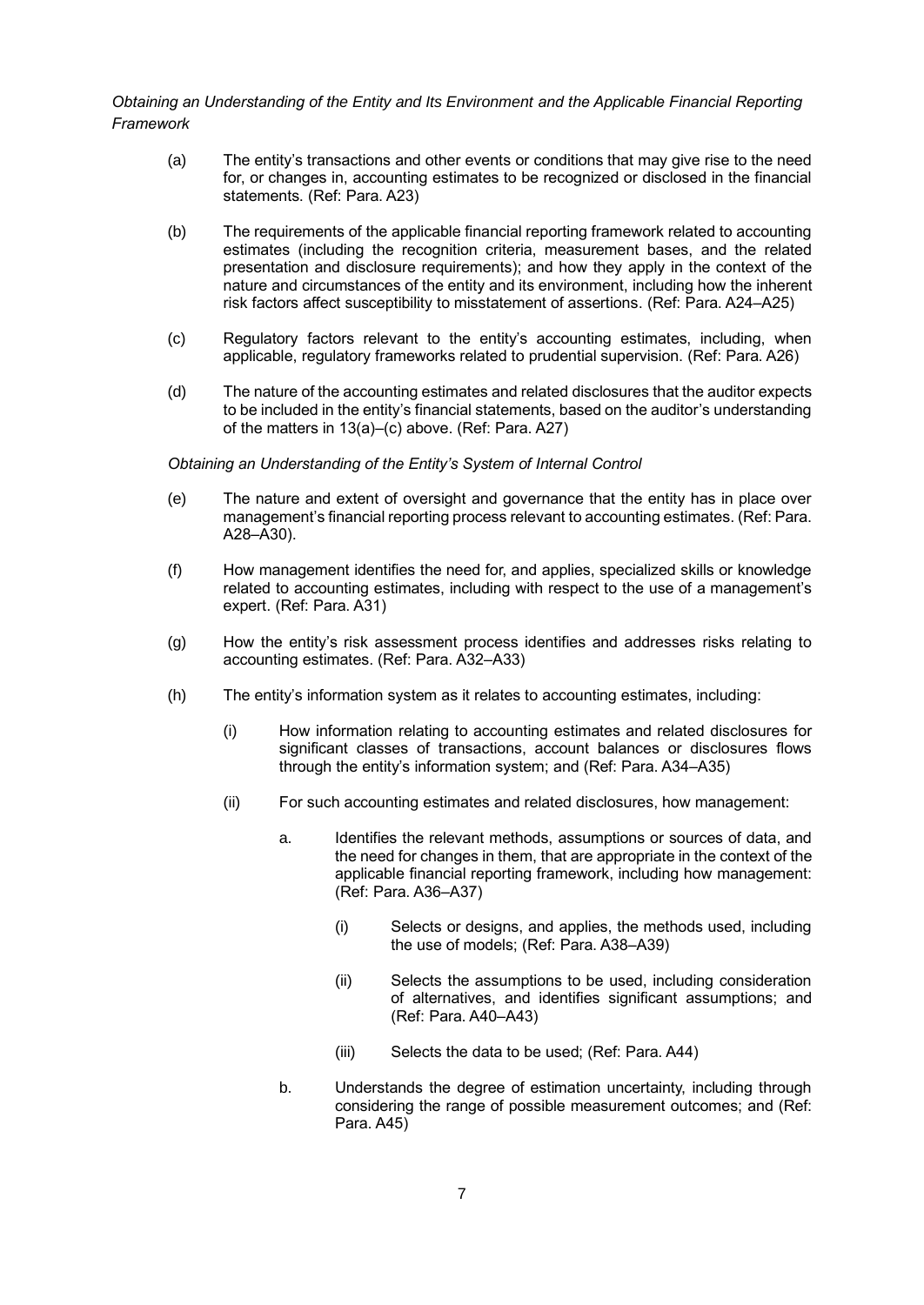*Obtaining an Understanding of the Entity and Its Environment and the Applicable Financial Reporting Framework*

(a) The entity's transactions and other events or conditions that may give rise to the need for, or changes in, accounting estimates to be recognized or disclosed in the financial statements. (Ref: Para. A23)

(b) The requirements of the applicable financial reporting framework related to accounting estimates (including the recognition criteria, measurement bases, and the related presentation and disclosure requirements); and how they apply in the context of the nature and circumstances of the entity and its environment, including how the inherent risk factors affect susceptibility to misstatement of assertions. (Ref: Para. A24–A25)

(c) Regulatory factors relevant to the entity's accounting estimates, including, when applicable, regulatory frameworks related to prudential supervision. (Ref: Para. A26)

(d) The nature of the accounting estimates and related disclosures that the auditor expects to be included in the entity's financial statements, based on the auditor's understanding of the matters in 13(a)–(c) above. (Ref: Para. A27)

*Obtaining an Understanding of the Entity's System of Internal Control*

(e) The nature and extent of oversight and governance that the entity has in place over management's financial reporting process relevant to accounting estimates. (Ref: Para. A28–A30).

(f) How management identifies the need for, and applies, specialized skills or knowledge related to accounting estimates, including with respect to the use of a management's expert. (Ref: Para. A31)

(g) How the entity's risk assessment process identifies and addresses risks relating to accounting estimates. (Ref: Para. A32–A33)

(h) The entity's information system as it relates to accounting estimates, including:

- (i) How information relating to accounting estimates and related disclosures for significant classes of transactions, account balances or disclosures flows through the entity's information system; and (Ref: Para. A34–A35)

- (ii) For such accounting estimates and related disclosures, how management:

  - a. Identifies the relevant methods, assumptions or sources of data, and the need for changes in them, that are appropriate in the context of the applicable financial reporting framework, including how management: (Ref: Para. A36–A37)

    - (i) Selects or designs, and applies, the methods used, including the use of models; (Ref: Para. A38–A39)

    - (ii) Selects the assumptions to be used, including consideration of alternatives, and identifies significant assumptions; and (Ref: Para. A40–A43)

    - (iii) Selects the data to be used; (Ref: Para. A44)

  - b. Understands the degree of estimation uncertainty, including through considering the range of possible measurement outcomes; and (Ref: Para. A45)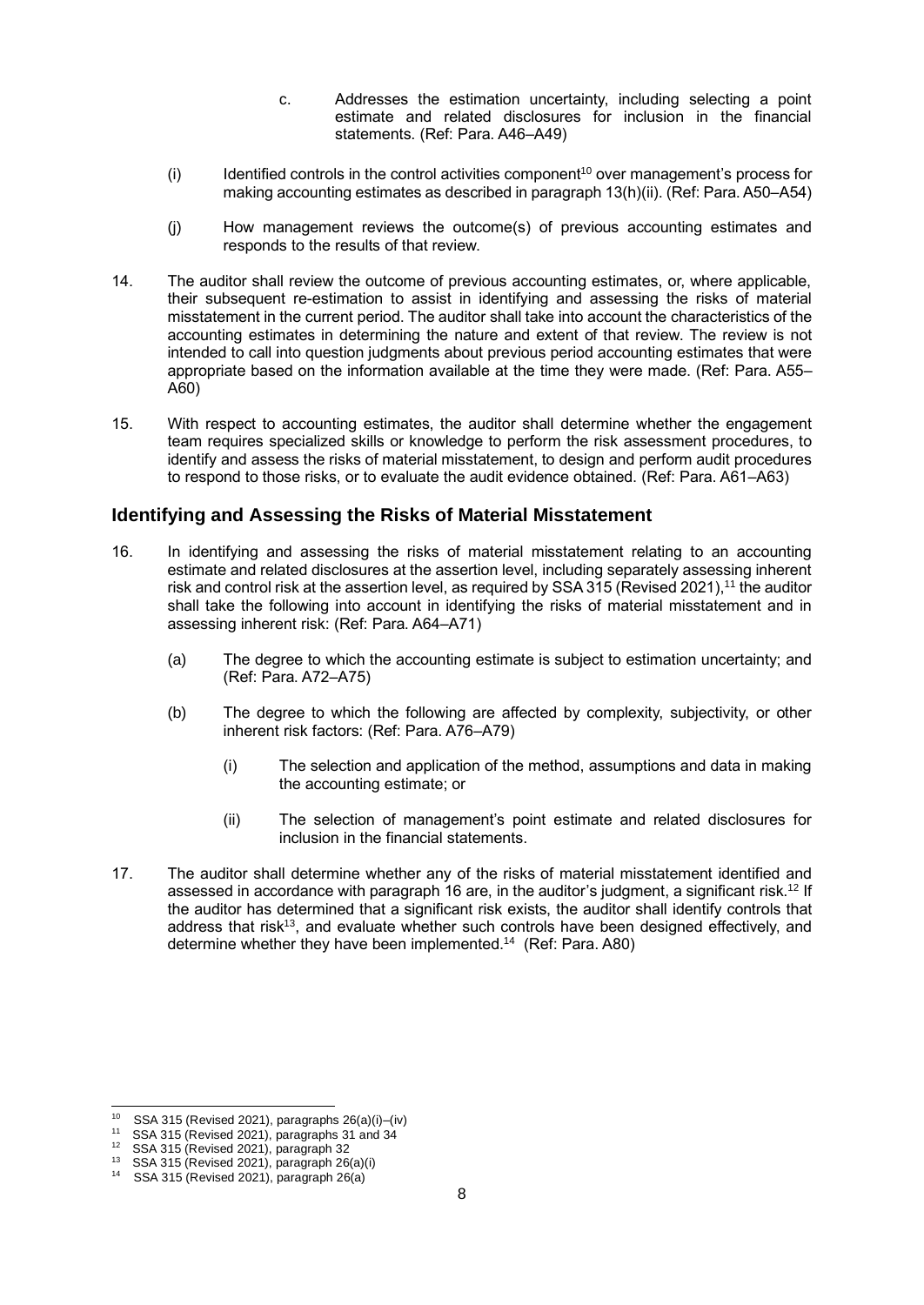c. Addresses the estimation uncertainty, including selecting a point estimate and related disclosures for inclusion in the financial statements. (Ref: Para. A46–A49)

(i) Identified controls in the control activities component[10] over management's process for making accounting estimates as described in paragraph 13(h)(ii). (Ref: Para. A50–A54)

(j) How management reviews the outcome(s) of previous accounting estimates and responds to the results of that review.

14. The auditor shall review the outcome of previous accounting estimates, or, where applicable, their subsequent re-estimation to assist in identifying and assessing the risks of material misstatement in the current period. The auditor shall take into account the characteristics of the accounting estimates in determining the nature and extent of that review. The review is not intended to call into question judgments about previous period accounting estimates that were appropriate based on the information available at the time they were made. (Ref: Para. A55–A60)

15. With respect to accounting estimates, the auditor shall determine whether the engagement team requires specialized skills or knowledge to perform the risk assessment procedures, to identify and assess the risks of material misstatement, to design and perform audit procedures to respond to those risks, or to evaluate the audit evidence obtained. (Ref: Para. A61–A63)

## Identifying and Assessing the Risks of Material Misstatement

16. In identifying and assessing the risks of material misstatement relating to an accounting estimate and related disclosures at the assertion level, including separately assessing inherent risk and control risk at the assertion level, as required by SSA 315 (Revised 2021),[11] the auditor shall take the following into account in identifying the risks of material misstatement and in assessing inherent risk: (Ref: Para. A64–A71)

    (a) The degree to which the accounting estimate is subject to estimation uncertainty; and (Ref: Para. A72–A75)

    (b) The degree to which the following are affected by complexity, subjectivity, or other inherent risk factors: (Ref: Para. A76–A79)

        (i) The selection and application of the method, assumptions and data in making the accounting estimate; or

        (ii) The selection of management's point estimate and related disclosures for inclusion in the financial statements.

17. The auditor shall determine whether any of the risks of material misstatement identified and assessed in accordance with paragraph 16 are, in the auditor's judgment, a significant risk.[12] If the auditor has determined that a significant risk exists, the auditor shall identify controls that address that risk[13], and evaluate whether such controls have been designed effectively, and determine whether they have been implemented.[14] (Ref: Para. A80)

---

[10] SSA 315 (Revised 2021), paragraphs 26(a)(i)–(iv)

[11] SSA 315 (Revised 2021), paragraphs 31 and 34

[12] SSA 315 (Revised 2021), paragraph 32

[13] SSA 315 (Revised 2021), paragraph 26(a)(i)

[14] SSA 315 (Revised 2021), paragraph 26(a)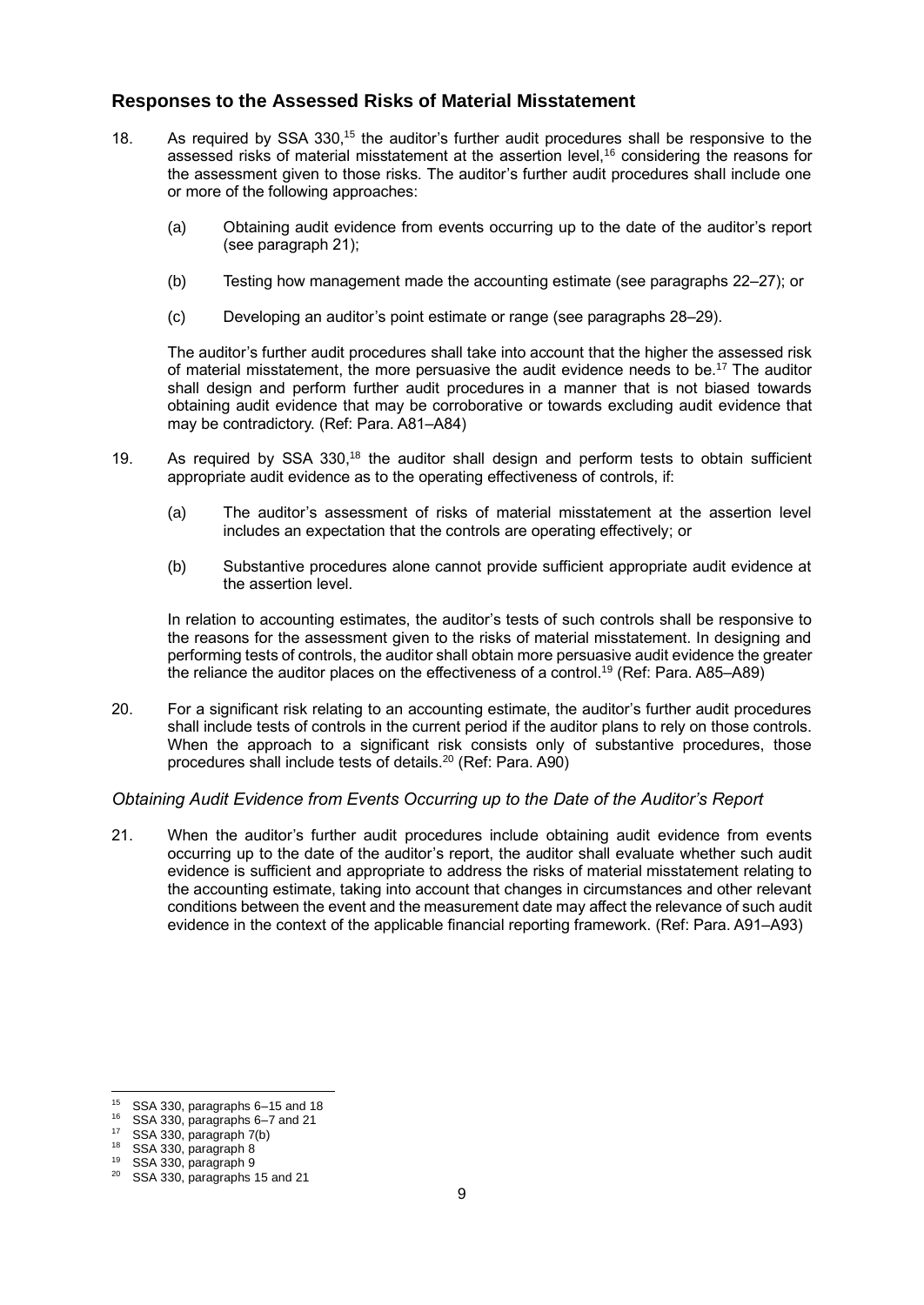## Responses to the Assessed Risks of Material Misstatement

18. As required by SSA 330,[15] the auditor's further audit procedures shall be responsive to the assessed risks of material misstatement at the assertion level,[16] considering the reasons for the assessment given to those risks. The auditor's further audit procedures shall include one or more of the following approaches:

    (a) Obtaining audit evidence from events occurring up to the date of the auditor's report (see paragraph 21);

    (b) Testing how management made the accounting estimate (see paragraphs 22–27); or

    (c) Developing an auditor's point estimate or range (see paragraphs 28–29).

    The auditor's further audit procedures shall take into account that the higher the assessed risk of material misstatement, the more persuasive the audit evidence needs to be.[17] The auditor shall design and perform further audit procedures in a manner that is not biased towards obtaining audit evidence that may be corroborative or towards excluding audit evidence that may be contradictory. (Ref: Para. A81–A84)

19. As required by SSA 330,[18] the auditor shall design and perform tests to obtain sufficient appropriate audit evidence as to the operating effectiveness of controls, if:

    (a) The auditor's assessment of risks of material misstatement at the assertion level includes an expectation that the controls are operating effectively; or

    (b) Substantive procedures alone cannot provide sufficient appropriate audit evidence at the assertion level.

    In relation to accounting estimates, the auditor's tests of such controls shall be responsive to the reasons for the assessment given to the risks of material misstatement. In designing and performing tests of controls, the auditor shall obtain more persuasive audit evidence the greater the reliance the auditor places on the effectiveness of a control.[19] (Ref: Para. A85–A89)

20. For a significant risk relating to an accounting estimate, the auditor's further audit procedures shall include tests of controls in the current period if the auditor plans to rely on those controls. When the approach to a significant risk consists only of substantive procedures, those procedures shall include tests of details.[20] (Ref: Para. A90)

### *Obtaining Audit Evidence from Events Occurring up to the Date of the Auditor's Report*

21. When the auditor's further audit procedures include obtaining audit evidence from events occurring up to the date of the auditor's report, the auditor shall evaluate whether such audit evidence is sufficient and appropriate to address the risks of material misstatement relating to the accounting estimate, taking into account that changes in circumstances and other relevant conditions between the event and the measurement date may affect the relevance of such audit evidence in the context of the applicable financial reporting framework. (Ref: Para. A91–A93)

---

[15] SSA 330, paragraphs 6–15 and 18

[16] SSA 330, paragraphs 6–7 and 21

[17] SSA 330, paragraph 7(b)

[18] SSA 330, paragraph 8

[19] SSA 330, paragraph 9

[20] SSA 330, paragraphs 15 and 21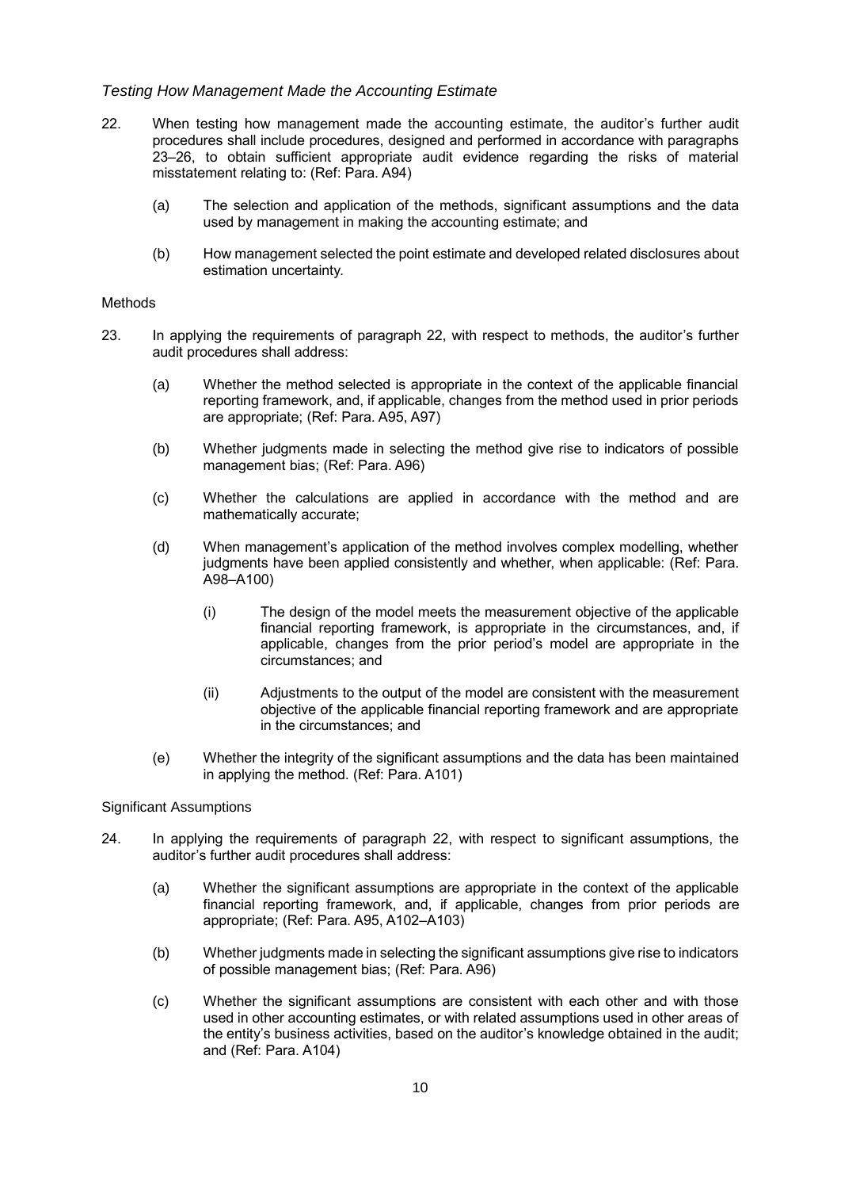*Testing How Management Made the Accounting Estimate*

22. When testing how management made the accounting estimate, the auditor's further audit procedures shall include procedures, designed and performed in accordance with paragraphs 23–26, to obtain sufficient appropriate audit evidence regarding the risks of material misstatement relating to: (Ref: Para. A94)

    (a) The selection and application of the methods, significant assumptions and the data used by management in making the accounting estimate; and

    (b) How management selected the point estimate and developed related disclosures about estimation uncertainty.

Methods

23. In applying the requirements of paragraph 22, with respect to methods, the auditor's further audit procedures shall address:

    (a) Whether the method selected is appropriate in the context of the applicable financial reporting framework, and, if applicable, changes from the method used in prior periods are appropriate; (Ref: Para. A95, A97)

    (b) Whether judgments made in selecting the method give rise to indicators of possible management bias; (Ref: Para. A96)

    (c) Whether the calculations are applied in accordance with the method and are mathematically accurate;

    (d) When management's application of the method involves complex modelling, whether judgments have been applied consistently and whether, when applicable: (Ref: Para. A98–A100)

        (i) The design of the model meets the measurement objective of the applicable financial reporting framework, is appropriate in the circumstances, and, if applicable, changes from the prior period's model are appropriate in the circumstances; and

        (ii) Adjustments to the output of the model are consistent with the measurement objective of the applicable financial reporting framework and are appropriate in the circumstances; and

    (e) Whether the integrity of the significant assumptions and the data has been maintained in applying the method. (Ref: Para. A101)

Significant Assumptions

24. In applying the requirements of paragraph 22, with respect to significant assumptions, the auditor's further audit procedures shall address:

    (a) Whether the significant assumptions are appropriate in the context of the applicable financial reporting framework, and, if applicable, changes from prior periods are appropriate; (Ref: Para. A95, A102–A103)

    (b) Whether judgments made in selecting the significant assumptions give rise to indicators of possible management bias; (Ref: Para. A96)

    (c) Whether the significant assumptions are consistent with each other and with those used in other accounting estimates, or with related assumptions used in other areas of the entity's business activities, based on the auditor's knowledge obtained in the audit; and (Ref: Para. A104)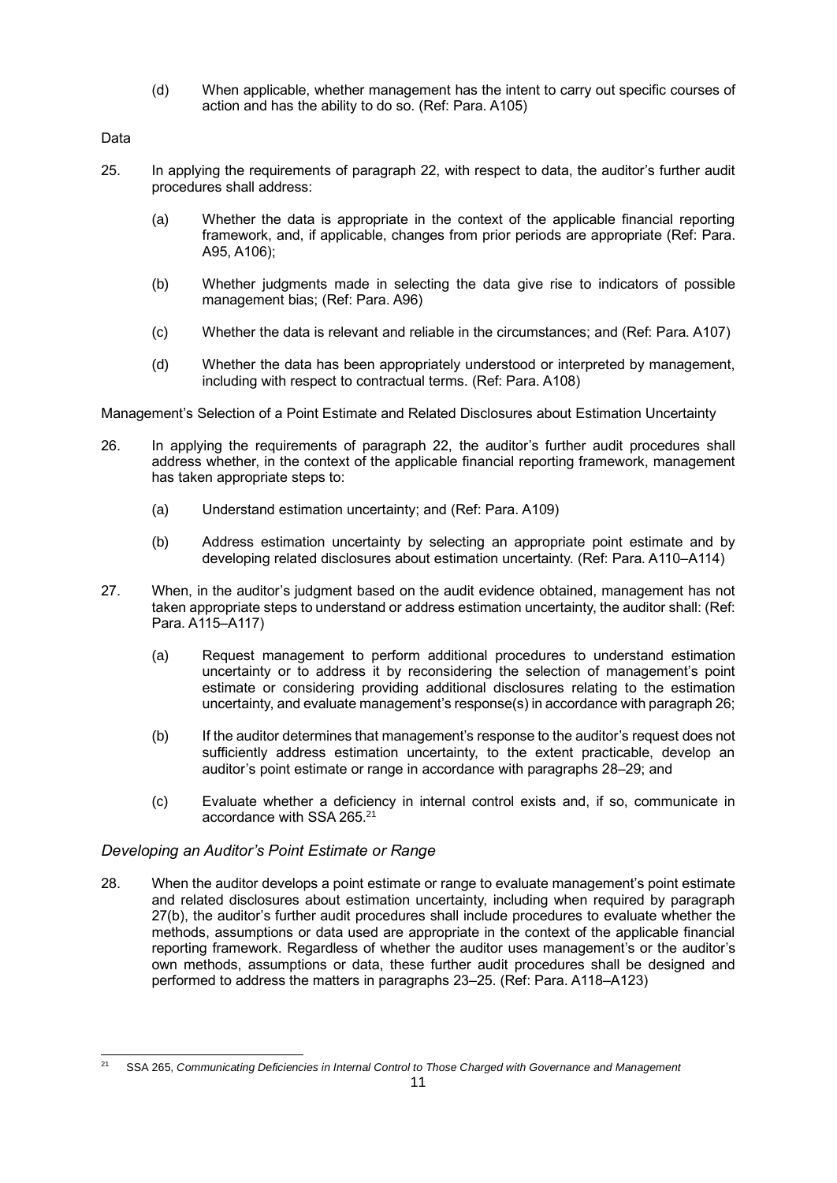(d) When applicable, whether management has the intent to carry out specific courses of action and has the ability to do so. (Ref: Para. A105)

Data

25. In applying the requirements of paragraph 22, with respect to data, the auditor's further audit procedures shall address:

    (a) Whether the data is appropriate in the context of the applicable financial reporting framework, and, if applicable, changes from prior periods are appropriate (Ref: Para. A95, A106);

    (b) Whether judgments made in selecting the data give rise to indicators of possible management bias; (Ref: Para. A96)

    (c) Whether the data is relevant and reliable in the circumstances; and (Ref: Para. A107)

    (d) Whether the data has been appropriately understood or interpreted by management, including with respect to contractual terms. (Ref: Para. A108)

Management's Selection of a Point Estimate and Related Disclosures about Estimation Uncertainty

26. In applying the requirements of paragraph 22, the auditor's further audit procedures shall address whether, in the context of the applicable financial reporting framework, management has taken appropriate steps to:

    (a) Understand estimation uncertainty; and (Ref: Para. A109)

    (b) Address estimation uncertainty by selecting an appropriate point estimate and by developing related disclosures about estimation uncertainty. (Ref: Para. A110–A114)

27. When, in the auditor's judgment based on the audit evidence obtained, management has not taken appropriate steps to understand or address estimation uncertainty, the auditor shall: (Ref: Para. A115–A117)

    (a) Request management to perform additional procedures to understand estimation uncertainty or to address it by reconsidering the selection of management's point estimate or considering providing additional disclosures relating to the estimation uncertainty, and evaluate management's response(s) in accordance with paragraph 26;

    (b) If the auditor determines that management's response to the auditor's request does not sufficiently address estimation uncertainty, to the extent practicable, develop an auditor's point estimate or range in accordance with paragraphs 28–29; and

    (c) Evaluate whether a deficiency in internal control exists and, if so, communicate in accordance with SSA 265.[21]

### *Developing an Auditor's Point Estimate or Range*

28. When the auditor develops a point estimate or range to evaluate management's point estimate and related disclosures about estimation uncertainty, including when required by paragraph 27(b), the auditor's further audit procedures shall include procedures to evaluate whether the methods, assumptions or data used are appropriate in the context of the applicable financial reporting framework. Regardless of whether the auditor uses management's or the auditor's own methods, assumptions or data, these further audit procedures shall be designed and performed to address the matters in paragraphs 23–25. (Ref: Para. A118–A123)

---

[21] SSA 265, *Communicating Deficiencies in Internal Control to Those Charged with Governance and Management*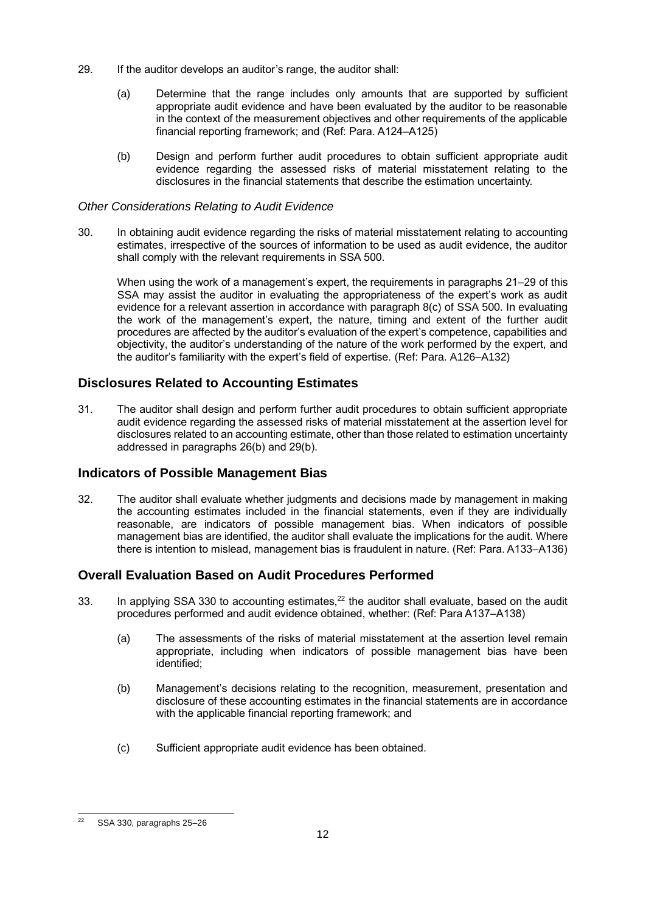29. If the auditor develops an auditor's range, the auditor shall:

    (a) Determine that the range includes only amounts that are supported by sufficient appropriate audit evidence and have been evaluated by the auditor to be reasonable in the context of the measurement objectives and other requirements of the applicable financial reporting framework; and (Ref: Para. A124–A125)

    (b) Design and perform further audit procedures to obtain sufficient appropriate audit evidence regarding the assessed risks of material misstatement relating to the disclosures in the financial statements that describe the estimation uncertainty.

*Other Considerations Relating to Audit Evidence*

30. In obtaining audit evidence regarding the risks of material misstatement relating to accounting estimates, irrespective of the sources of information to be used as audit evidence, the auditor shall comply with the relevant requirements in SSA 500.

    When using the work of a management's expert, the requirements in paragraphs 21–29 of this SSA may assist the auditor in evaluating the appropriateness of the expert's work as audit evidence for a relevant assertion in accordance with paragraph 8(c) of SSA 500. In evaluating the work of the management's expert, the nature, timing and extent of the further audit procedures are affected by the auditor's evaluation of the expert's competence, capabilities and objectivity, the auditor's understanding of the nature of the work performed by the expert, and the auditor's familiarity with the expert's field of expertise. (Ref: Para. A126–A132)

## Disclosures Related to Accounting Estimates

31. The auditor shall design and perform further audit procedures to obtain sufficient appropriate audit evidence regarding the assessed risks of material misstatement at the assertion level for disclosures related to an accounting estimate, other than those related to estimation uncertainty addressed in paragraphs 26(b) and 29(b).

## Indicators of Possible Management Bias

32. The auditor shall evaluate whether judgments and decisions made by management in making the accounting estimates included in the financial statements, even if they are individually reasonable, are indicators of possible management bias. When indicators of possible management bias are identified, the auditor shall evaluate the implications for the audit. Where there is intention to mislead, management bias is fraudulent in nature. (Ref: Para. A133–A136)

## Overall Evaluation Based on Audit Procedures Performed

33. In applying SSA 330 to accounting estimates,[22] the auditor shall evaluate, based on the audit procedures performed and audit evidence obtained, whether: (Ref: Para A137–A138)

    (a) The assessments of the risks of material misstatement at the assertion level remain appropriate, including when indicators of possible management bias have been identified;

    (b) Management's decisions relating to the recognition, measurement, presentation and disclosure of these accounting estimates in the financial statements are in accordance with the applicable financial reporting framework; and

    (c) Sufficient appropriate audit evidence has been obtained.

[22] SSA 330, paragraphs 25–26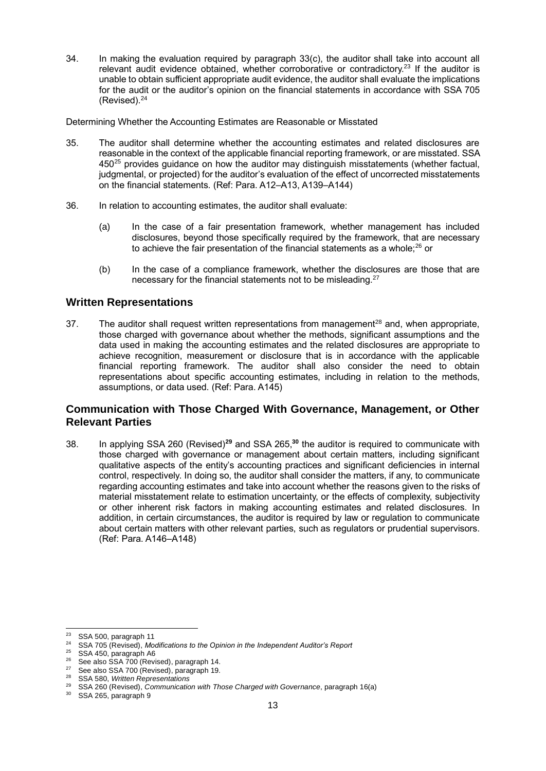34. In making the evaluation required by paragraph 33(c), the auditor shall take into account all relevant audit evidence obtained, whether corroborative or contradictory.[23] If the auditor is unable to obtain sufficient appropriate audit evidence, the auditor shall evaluate the implications for the audit or the auditor's opinion on the financial statements in accordance with SSA 705 (Revised).[24]

Determining Whether the Accounting Estimates are Reasonable or Misstated

35. The auditor shall determine whether the accounting estimates and related disclosures are reasonable in the context of the applicable financial reporting framework, or are misstated. SSA 450[25] provides guidance on how the auditor may distinguish misstatements (whether factual, judgmental, or projected) for the auditor's evaluation of the effect of uncorrected misstatements on the financial statements. (Ref: Para. A12–A13, A139–A144)

36. In relation to accounting estimates, the auditor shall evaluate:

    (a) In the case of a fair presentation framework, whether management has included disclosures, beyond those specifically required by the framework, that are necessary to achieve the fair presentation of the financial statements as a whole;[26] or

    (b) In the case of a compliance framework, whether the disclosures are those that are necessary for the financial statements not to be misleading.[27]

## Written Representations

37. The auditor shall request written representations from management[28] and, when appropriate, those charged with governance about whether the methods, significant assumptions and the data used in making the accounting estimates and the related disclosures are appropriate to achieve recognition, measurement or disclosure that is in accordance with the applicable financial reporting framework. The auditor shall also consider the need to obtain representations about specific accounting estimates, including in relation to the methods, assumptions, or data used. (Ref: Para. A145)

## Communication with Those Charged With Governance, Management, or Other Relevant Parties

38. In applying SSA 260 (Revised)[29] and SSA 265,[30] the auditor is required to communicate with those charged with governance or management about certain matters, including significant qualitative aspects of the entity's accounting practices and significant deficiencies in internal control, respectively. In doing so, the auditor shall consider the matters, if any, to communicate regarding accounting estimates and take into account whether the reasons given to the risks of material misstatement relate to estimation uncertainty, or the effects of complexity, subjectivity or other inherent risk factors in making accounting estimates and related disclosures. In addition, in certain circumstances, the auditor is required by law or regulation to communicate about certain matters with other relevant parties, such as regulators or prudential supervisors. (Ref: Para. A146–A148)

---

[23] SSA 500, paragraph 11

[24] SSA 705 (Revised), *Modifications to the Opinion in the Independent Auditor's Report*

[25] SSA 450, paragraph A6

[26] See also SSA 700 (Revised), paragraph 14.

[27] See also SSA 700 (Revised), paragraph 19.

[28] SSA 580, *Written Representations*

[29] SSA 260 (Revised), *Communication with Those Charged with Governance*, paragraph 16(a)

[30] SSA 265, paragraph 9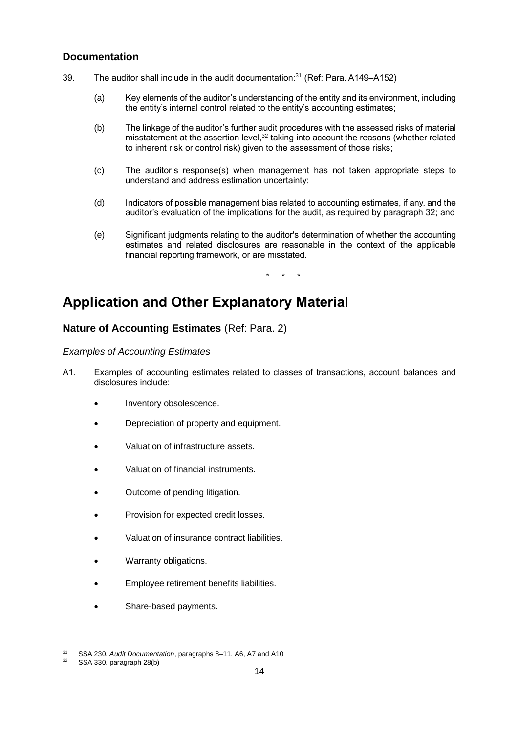## Documentation

39. The auditor shall include in the audit documentation:[31] (Ref: Para. A149–A152)

    (a) Key elements of the auditor's understanding of the entity and its environment, including the entity's internal control related to the entity's accounting estimates;

    (b) The linkage of the auditor's further audit procedures with the assessed risks of material misstatement at the assertion level,[32] taking into account the reasons (whether related to inherent risk or control risk) given to the assessment of those risks;

    (c) The auditor's response(s) when management has not taken appropriate steps to understand and address estimation uncertainty;

    (d) Indicators of possible management bias related to accounting estimates, if any, and the auditor's evaluation of the implications for the audit, as required by paragraph 32; and

    (e) Significant judgments relating to the auditor's determination of whether the accounting estimates and related disclosures are reasonable in the context of the applicable financial reporting framework, or are misstated.

\* \* \*

# Application and Other Explanatory Material

## Nature of Accounting Estimates (Ref: Para. 2)

*Examples of Accounting Estimates*

A1. Examples of accounting estimates related to classes of transactions, account balances and disclosures include:

- Inventory obsolescence.
- Depreciation of property and equipment.
- Valuation of infrastructure assets.
- Valuation of financial instruments.
- Outcome of pending litigation.
- Provision for expected credit losses.
- Valuation of insurance contract liabilities.
- Warranty obligations.
- Employee retirement benefits liabilities.
- Share-based payments.

---

[31] SSA 230, *Audit Documentation*, paragraphs 8–11, A6, A7 and A10

[32] SSA 330, paragraph 28(b)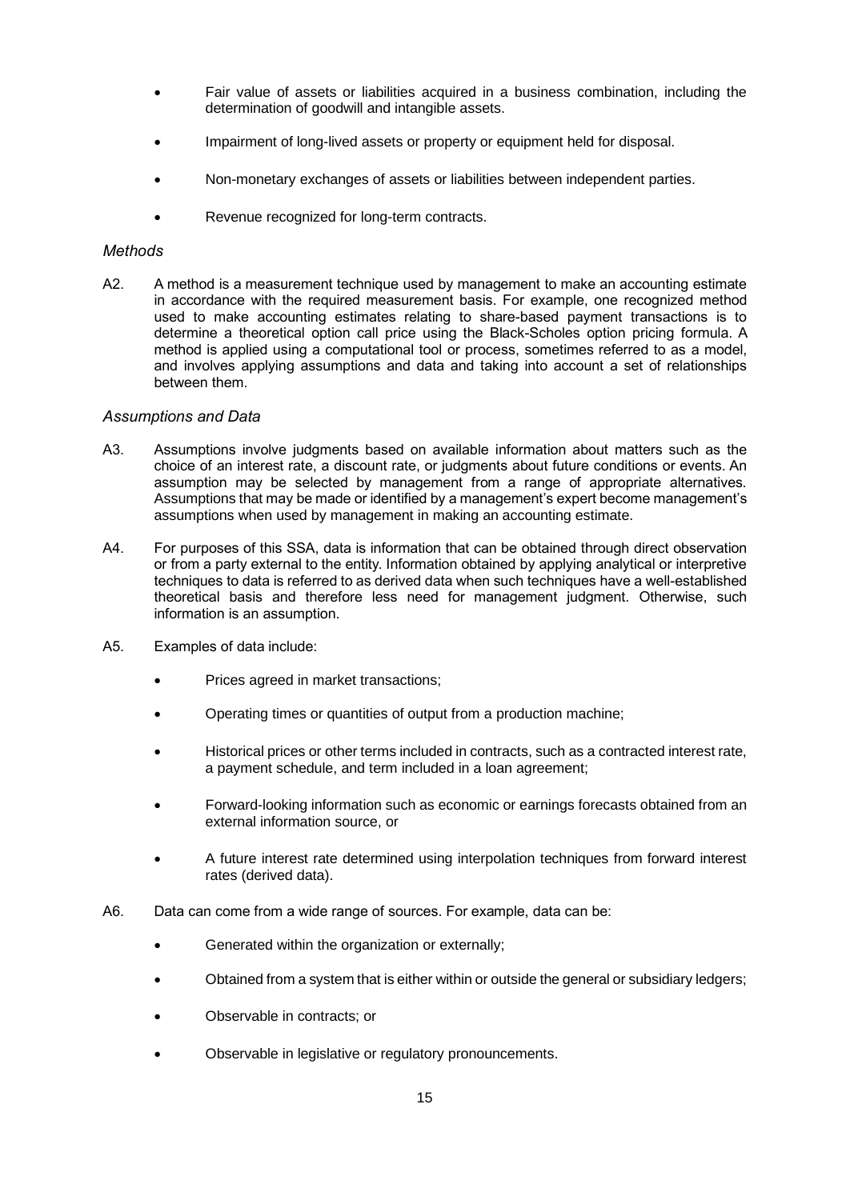- Fair value of assets or liabilities acquired in a business combination, including the determination of goodwill and intangible assets.
- Impairment of long-lived assets or property or equipment held for disposal.
- Non-monetary exchanges of assets or liabilities between independent parties.
- Revenue recognized for long-term contracts.

*Methods*

A2. A method is a measurement technique used by management to make an accounting estimate in accordance with the required measurement basis. For example, one recognized method used to make accounting estimates relating to share-based payment transactions is to determine a theoretical option call price using the Black-Scholes option pricing formula. A method is applied using a computational tool or process, sometimes referred to as a model, and involves applying assumptions and data and taking into account a set of relationships between them.

*Assumptions and Data*

A3. Assumptions involve judgments based on available information about matters such as the choice of an interest rate, a discount rate, or judgments about future conditions or events. An assumption may be selected by management from a range of appropriate alternatives. Assumptions that may be made or identified by a management's expert become management's assumptions when used by management in making an accounting estimate.

A4. For purposes of this SSA, data is information that can be obtained through direct observation or from a party external to the entity. Information obtained by applying analytical or interpretive techniques to data is referred to as derived data when such techniques have a well-established theoretical basis and therefore less need for management judgment. Otherwise, such information is an assumption.

A5. Examples of data include:

- Prices agreed in market transactions;
- Operating times or quantities of output from a production machine;
- Historical prices or other terms included in contracts, such as a contracted interest rate, a payment schedule, and term included in a loan agreement;
- Forward-looking information such as economic or earnings forecasts obtained from an external information source, or
- A future interest rate determined using interpolation techniques from forward interest rates (derived data).

A6. Data can come from a wide range of sources. For example, data can be:

- Generated within the organization or externally;
- Obtained from a system that is either within or outside the general or subsidiary ledgers;
- Observable in contracts; or
- Observable in legislative or regulatory pronouncements.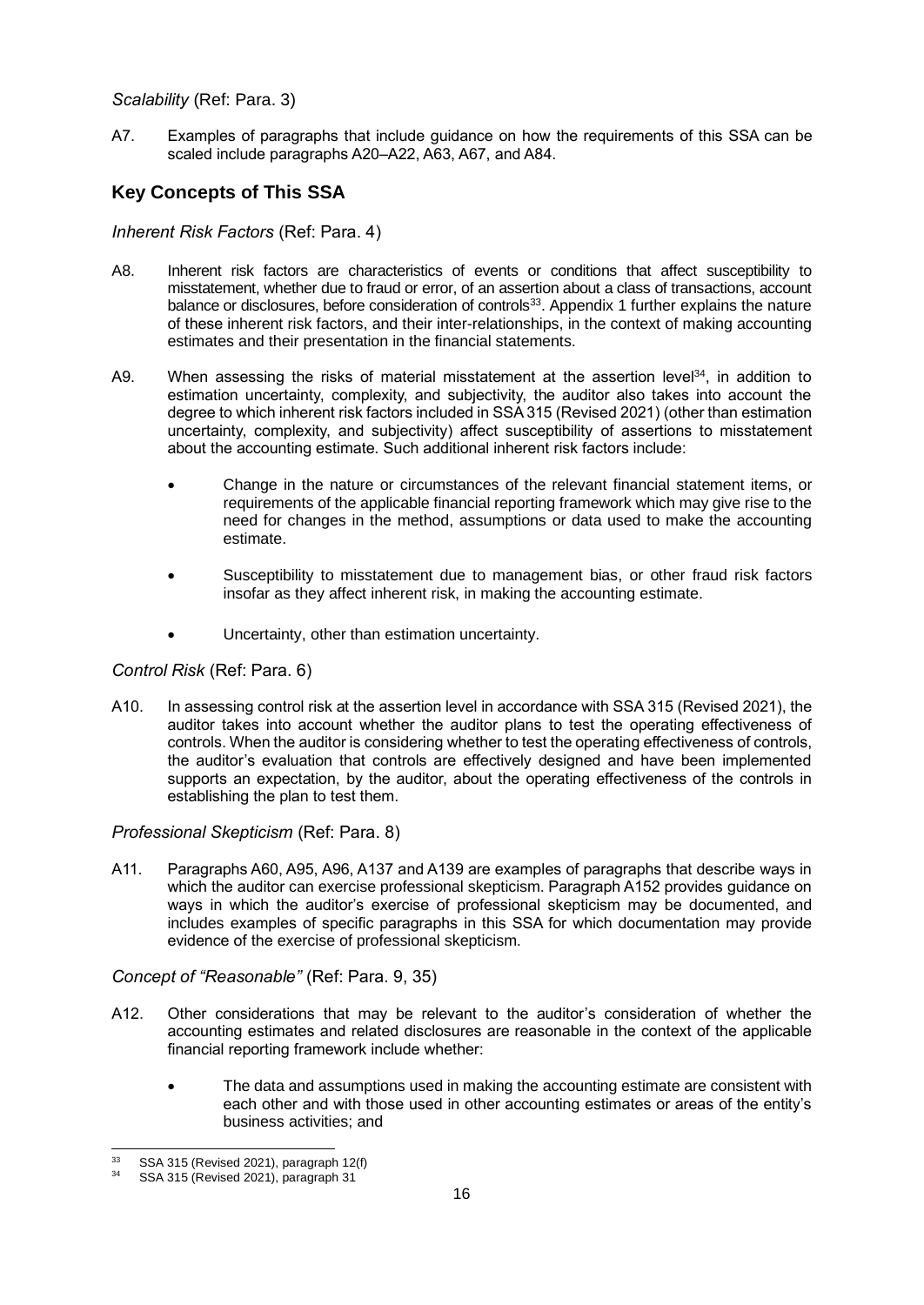*Scalability* (Ref: Para. 3)

A7. Examples of paragraphs that include guidance on how the requirements of this SSA can be scaled include paragraphs A20–A22, A63, A67, and A84.

## Key Concepts of This SSA

*Inherent Risk Factors* (Ref: Para. 4)

A8. Inherent risk factors are characteristics of events or conditions that affect susceptibility to misstatement, whether due to fraud or error, of an assertion about a class of transactions, account balance or disclosures, before consideration of controls[33]. Appendix 1 further explains the nature of these inherent risk factors, and their inter-relationships, in the context of making accounting estimates and their presentation in the financial statements.

A9. When assessing the risks of material misstatement at the assertion level[34], in addition to estimation uncertainty, complexity, and subjectivity, the auditor also takes into account the degree to which inherent risk factors included in SSA 315 (Revised 2021) (other than estimation uncertainty, complexity, and subjectivity) affect susceptibility of assertions to misstatement about the accounting estimate. Such additional inherent risk factors include:

- Change in the nature or circumstances of the relevant financial statement items, or requirements of the applicable financial reporting framework which may give rise to the need for changes in the method, assumptions or data used to make the accounting estimate.
- Susceptibility to misstatement due to management bias, or other fraud risk factors insofar as they affect inherent risk, in making the accounting estimate.
- Uncertainty, other than estimation uncertainty.

*Control Risk* (Ref: Para. 6)

A10. In assessing control risk at the assertion level in accordance with SSA 315 (Revised 2021), the auditor takes into account whether the auditor plans to test the operating effectiveness of controls. When the auditor is considering whether to test the operating effectiveness of controls, the auditor's evaluation that controls are effectively designed and have been implemented supports an expectation, by the auditor, about the operating effectiveness of the controls in establishing the plan to test them.

*Professional Skepticism* (Ref: Para. 8)

A11. Paragraphs A60, A95, A96, A137 and A139 are examples of paragraphs that describe ways in which the auditor can exercise professional skepticism. Paragraph A152 provides guidance on ways in which the auditor's exercise of professional skepticism may be documented, and includes examples of specific paragraphs in this SSA for which documentation may provide evidence of the exercise of professional skepticism.

*Concept of "Reasonable"* (Ref: Para. 9, 35)

A12. Other considerations that may be relevant to the auditor's consideration of whether the accounting estimates and related disclosures are reasonable in the context of the applicable financial reporting framework include whether:

- The data and assumptions used in making the accounting estimate are consistent with each other and with those used in other accounting estimates or areas of the entity's business activities; and

---

[33] SSA 315 (Revised 2021), paragraph 12(f)

[34] SSA 315 (Revised 2021), paragraph 31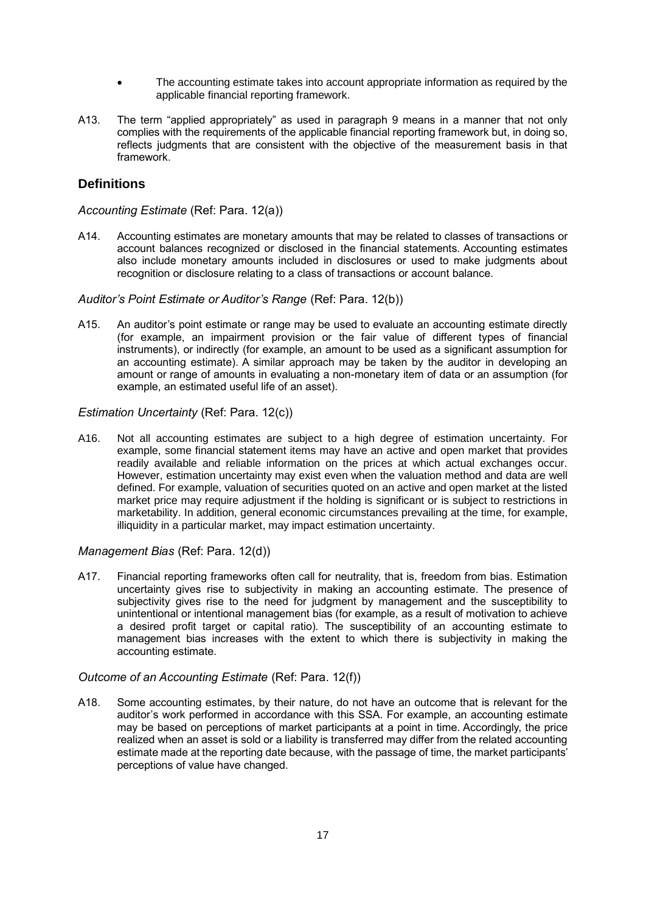- The accounting estimate takes into account appropriate information as required by the applicable financial reporting framework.

A13. The term "applied appropriately" as used in paragraph 9 means in a manner that not only complies with the requirements of the applicable financial reporting framework but, in doing so, reflects judgments that are consistent with the objective of the measurement basis in that framework.

## Definitions

*Accounting Estimate* (Ref: Para. 12(a))

A14. Accounting estimates are monetary amounts that may be related to classes of transactions or account balances recognized or disclosed in the financial statements. Accounting estimates also include monetary amounts included in disclosures or used to make judgments about recognition or disclosure relating to a class of transactions or account balance.

*Auditor's Point Estimate or Auditor's Range* (Ref: Para. 12(b))

A15. An auditor's point estimate or range may be used to evaluate an accounting estimate directly (for example, an impairment provision or the fair value of different types of financial instruments), or indirectly (for example, an amount to be used as a significant assumption for an accounting estimate). A similar approach may be taken by the auditor in developing an amount or range of amounts in evaluating a non-monetary item of data or an assumption (for example, an estimated useful life of an asset).

*Estimation Uncertainty* (Ref: Para. 12(c))

A16. Not all accounting estimates are subject to a high degree of estimation uncertainty. For example, some financial statement items may have an active and open market that provides readily available and reliable information on the prices at which actual exchanges occur. However, estimation uncertainty may exist even when the valuation method and data are well defined. For example, valuation of securities quoted on an active and open market at the listed market price may require adjustment if the holding is significant or is subject to restrictions in marketability. In addition, general economic circumstances prevailing at the time, for example, illiquidity in a particular market, may impact estimation uncertainty.

*Management Bias* (Ref: Para. 12(d))

A17. Financial reporting frameworks often call for neutrality, that is, freedom from bias. Estimation uncertainty gives rise to subjectivity in making an accounting estimate. The presence of subjectivity gives rise to the need for judgment by management and the susceptibility to unintentional or intentional management bias (for example, as a result of motivation to achieve a desired profit target or capital ratio). The susceptibility of an accounting estimate to management bias increases with the extent to which there is subjectivity in making the accounting estimate.

*Outcome of an Accounting Estimate* (Ref: Para. 12(f))

A18. Some accounting estimates, by their nature, do not have an outcome that is relevant for the auditor's work performed in accordance with this SSA. For example, an accounting estimate may be based on perceptions of market participants at a point in time. Accordingly, the price realized when an asset is sold or a liability is transferred may differ from the related accounting estimate made at the reporting date because, with the passage of time, the market participants' perceptions of value have changed.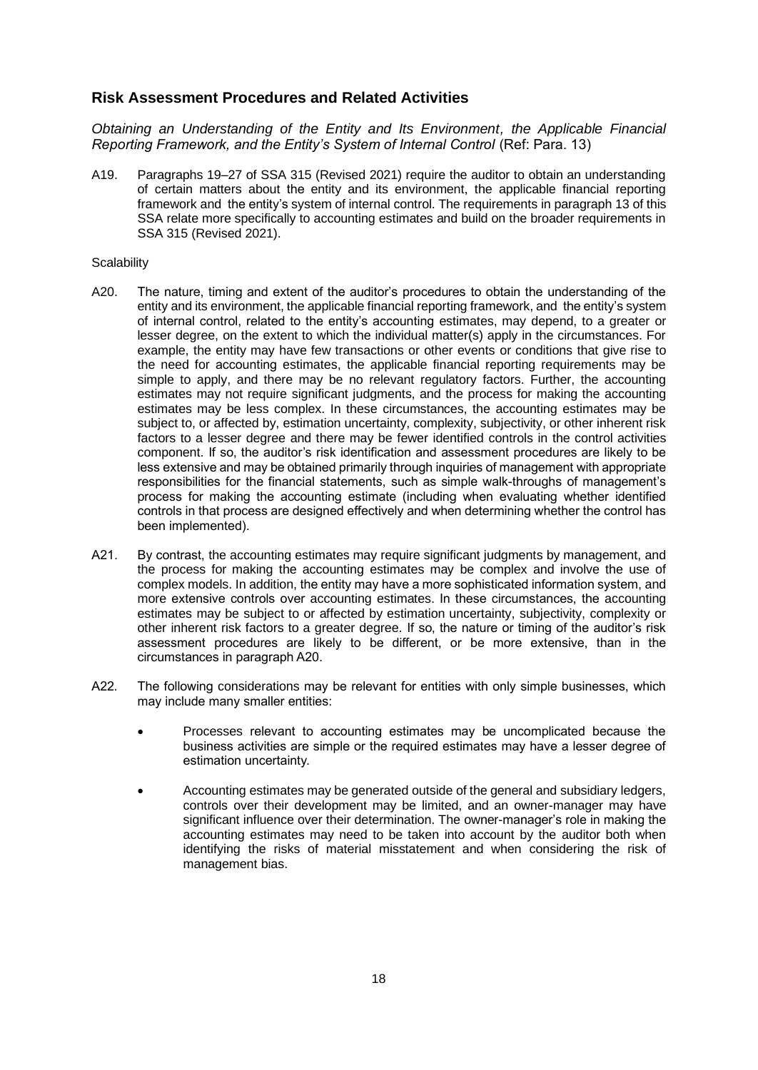## Risk Assessment Procedures and Related Activities

*Obtaining an Understanding of the Entity and Its Environment, the Applicable Financial Reporting Framework, and the Entity's System of Internal Control* (Ref: Para. 13)

A19. Paragraphs 19–27 of SSA 315 (Revised 2021) require the auditor to obtain an understanding of certain matters about the entity and its environment, the applicable financial reporting framework and the entity's system of internal control. The requirements in paragraph 13 of this SSA relate more specifically to accounting estimates and build on the broader requirements in SSA 315 (Revised 2021).

Scalability

A20. The nature, timing and extent of the auditor's procedures to obtain the understanding of the entity and its environment, the applicable financial reporting framework, and the entity's system of internal control, related to the entity's accounting estimates, may depend, to a greater or lesser degree, on the extent to which the individual matter(s) apply in the circumstances. For example, the entity may have few transactions or other events or conditions that give rise to the need for accounting estimates, the applicable financial reporting requirements may be simple to apply, and there may be no relevant regulatory factors. Further, the accounting estimates may not require significant judgments, and the process for making the accounting estimates may be less complex. In these circumstances, the accounting estimates may be subject to, or affected by, estimation uncertainty, complexity, subjectivity, or other inherent risk factors to a lesser degree and there may be fewer identified controls in the control activities component. If so, the auditor's risk identification and assessment procedures are likely to be less extensive and may be obtained primarily through inquiries of management with appropriate responsibilities for the financial statements, such as simple walk-throughs of management's process for making the accounting estimate (including when evaluating whether identified controls in that process are designed effectively and when determining whether the control has been implemented).

A21. By contrast, the accounting estimates may require significant judgments by management, and the process for making the accounting estimates may be complex and involve the use of complex models. In addition, the entity may have a more sophisticated information system, and more extensive controls over accounting estimates. In these circumstances, the accounting estimates may be subject to or affected by estimation uncertainty, subjectivity, complexity or other inherent risk factors to a greater degree. If so, the nature or timing of the auditor's risk assessment procedures are likely to be different, or be more extensive, than in the circumstances in paragraph A20.

A22. The following considerations may be relevant for entities with only simple businesses, which may include many smaller entities:

- Processes relevant to accounting estimates may be uncomplicated because the business activities are simple or the required estimates may have a lesser degree of estimation uncertainty.
- Accounting estimates may be generated outside of the general and subsidiary ledgers, controls over their development may be limited, and an owner-manager may have significant influence over their determination. The owner-manager's role in making the accounting estimates may need to be taken into account by the auditor both when identifying the risks of material misstatement and when considering the risk of management bias.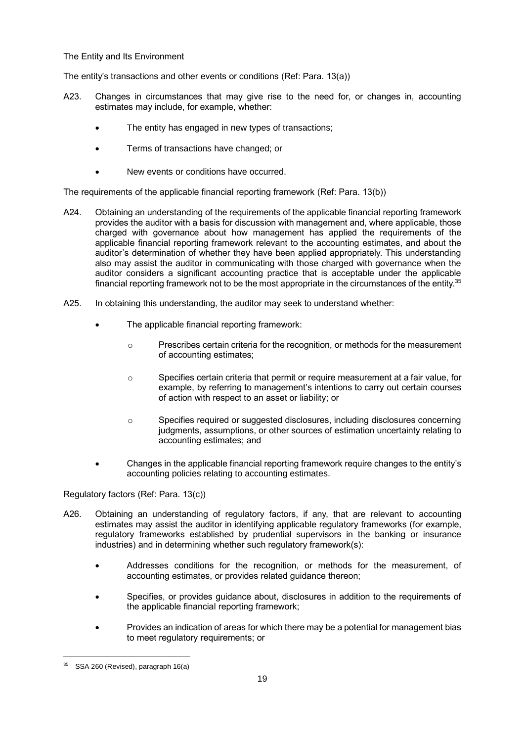The Entity and Its Environment

The entity's transactions and other events or conditions (Ref: Para. 13(a))

A23. Changes in circumstances that may give rise to the need for, or changes in, accounting estimates may include, for example, whether:

- The entity has engaged in new types of transactions;
- Terms of transactions have changed; or
- New events or conditions have occurred.

The requirements of the applicable financial reporting framework (Ref: Para. 13(b))

A24. Obtaining an understanding of the requirements of the applicable financial reporting framework provides the auditor with a basis for discussion with management and, where applicable, those charged with governance about how management has applied the requirements of the applicable financial reporting framework relevant to the accounting estimates, and about the auditor's determination of whether they have been applied appropriately. This understanding also may assist the auditor in communicating with those charged with governance when the auditor considers a significant accounting practice that is acceptable under the applicable financial reporting framework not to be the most appropriate in the circumstances of the entity.[35]

A25. In obtaining this understanding, the auditor may seek to understand whether:

- The applicable financial reporting framework:
  - Prescribes certain criteria for the recognition, or methods for the measurement of accounting estimates;
  - Specifies certain criteria that permit or require measurement at a fair value, for example, by referring to management's intentions to carry out certain courses of action with respect to an asset or liability; or
  - Specifies required or suggested disclosures, including disclosures concerning judgments, assumptions, or other sources of estimation uncertainty relating to accounting estimates; and
- Changes in the applicable financial reporting framework require changes to the entity's accounting policies relating to accounting estimates.

Regulatory factors (Ref: Para. 13(c))

A26. Obtaining an understanding of regulatory factors, if any, that are relevant to accounting estimates may assist the auditor in identifying applicable regulatory frameworks (for example, regulatory frameworks established by prudential supervisors in the banking or insurance industries) and in determining whether such regulatory framework(s):

- Addresses conditions for the recognition, or methods for the measurement, of accounting estimates, or provides related guidance thereon;
- Specifies, or provides guidance about, disclosures in addition to the requirements of the applicable financial reporting framework;
- Provides an indication of areas for which there may be a potential for management bias to meet regulatory requirements; or

[35] SSA 260 (Revised), paragraph 16(a)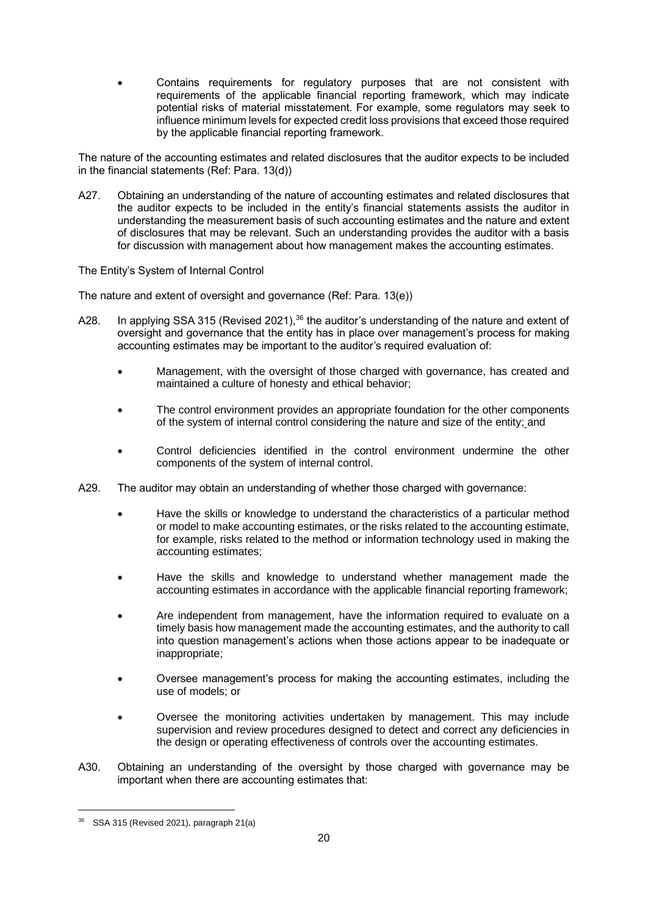- Contains requirements for regulatory purposes that are not consistent with requirements of the applicable financial reporting framework, which may indicate potential risks of material misstatement. For example, some regulators may seek to influence minimum levels for expected credit loss provisions that exceed those required by the applicable financial reporting framework.

The nature of the accounting estimates and related disclosures that the auditor expects to be included in the financial statements (Ref: Para. 13(d))

A27. Obtaining an understanding of the nature of accounting estimates and related disclosures that the auditor expects to be included in the entity's financial statements assists the auditor in understanding the measurement basis of such accounting estimates and the nature and extent of disclosures that may be relevant. Such an understanding provides the auditor with a basis for discussion with management about how management makes the accounting estimates.

The Entity's System of Internal Control

The nature and extent of oversight and governance (Ref: Para. 13(e))

A28. In applying SSA 315 (Revised 2021),[36] the auditor's understanding of the nature and extent of oversight and governance that the entity has in place over management's process for making accounting estimates may be important to the auditor's required evaluation of:

- Management, with the oversight of those charged with governance, has created and maintained a culture of honesty and ethical behavior;
- The control environment provides an appropriate foundation for the other components of the system of internal control considering the nature and size of the entity; and
- Control deficiencies identified in the control environment undermine the other components of the system of internal control.

A29. The auditor may obtain an understanding of whether those charged with governance:

- Have the skills or knowledge to understand the characteristics of a particular method or model to make accounting estimates, or the risks related to the accounting estimate, for example, risks related to the method or information technology used in making the accounting estimates;
- Have the skills and knowledge to understand whether management made the accounting estimates in accordance with the applicable financial reporting framework;
- Are independent from management, have the information required to evaluate on a timely basis how management made the accounting estimates, and the authority to call into question management's actions when those actions appear to be inadequate or inappropriate;
- Oversee management's process for making the accounting estimates, including the use of models; or
- Oversee the monitoring activities undertaken by management. This may include supervision and review procedures designed to detect and correct any deficiencies in the design or operating effectiveness of controls over the accounting estimates.

A30. Obtaining an understanding of the oversight by those charged with governance may be important when there are accounting estimates that:

---

[36] SSA 315 (Revised 2021), paragraph 21(a)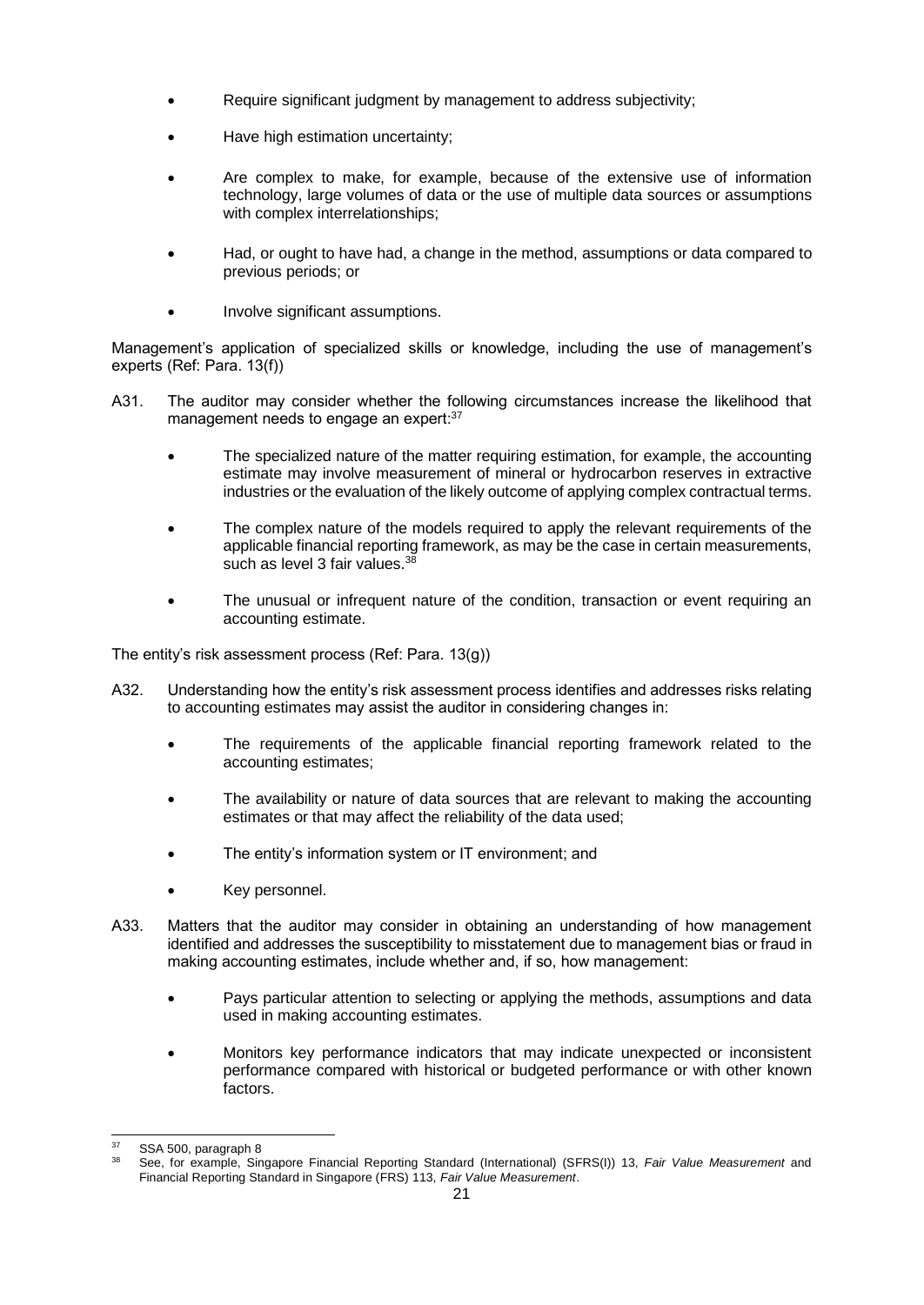- Require significant judgment by management to address subjectivity;
- Have high estimation uncertainty;
- Are complex to make, for example, because of the extensive use of information technology, large volumes of data or the use of multiple data sources or assumptions with complex interrelationships;
- Had, or ought to have had, a change in the method, assumptions or data compared to previous periods; or
- Involve significant assumptions.

Management's application of specialized skills or knowledge, including the use of management's experts (Ref: Para. 13(f))

A31. The auditor may consider whether the following circumstances increase the likelihood that management needs to engage an expert:[37]

- The specialized nature of the matter requiring estimation, for example, the accounting estimate may involve measurement of mineral or hydrocarbon reserves in extractive industries or the evaluation of the likely outcome of applying complex contractual terms.
- The complex nature of the models required to apply the relevant requirements of the applicable financial reporting framework, as may be the case in certain measurements, such as level 3 fair values.[38]
- The unusual or infrequent nature of the condition, transaction or event requiring an accounting estimate.

The entity's risk assessment process (Ref: Para. 13(g))

A32. Understanding how the entity's risk assessment process identifies and addresses risks relating to accounting estimates may assist the auditor in considering changes in:

- The requirements of the applicable financial reporting framework related to the accounting estimates;
- The availability or nature of data sources that are relevant to making the accounting estimates or that may affect the reliability of the data used;
- The entity's information system or IT environment; and
- Key personnel.

A33. Matters that the auditor may consider in obtaining an understanding of how management identified and addresses the susceptibility to misstatement due to management bias or fraud in making accounting estimates, include whether and, if so, how management:

- Pays particular attention to selecting or applying the methods, assumptions and data used in making accounting estimates.
- Monitors key performance indicators that may indicate unexpected or inconsistent performance compared with historical or budgeted performance or with other known factors.

---

[37] SSA 500, paragraph 8

[38] See, for example, Singapore Financial Reporting Standard (International) (SFRS(I)) 13, *Fair Value Measurement* and Financial Reporting Standard in Singapore (FRS) 113, *Fair Value Measurement*.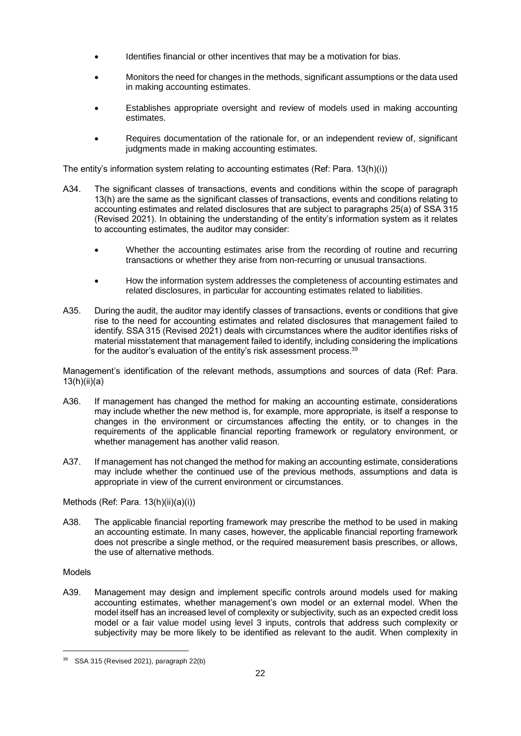- Identifies financial or other incentives that may be a motivation for bias.
- Monitors the need for changes in the methods, significant assumptions or the data used in making accounting estimates.
- Establishes appropriate oversight and review of models used in making accounting estimates.
- Requires documentation of the rationale for, or an independent review of, significant judgments made in making accounting estimates.

The entity's information system relating to accounting estimates (Ref: Para. 13(h)(i))

A34. The significant classes of transactions, events and conditions within the scope of paragraph 13(h) are the same as the significant classes of transactions, events and conditions relating to accounting estimates and related disclosures that are subject to paragraphs 25(a) of SSA 315 (Revised 2021). In obtaining the understanding of the entity's information system as it relates to accounting estimates, the auditor may consider:

- Whether the accounting estimates arise from the recording of routine and recurring transactions or whether they arise from non-recurring or unusual transactions.
- How the information system addresses the completeness of accounting estimates and related disclosures, in particular for accounting estimates related to liabilities.

A35. During the audit, the auditor may identify classes of transactions, events or conditions that give rise to the need for accounting estimates and related disclosures that management failed to identify. SSA 315 (Revised 2021) deals with circumstances where the auditor identifies risks of material misstatement that management failed to identify, including considering the implications for the auditor's evaluation of the entity's risk assessment process.[39]

Management's identification of the relevant methods, assumptions and sources of data (Ref: Para. 13(h)(ii)(a)

A36. If management has changed the method for making an accounting estimate, considerations may include whether the new method is, for example, more appropriate, is itself a response to changes in the environment or circumstances affecting the entity, or to changes in the requirements of the applicable financial reporting framework or regulatory environment, or whether management has another valid reason.

A37. If management has not changed the method for making an accounting estimate, considerations may include whether the continued use of the previous methods, assumptions and data is appropriate in view of the current environment or circumstances.

Methods (Ref: Para. 13(h)(ii)(a)(i))

A38. The applicable financial reporting framework may prescribe the method to be used in making an accounting estimate. In many cases, however, the applicable financial reporting framework does not prescribe a single method, or the required measurement basis prescribes, or allows, the use of alternative methods.

Models

A39. Management may design and implement specific controls around models used for making accounting estimates, whether management's own model or an external model. When the model itself has an increased level of complexity or subjectivity, such as an expected credit loss model or a fair value model using level 3 inputs, controls that address such complexity or subjectivity may be more likely to be identified as relevant to the audit. When complexity in

[39] SSA 315 (Revised 2021), paragraph 22(b)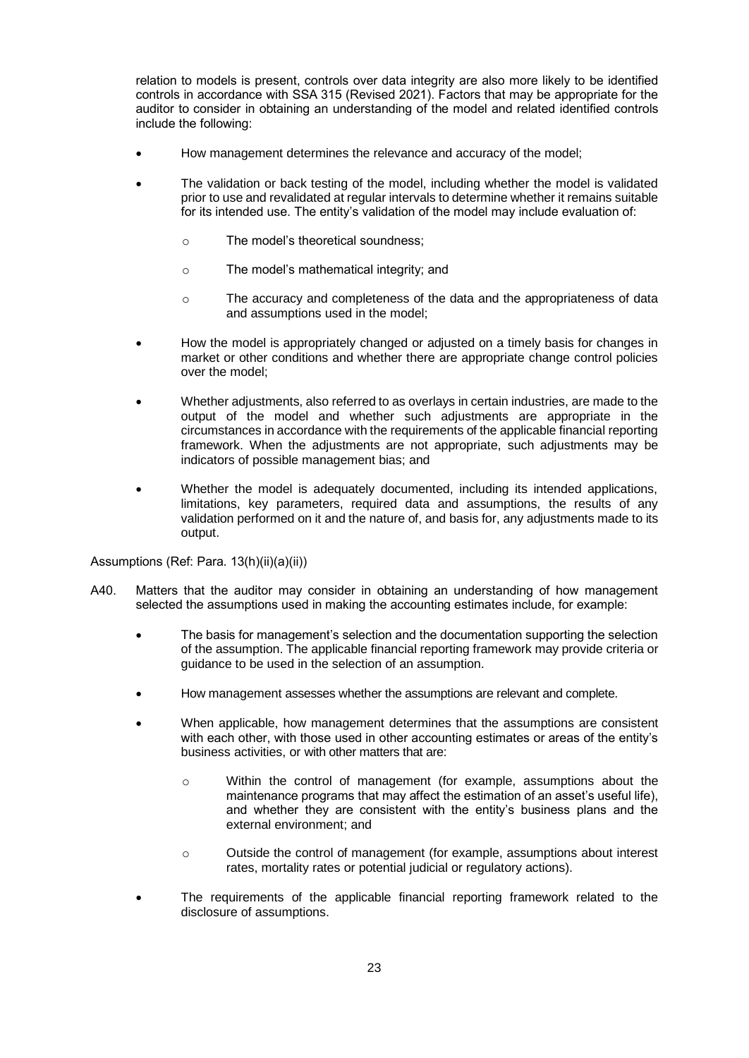relation to models is present, controls over data integrity are also more likely to be identified controls in accordance with SSA 315 (Revised 2021). Factors that may be appropriate for the auditor to consider in obtaining an understanding of the model and related identified controls include the following:

- How management determines the relevance and accuracy of the model;
- The validation or back testing of the model, including whether the model is validated prior to use and revalidated at regular intervals to determine whether it remains suitable for its intended use. The entity's validation of the model may include evaluation of:
  - The model's theoretical soundness;
  - The model's mathematical integrity; and
  - The accuracy and completeness of the data and the appropriateness of data and assumptions used in the model;
- How the model is appropriately changed or adjusted on a timely basis for changes in market or other conditions and whether there are appropriate change control policies over the model;
- Whether adjustments, also referred to as overlays in certain industries, are made to the output of the model and whether such adjustments are appropriate in the circumstances in accordance with the requirements of the applicable financial reporting framework. When the adjustments are not appropriate, such adjustments may be indicators of possible management bias; and
- Whether the model is adequately documented, including its intended applications, limitations, key parameters, required data and assumptions, the results of any validation performed on it and the nature of, and basis for, any adjustments made to its output.

Assumptions (Ref: Para. 13(h)(ii)(a)(ii))

A40. Matters that the auditor may consider in obtaining an understanding of how management selected the assumptions used in making the accounting estimates include, for example:

- The basis for management's selection and the documentation supporting the selection of the assumption. The applicable financial reporting framework may provide criteria or guidance to be used in the selection of an assumption.
- How management assesses whether the assumptions are relevant and complete.
- When applicable, how management determines that the assumptions are consistent with each other, with those used in other accounting estimates or areas of the entity's business activities, or with other matters that are:
  - Within the control of management (for example, assumptions about the maintenance programs that may affect the estimation of an asset's useful life), and whether they are consistent with the entity's business plans and the external environment; and
  - Outside the control of management (for example, assumptions about interest rates, mortality rates or potential judicial or regulatory actions).
- The requirements of the applicable financial reporting framework related to the disclosure of assumptions.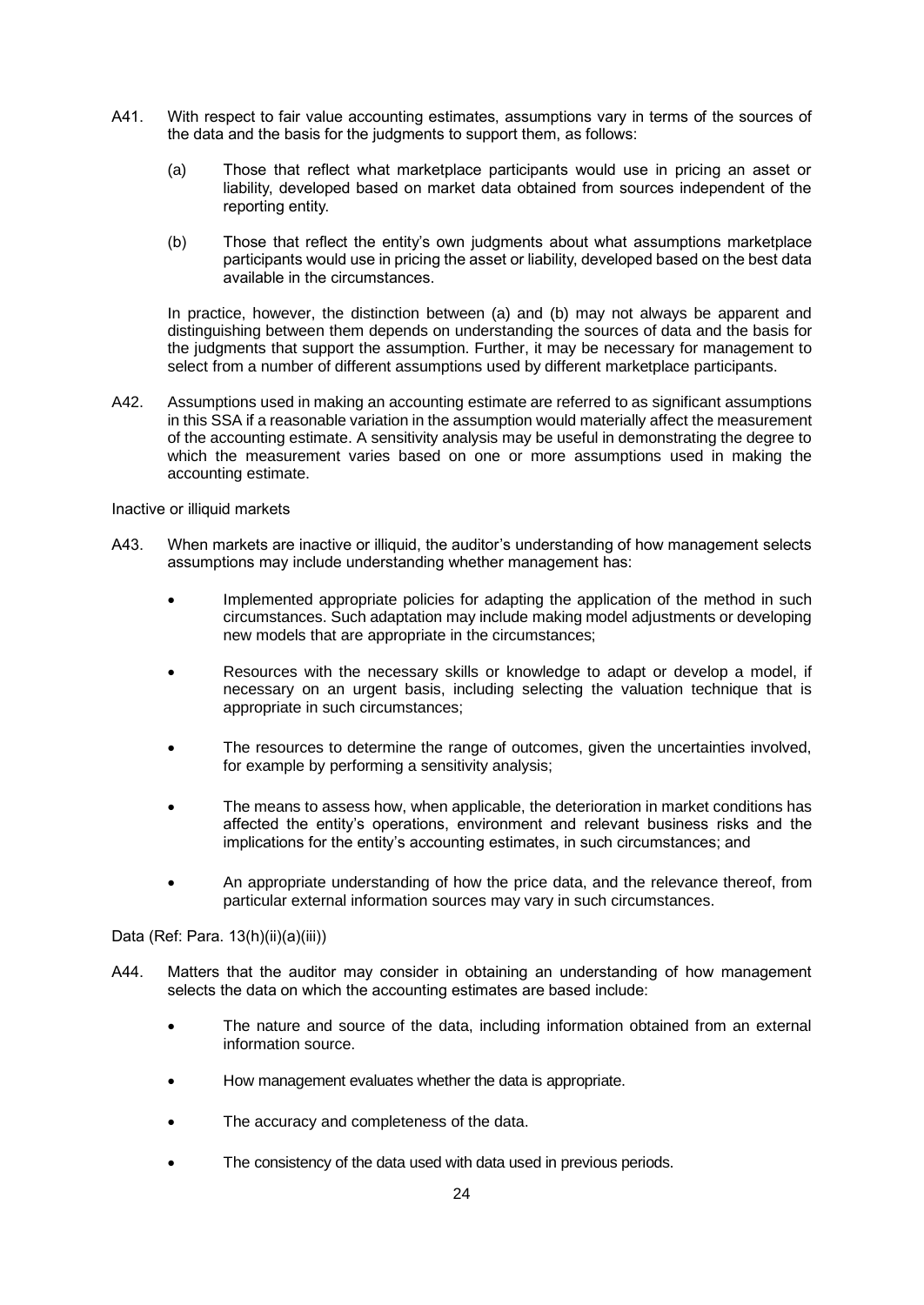A41. With respect to fair value accounting estimates, assumptions vary in terms of the sources of the data and the basis for the judgments to support them, as follows:

(a) Those that reflect what marketplace participants would use in pricing an asset or liability, developed based on market data obtained from sources independent of the reporting entity.

(b) Those that reflect the entity's own judgments about what assumptions marketplace participants would use in pricing the asset or liability, developed based on the best data available in the circumstances.

In practice, however, the distinction between (a) and (b) may not always be apparent and distinguishing between them depends on understanding the sources of data and the basis for the judgments that support the assumption. Further, it may be necessary for management to select from a number of different assumptions used by different marketplace participants.

A42. Assumptions used in making an accounting estimate are referred to as significant assumptions in this SSA if a reasonable variation in the assumption would materially affect the measurement of the accounting estimate. A sensitivity analysis may be useful in demonstrating the degree to which the measurement varies based on one or more assumptions used in making the accounting estimate.

Inactive or illiquid markets

A43. When markets are inactive or illiquid, the auditor's understanding of how management selects assumptions may include understanding whether management has:

- Implemented appropriate policies for adapting the application of the method in such circumstances. Such adaptation may include making model adjustments or developing new models that are appropriate in the circumstances;
- Resources with the necessary skills or knowledge to adapt or develop a model, if necessary on an urgent basis, including selecting the valuation technique that is appropriate in such circumstances;
- The resources to determine the range of outcomes, given the uncertainties involved, for example by performing a sensitivity analysis;
- The means to assess how, when applicable, the deterioration in market conditions has affected the entity's operations, environment and relevant business risks and the implications for the entity's accounting estimates, in such circumstances; and
- An appropriate understanding of how the price data, and the relevance thereof, from particular external information sources may vary in such circumstances.

Data (Ref: Para. 13(h)(ii)(a)(iii))

A44. Matters that the auditor may consider in obtaining an understanding of how management selects the data on which the accounting estimates are based include:

- The nature and source of the data, including information obtained from an external information source.
- How management evaluates whether the data is appropriate.
- The accuracy and completeness of the data.
- The consistency of the data used with data used in previous periods.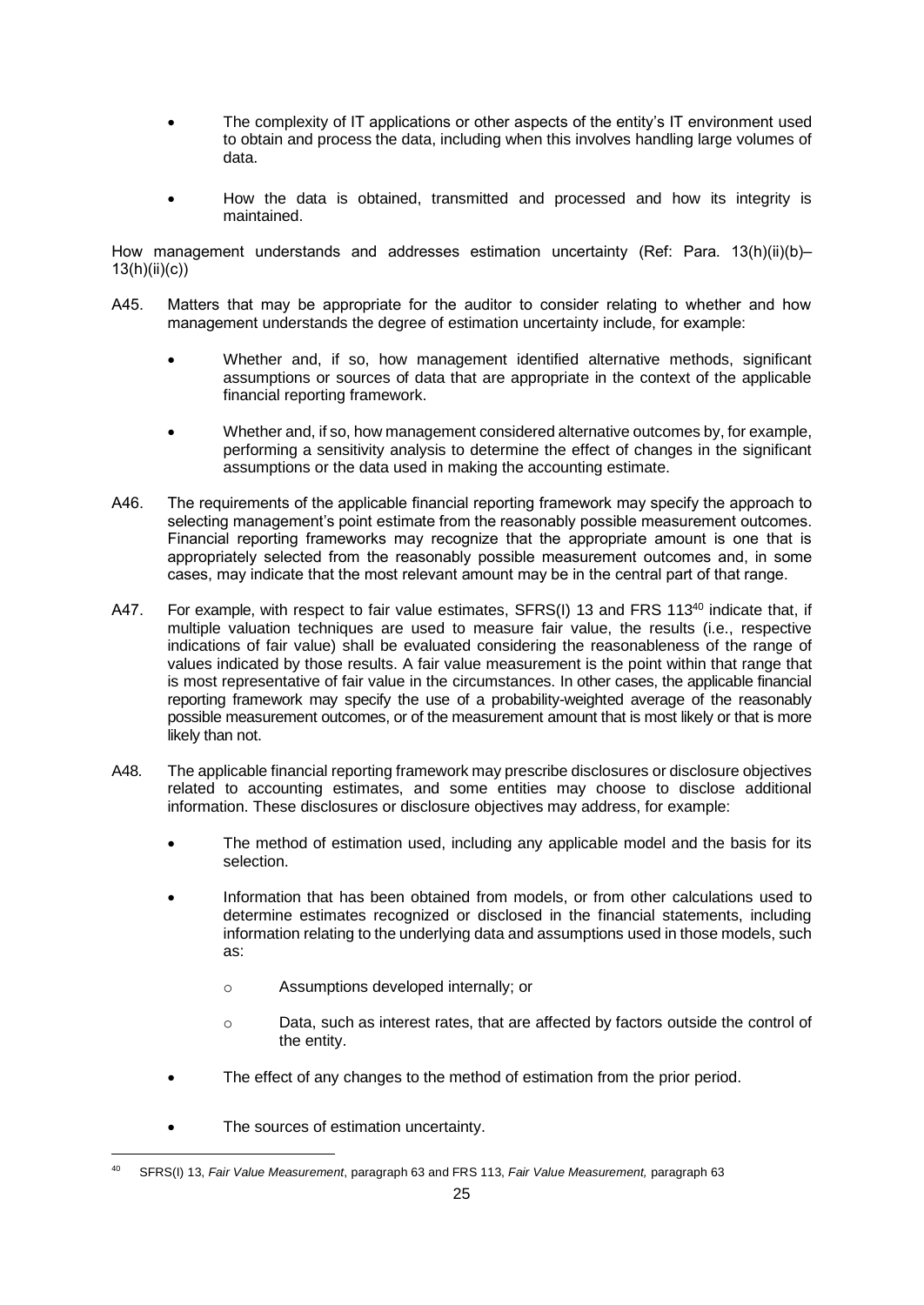- The complexity of IT applications or other aspects of the entity's IT environment used to obtain and process the data, including when this involves handling large volumes of data.

- How the data is obtained, transmitted and processed and how its integrity is maintained.

How management understands and addresses estimation uncertainty (Ref: Para. 13(h)(ii)(b)–13(h)(ii)(c))

A45. Matters that may be appropriate for the auditor to consider relating to whether and how management understands the degree of estimation uncertainty include, for example:

- Whether and, if so, how management identified alternative methods, significant assumptions or sources of data that are appropriate in the context of the applicable financial reporting framework.

- Whether and, if so, how management considered alternative outcomes by, for example, performing a sensitivity analysis to determine the effect of changes in the significant assumptions or the data used in making the accounting estimate.

A46. The requirements of the applicable financial reporting framework may specify the approach to selecting management's point estimate from the reasonably possible measurement outcomes. Financial reporting frameworks may recognize that the appropriate amount is one that is appropriately selected from the reasonably possible measurement outcomes and, in some cases, may indicate that the most relevant amount may be in the central part of that range.

A47. For example, with respect to fair value estimates, SFRS(I) 13 and FRS 113[40] indicate that, if multiple valuation techniques are used to measure fair value, the results (i.e., respective indications of fair value) shall be evaluated considering the reasonableness of the range of values indicated by those results. A fair value measurement is the point within that range that is most representative of fair value in the circumstances. In other cases, the applicable financial reporting framework may specify the use of a probability-weighted average of the reasonably possible measurement outcomes, or of the measurement amount that is most likely or that is more likely than not.

A48. The applicable financial reporting framework may prescribe disclosures or disclosure objectives related to accounting estimates, and some entities may choose to disclose additional information. These disclosures or disclosure objectives may address, for example:

- The method of estimation used, including any applicable model and the basis for its selection.

- Information that has been obtained from models, or from other calculations used to determine estimates recognized or disclosed in the financial statements, including information relating to the underlying data and assumptions used in those models, such as:

  - Assumptions developed internally; or

  - Data, such as interest rates, that are affected by factors outside the control of the entity.

- The effect of any changes to the method of estimation from the prior period.

- The sources of estimation uncertainty.

---

[40] SFRS(I) 13, *Fair Value Measurement*, paragraph 63 and FRS 113, *Fair Value Measurement,* paragraph 63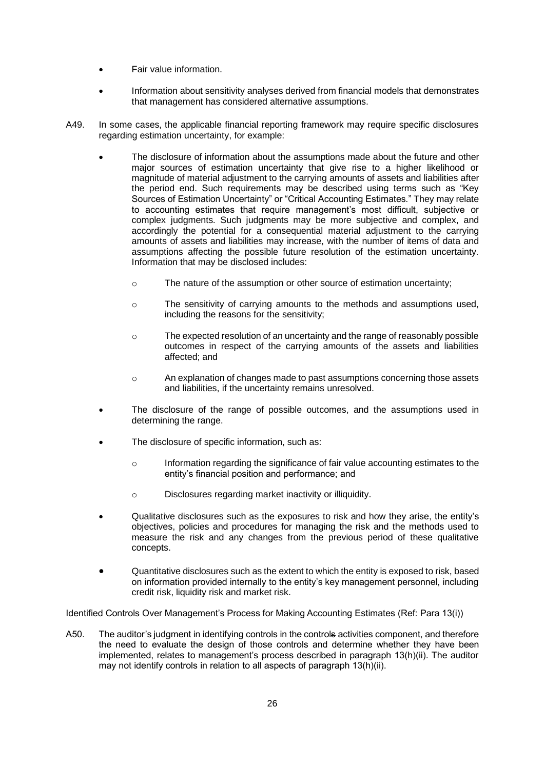- Fair value information.
- Information about sensitivity analyses derived from financial models that demonstrates that management has considered alternative assumptions.

A49. In some cases, the applicable financial reporting framework may require specific disclosures regarding estimation uncertainty, for example:

- The disclosure of information about the assumptions made about the future and other major sources of estimation uncertainty that give rise to a higher likelihood or magnitude of material adjustment to the carrying amounts of assets and liabilities after the period end. Such requirements may be described using terms such as "Key Sources of Estimation Uncertainty" or "Critical Accounting Estimates." They may relate to accounting estimates that require management's most difficult, subjective or complex judgments. Such judgments may be more subjective and complex, and accordingly the potential for a consequential material adjustment to the carrying amounts of assets and liabilities may increase, with the number of items of data and assumptions affecting the possible future resolution of the estimation uncertainty. Information that may be disclosed includes:
  - The nature of the assumption or other source of estimation uncertainty;
  - The sensitivity of carrying amounts to the methods and assumptions used, including the reasons for the sensitivity;
  - The expected resolution of an uncertainty and the range of reasonably possible outcomes in respect of the carrying amounts of the assets and liabilities affected; and
  - An explanation of changes made to past assumptions concerning those assets and liabilities, if the uncertainty remains unresolved.
- The disclosure of the range of possible outcomes, and the assumptions used in determining the range.
- The disclosure of specific information, such as:
  - Information regarding the significance of fair value accounting estimates to the entity's financial position and performance; and
  - Disclosures regarding market inactivity or illiquidity.
- Qualitative disclosures such as the exposures to risk and how they arise, the entity's objectives, policies and procedures for managing the risk and the methods used to measure the risk and any changes from the previous period of these qualitative concepts.
- Quantitative disclosures such as the extent to which the entity is exposed to risk, based on information provided internally to the entity's key management personnel, including credit risk, liquidity risk and market risk.

Identified Controls Over Management's Process for Making Accounting Estimates (Ref: Para 13(i))

A50. The auditor's judgment in identifying controls in the controls activities component, and therefore the need to evaluate the design of those controls and determine whether they have been implemented, relates to management's process described in paragraph 13(h)(ii). The auditor may not identify controls in relation to all aspects of paragraph 13(h)(ii).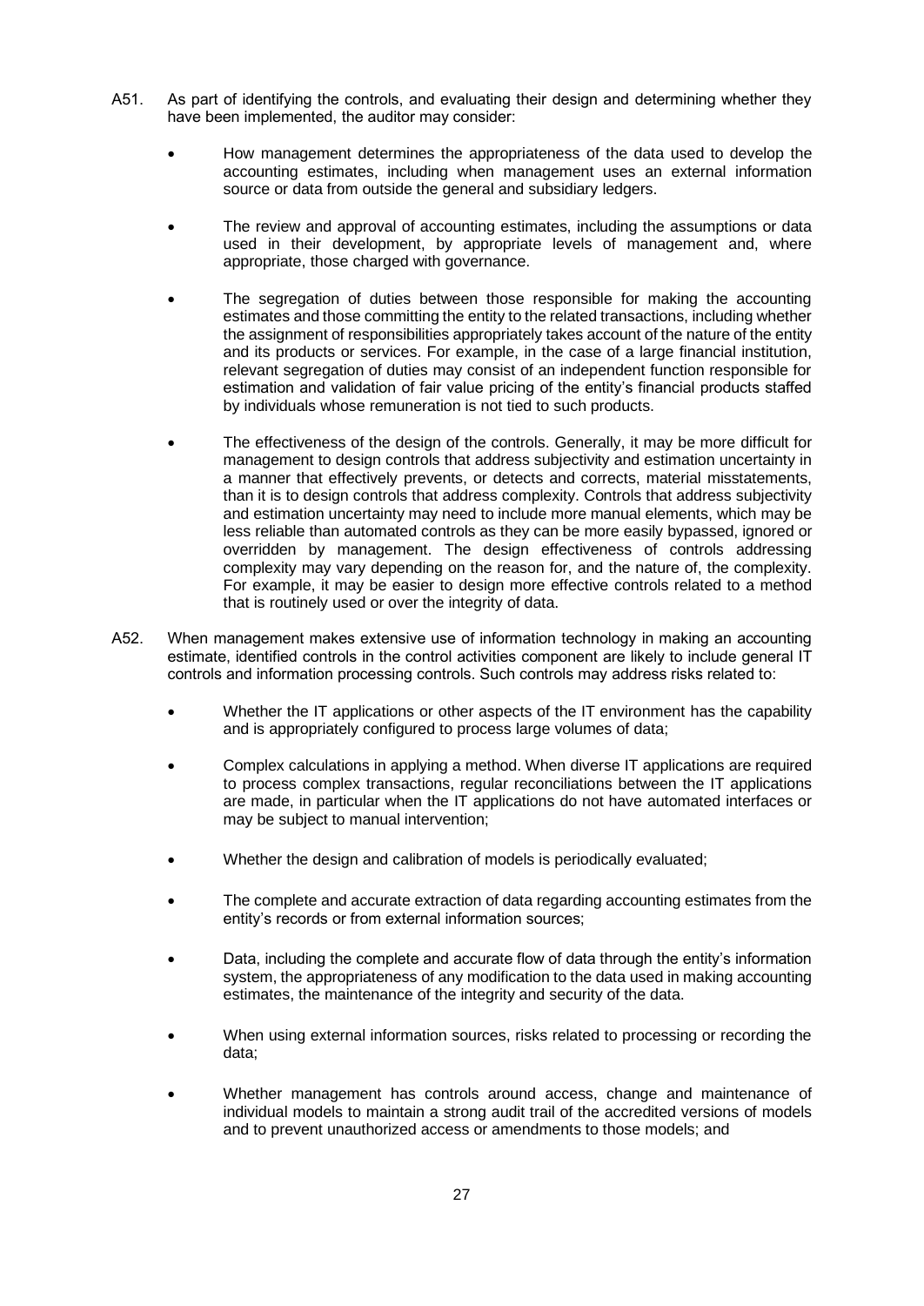A51. As part of identifying the controls, and evaluating their design and determining whether they have been implemented, the auditor may consider:

- How management determines the appropriateness of the data used to develop the accounting estimates, including when management uses an external information source or data from outside the general and subsidiary ledgers.

- The review and approval of accounting estimates, including the assumptions or data used in their development, by appropriate levels of management and, where appropriate, those charged with governance.

- The segregation of duties between those responsible for making the accounting estimates and those committing the entity to the related transactions, including whether the assignment of responsibilities appropriately takes account of the nature of the entity and its products or services. For example, in the case of a large financial institution, relevant segregation of duties may consist of an independent function responsible for estimation and validation of fair value pricing of the entity's financial products staffed by individuals whose remuneration is not tied to such products.

- The effectiveness of the design of the controls. Generally, it may be more difficult for management to design controls that address subjectivity and estimation uncertainty in a manner that effectively prevents, or detects and corrects, material misstatements, than it is to design controls that address complexity. Controls that address subjectivity and estimation uncertainty may need to include more manual elements, which may be less reliable than automated controls as they can be more easily bypassed, ignored or overridden by management. The design effectiveness of controls addressing complexity may vary depending on the reason for, and the nature of, the complexity. For example, it may be easier to design more effective controls related to a method that is routinely used or over the integrity of data.

A52. When management makes extensive use of information technology in making an accounting estimate, identified controls in the control activities component are likely to include general IT controls and information processing controls. Such controls may address risks related to:

- Whether the IT applications or other aspects of the IT environment has the capability and is appropriately configured to process large volumes of data;

- Complex calculations in applying a method. When diverse IT applications are required to process complex transactions, regular reconciliations between the IT applications are made, in particular when the IT applications do not have automated interfaces or may be subject to manual intervention;

- Whether the design and calibration of models is periodically evaluated;

- The complete and accurate extraction of data regarding accounting estimates from the entity's records or from external information sources;

- Data, including the complete and accurate flow of data through the entity's information system, the appropriateness of any modification to the data used in making accounting estimates, the maintenance of the integrity and security of the data.

- When using external information sources, risks related to processing or recording the data;

- Whether management has controls around access, change and maintenance of individual models to maintain a strong audit trail of the accredited versions of models and to prevent unauthorized access or amendments to those models; and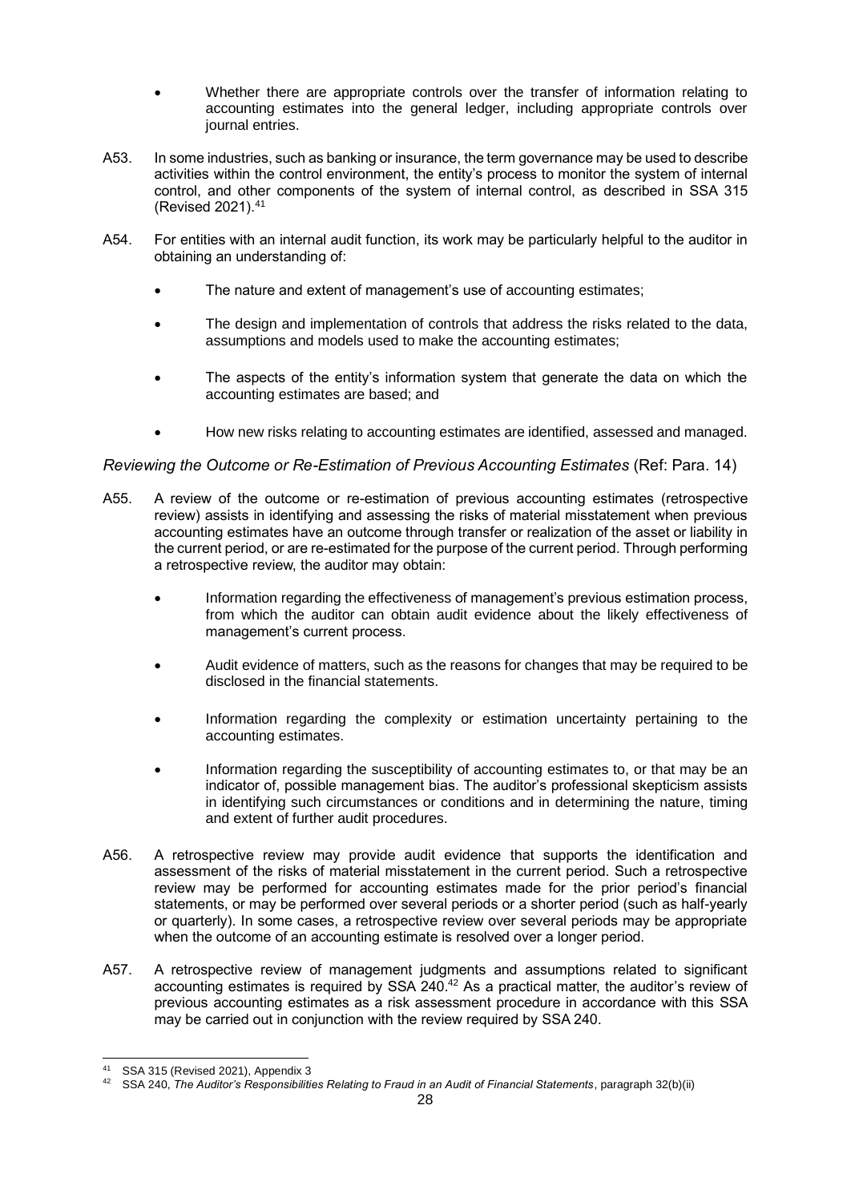- Whether there are appropriate controls over the transfer of information relating to accounting estimates into the general ledger, including appropriate controls over journal entries.

A53. In some industries, such as banking or insurance, the term governance may be used to describe activities within the control environment, the entity's process to monitor the system of internal control, and other components of the system of internal control, as described in SSA 315 (Revised 2021).[41]

A54. For entities with an internal audit function, its work may be particularly helpful to the auditor in obtaining an understanding of:

- The nature and extent of management's use of accounting estimates;
- The design and implementation of controls that address the risks related to the data, assumptions and models used to make the accounting estimates;
- The aspects of the entity's information system that generate the data on which the accounting estimates are based; and
- How new risks relating to accounting estimates are identified, assessed and managed.

*Reviewing the Outcome or Re-Estimation of Previous Accounting Estimates* (Ref: Para. 14)

A55. A review of the outcome or re-estimation of previous accounting estimates (retrospective review) assists in identifying and assessing the risks of material misstatement when previous accounting estimates have an outcome through transfer or realization of the asset or liability in the current period, or are re-estimated for the purpose of the current period. Through performing a retrospective review, the auditor may obtain:

- Information regarding the effectiveness of management's previous estimation process, from which the auditor can obtain audit evidence about the likely effectiveness of management's current process.
- Audit evidence of matters, such as the reasons for changes that may be required to be disclosed in the financial statements.
- Information regarding the complexity or estimation uncertainty pertaining to the accounting estimates.
- Information regarding the susceptibility of accounting estimates to, or that may be an indicator of, possible management bias. The auditor's professional skepticism assists in identifying such circumstances or conditions and in determining the nature, timing and extent of further audit procedures.

A56. A retrospective review may provide audit evidence that supports the identification and assessment of the risks of material misstatement in the current period. Such a retrospective review may be performed for accounting estimates made for the prior period's financial statements, or may be performed over several periods or a shorter period (such as half-yearly or quarterly). In some cases, a retrospective review over several periods may be appropriate when the outcome of an accounting estimate is resolved over a longer period.

A57. A retrospective review of management judgments and assumptions related to significant accounting estimates is required by SSA 240.[42] As a practical matter, the auditor's review of previous accounting estimates as a risk assessment procedure in accordance with this SSA may be carried out in conjunction with the review required by SSA 240.

---

[41] SSA 315 (Revised 2021), Appendix 3

[42] SSA 240, *The Auditor's Responsibilities Relating to Fraud in an Audit of Financial Statements*, paragraph 32(b)(ii)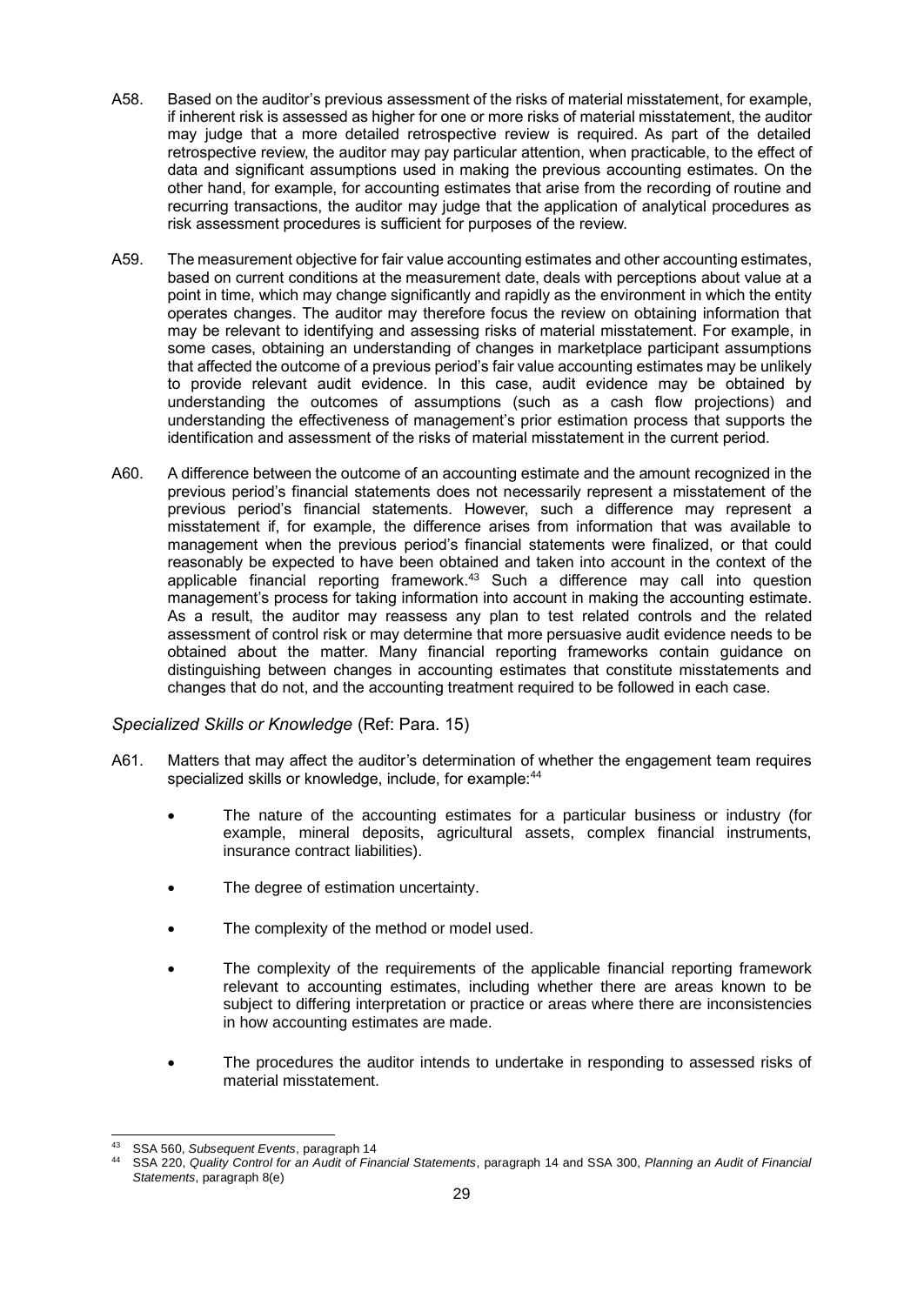A58. Based on the auditor's previous assessment of the risks of material misstatement, for example, if inherent risk is assessed as higher for one or more risks of material misstatement, the auditor may judge that a more detailed retrospective review is required. As part of the detailed retrospective review, the auditor may pay particular attention, when practicable, to the effect of data and significant assumptions used in making the previous accounting estimates. On the other hand, for example, for accounting estimates that arise from the recording of routine and recurring transactions, the auditor may judge that the application of analytical procedures as risk assessment procedures is sufficient for purposes of the review.

A59. The measurement objective for fair value accounting estimates and other accounting estimates, based on current conditions at the measurement date, deals with perceptions about value at a point in time, which may change significantly and rapidly as the environment in which the entity operates changes. The auditor may therefore focus the review on obtaining information that may be relevant to identifying and assessing risks of material misstatement. For example, in some cases, obtaining an understanding of changes in marketplace participant assumptions that affected the outcome of a previous period's fair value accounting estimates may be unlikely to provide relevant audit evidence. In this case, audit evidence may be obtained by understanding the outcomes of assumptions (such as a cash flow projections) and understanding the effectiveness of management's prior estimation process that supports the identification and assessment of the risks of material misstatement in the current period.

A60. A difference between the outcome of an accounting estimate and the amount recognized in the previous period's financial statements does not necessarily represent a misstatement of the previous period's financial statements. However, such a difference may represent a misstatement if, for example, the difference arises from information that was available to management when the previous period's financial statements were finalized, or that could reasonably be expected to have been obtained and taken into account in the context of the applicable financial reporting framework.[43] Such a difference may call into question management's process for taking information into account in making the accounting estimate. As a result, the auditor may reassess any plan to test related controls and the related assessment of control risk or may determine that more persuasive audit evidence needs to be obtained about the matter. Many financial reporting frameworks contain guidance on distinguishing between changes in accounting estimates that constitute misstatements and changes that do not, and the accounting treatment required to be followed in each case.

*Specialized Skills or Knowledge* (Ref: Para. 15)

A61. Matters that may affect the auditor's determination of whether the engagement team requires specialized skills or knowledge, include, for example:[44]

- The nature of the accounting estimates for a particular business or industry (for example, mineral deposits, agricultural assets, complex financial instruments, insurance contract liabilities).
- The degree of estimation uncertainty.
- The complexity of the method or model used.
- The complexity of the requirements of the applicable financial reporting framework relevant to accounting estimates, including whether there are areas known to be subject to differing interpretation or practice or areas where there are inconsistencies in how accounting estimates are made.
- The procedures the auditor intends to undertake in responding to assessed risks of material misstatement.

---

[43] SSA 560, *Subsequent Events*, paragraph 14

[44] SSA 220, *Quality Control for an Audit of Financial Statements*, paragraph 14 and SSA 300, *Planning an Audit of Financial Statements*, paragraph 8(e)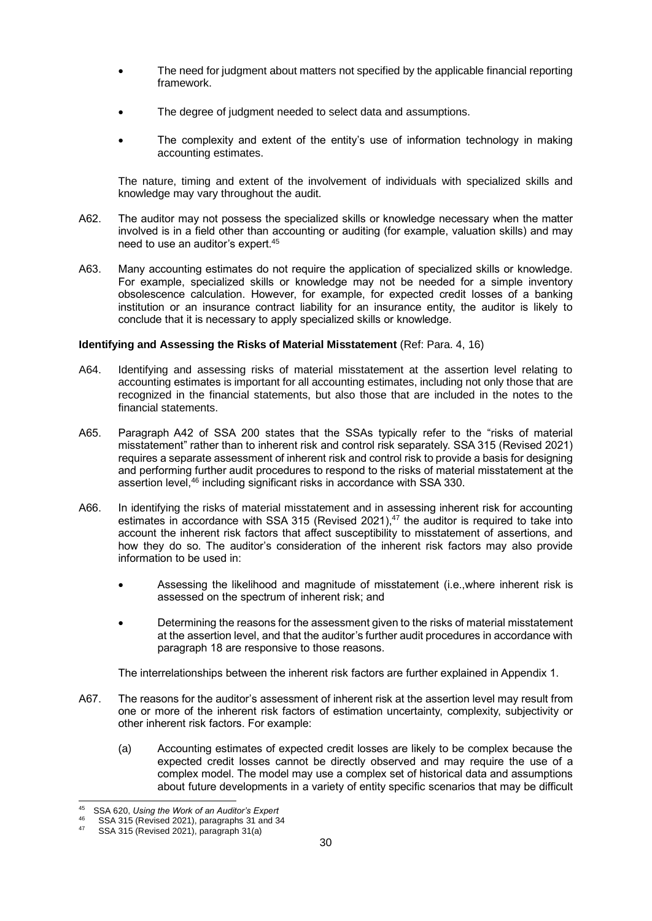- The need for judgment about matters not specified by the applicable financial reporting framework.
- The degree of judgment needed to select data and assumptions.
- The complexity and extent of the entity's use of information technology in making accounting estimates.

The nature, timing and extent of the involvement of individuals with specialized skills and knowledge may vary throughout the audit.

A62. The auditor may not possess the specialized skills or knowledge necessary when the matter involved is in a field other than accounting or auditing (for example, valuation skills) and may need to use an auditor's expert.[45]

A63. Many accounting estimates do not require the application of specialized skills or knowledge. For example, specialized skills or knowledge may not be needed for a simple inventory obsolescence calculation. However, for example, for expected credit losses of a banking institution or an insurance contract liability for an insurance entity, the auditor is likely to conclude that it is necessary to apply specialized skills or knowledge.

**Identifying and Assessing the Risks of Material Misstatement** (Ref: Para. 4, 16)

A64. Identifying and assessing risks of material misstatement at the assertion level relating to accounting estimates is important for all accounting estimates, including not only those that are recognized in the financial statements, but also those that are included in the notes to the financial statements.

A65. Paragraph A42 of SSA 200 states that the SSAs typically refer to the "risks of material misstatement" rather than to inherent risk and control risk separately. SSA 315 (Revised 2021) requires a separate assessment of inherent risk and control risk to provide a basis for designing and performing further audit procedures to respond to the risks of material misstatement at the assertion level,[46] including significant risks in accordance with SSA 330.

A66. In identifying the risks of material misstatement and in assessing inherent risk for accounting estimates in accordance with SSA 315 (Revised 2021),[47] the auditor is required to take into account the inherent risk factors that affect susceptibility to misstatement of assertions, and how they do so. The auditor's consideration of the inherent risk factors may also provide information to be used in:

- Assessing the likelihood and magnitude of misstatement (i.e.,where inherent risk is assessed on the spectrum of inherent risk; and
- Determining the reasons for the assessment given to the risks of material misstatement at the assertion level, and that the auditor's further audit procedures in accordance with paragraph 18 are responsive to those reasons.

The interrelationships between the inherent risk factors are further explained in Appendix 1.

A67. The reasons for the auditor's assessment of inherent risk at the assertion level may result from one or more of the inherent risk factors of estimation uncertainty, complexity, subjectivity or other inherent risk factors. For example:

(a) Accounting estimates of expected credit losses are likely to be complex because the expected credit losses cannot be directly observed and may require the use of a complex model. The model may use a complex set of historical data and assumptions about future developments in a variety of entity specific scenarios that may be difficult

---

[45] SSA 620, *Using the Work of an Auditor's Expert*

[46] SSA 315 (Revised 2021), paragraphs 31 and 34

[47] SSA 315 (Revised 2021), paragraph 31(a)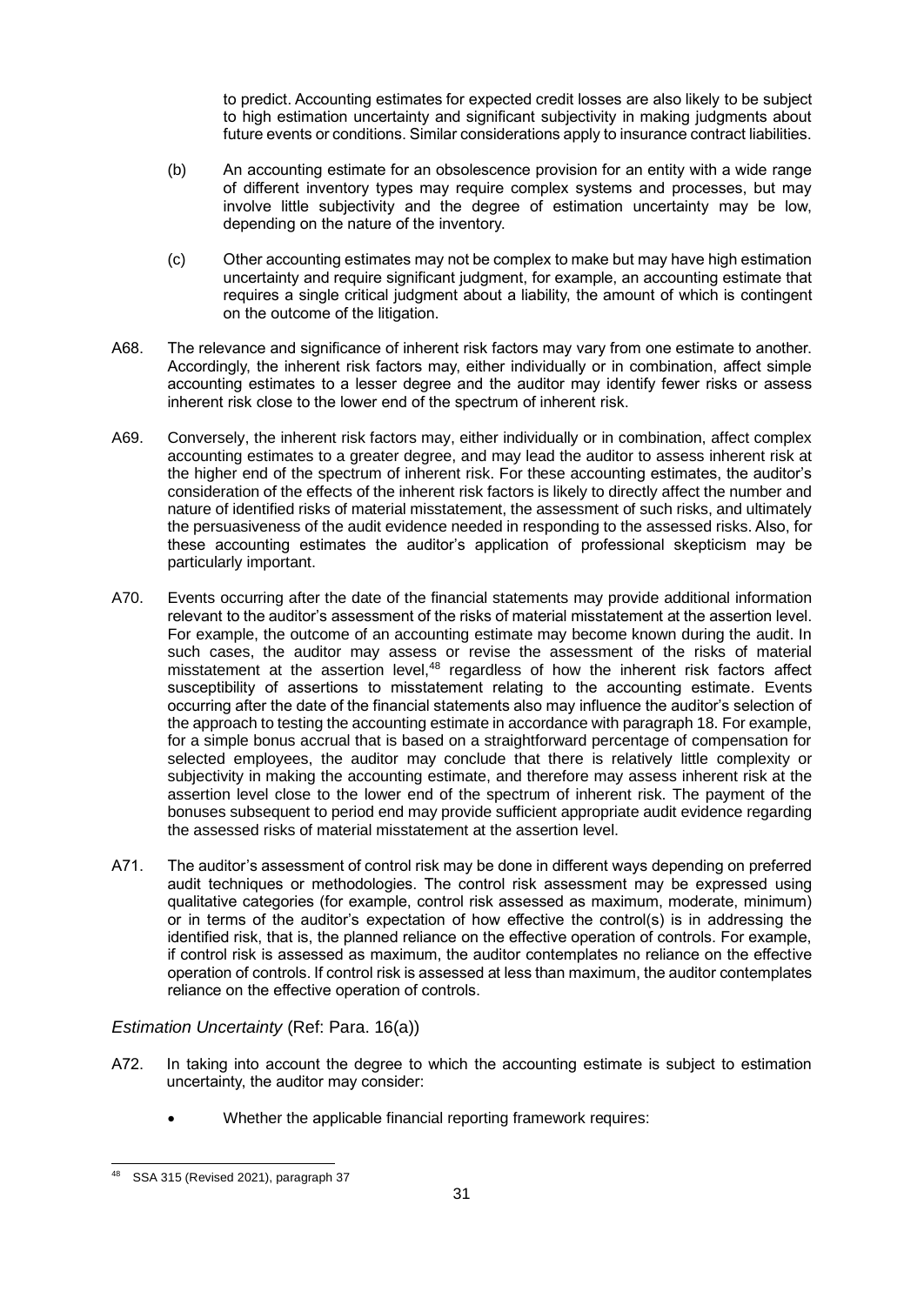to predict. Accounting estimates for expected credit losses are also likely to be subject to high estimation uncertainty and significant subjectivity in making judgments about future events or conditions. Similar considerations apply to insurance contract liabilities.

(b) An accounting estimate for an obsolescence provision for an entity with a wide range of different inventory types may require complex systems and processes, but may involve little subjectivity and the degree of estimation uncertainty may be low, depending on the nature of the inventory.

(c) Other accounting estimates may not be complex to make but may have high estimation uncertainty and require significant judgment, for example, an accounting estimate that requires a single critical judgment about a liability, the amount of which is contingent on the outcome of the litigation.

A68. The relevance and significance of inherent risk factors may vary from one estimate to another. Accordingly, the inherent risk factors may, either individually or in combination, affect simple accounting estimates to a lesser degree and the auditor may identify fewer risks or assess inherent risk close to the lower end of the spectrum of inherent risk.

A69. Conversely, the inherent risk factors may, either individually or in combination, affect complex accounting estimates to a greater degree, and may lead the auditor to assess inherent risk at the higher end of the spectrum of inherent risk. For these accounting estimates, the auditor's consideration of the effects of the inherent risk factors is likely to directly affect the number and nature of identified risks of material misstatement, the assessment of such risks, and ultimately the persuasiveness of the audit evidence needed in responding to the assessed risks. Also, for these accounting estimates the auditor's application of professional skepticism may be particularly important.

A70. Events occurring after the date of the financial statements may provide additional information relevant to the auditor's assessment of the risks of material misstatement at the assertion level. For example, the outcome of an accounting estimate may become known during the audit. In such cases, the auditor may assess or revise the assessment of the risks of material misstatement at the assertion level,[48] regardless of how the inherent risk factors affect susceptibility of assertions to misstatement relating to the accounting estimate. Events occurring after the date of the financial statements also may influence the auditor's selection of the approach to testing the accounting estimate in accordance with paragraph 18. For example, for a simple bonus accrual that is based on a straightforward percentage of compensation for selected employees, the auditor may conclude that there is relatively little complexity or subjectivity in making the accounting estimate, and therefore may assess inherent risk at the assertion level close to the lower end of the spectrum of inherent risk. The payment of the bonuses subsequent to period end may provide sufficient appropriate audit evidence regarding the assessed risks of material misstatement at the assertion level.

A71. The auditor's assessment of control risk may be done in different ways depending on preferred audit techniques or methodologies. The control risk assessment may be expressed using qualitative categories (for example, control risk assessed as maximum, moderate, minimum) or in terms of the auditor's expectation of how effective the control(s) is in addressing the identified risk, that is, the planned reliance on the effective operation of controls. For example, if control risk is assessed as maximum, the auditor contemplates no reliance on the effective operation of controls. If control risk is assessed at less than maximum, the auditor contemplates reliance on the effective operation of controls.

*Estimation Uncertainty* (Ref: Para. 16(a))

A72. In taking into account the degree to which the accounting estimate is subject to estimation uncertainty, the auditor may consider:

- Whether the applicable financial reporting framework requires:

[48] SSA 315 (Revised 2021), paragraph 37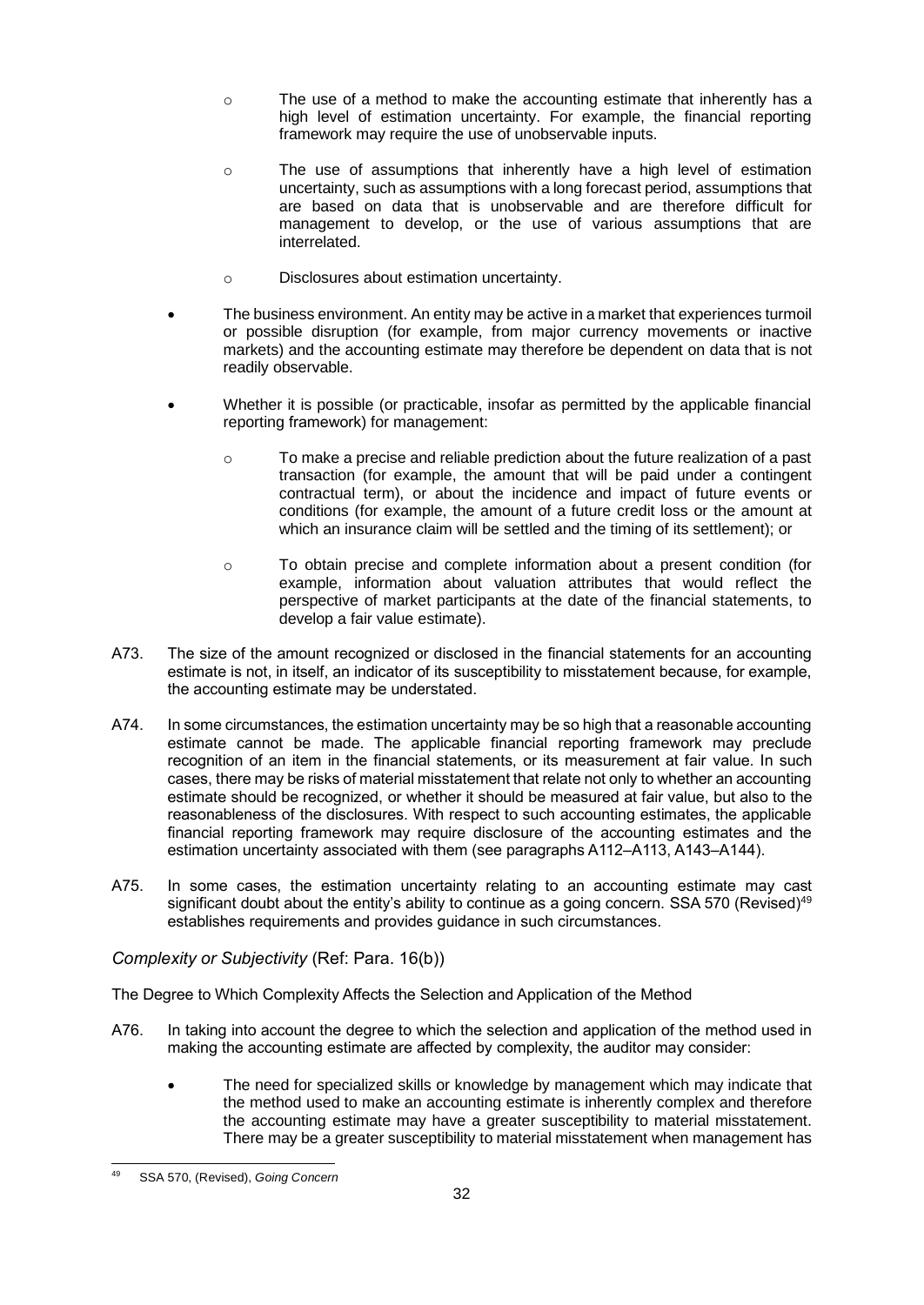- The use of a method to make the accounting estimate that inherently has a high level of estimation uncertainty. For example, the financial reporting framework may require the use of unobservable inputs.
    - The use of assumptions that inherently have a high level of estimation uncertainty, such as assumptions with a long forecast period, assumptions that are based on data that is unobservable and are therefore difficult for management to develop, or the use of various assumptions that are interrelated.
    - Disclosures about estimation uncertainty.
- The business environment. An entity may be active in a market that experiences turmoil or possible disruption (for example, from major currency movements or inactive markets) and the accounting estimate may therefore be dependent on data that is not readily observable.
- Whether it is possible (or practicable, insofar as permitted by the applicable financial reporting framework) for management:
    - To make a precise and reliable prediction about the future realization of a past transaction (for example, the amount that will be paid under a contingent contractual term), or about the incidence and impact of future events or conditions (for example, the amount of a future credit loss or the amount at which an insurance claim will be settled and the timing of its settlement); or
    - To obtain precise and complete information about a present condition (for example, information about valuation attributes that would reflect the perspective of market participants at the date of the financial statements, to develop a fair value estimate).

A73. The size of the amount recognized or disclosed in the financial statements for an accounting estimate is not, in itself, an indicator of its susceptibility to misstatement because, for example, the accounting estimate may be understated.

A74. In some circumstances, the estimation uncertainty may be so high that a reasonable accounting estimate cannot be made. The applicable financial reporting framework may preclude recognition of an item in the financial statements, or its measurement at fair value. In such cases, there may be risks of material misstatement that relate not only to whether an accounting estimate should be recognized, or whether it should be measured at fair value, but also to the reasonableness of the disclosures. With respect to such accounting estimates, the applicable financial reporting framework may require disclosure of the accounting estimates and the estimation uncertainty associated with them (see paragraphs A112–A113, A143–A144).

A75. In some cases, the estimation uncertainty relating to an accounting estimate may cast significant doubt about the entity's ability to continue as a going concern. SSA 570 (Revised)[49] establishes requirements and provides guidance in such circumstances.

*Complexity or Subjectivity* (Ref: Para. 16(b))

The Degree to Which Complexity Affects the Selection and Application of the Method

A76. In taking into account the degree to which the selection and application of the method used in making the accounting estimate are affected by complexity, the auditor may consider:

- The need for specialized skills or knowledge by management which may indicate that the method used to make an accounting estimate is inherently complex and therefore the accounting estimate may have a greater susceptibility to material misstatement. There may be a greater susceptibility to material misstatement when management has

[49] SSA 570, (Revised), *Going Concern*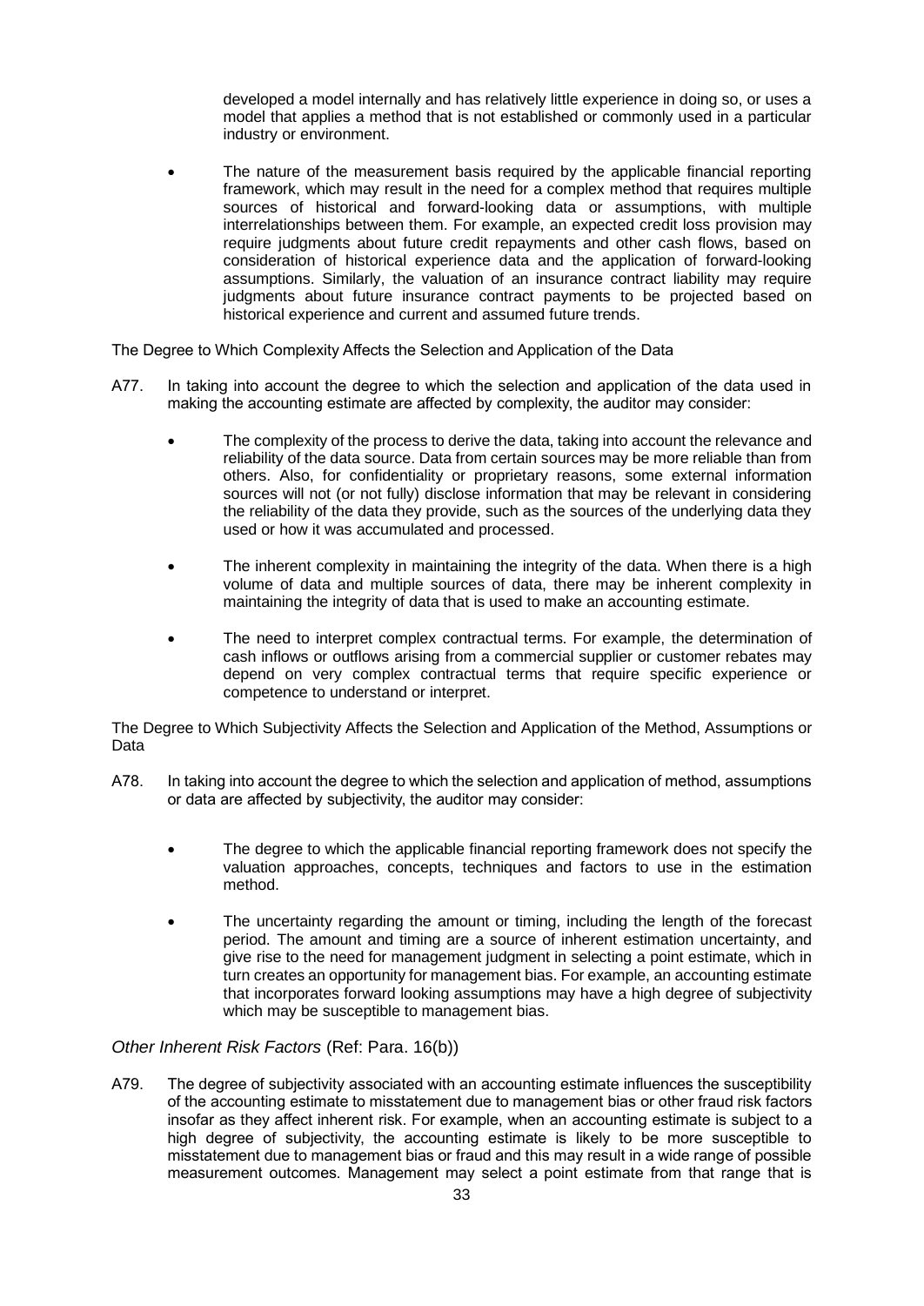developed a model internally and has relatively little experience in doing so, or uses a model that applies a method that is not established or commonly used in a particular industry or environment.

- The nature of the measurement basis required by the applicable financial reporting framework, which may result in the need for a complex method that requires multiple sources of historical and forward-looking data or assumptions, with multiple interrelationships between them. For example, an expected credit loss provision may require judgments about future credit repayments and other cash flows, based on consideration of historical experience data and the application of forward-looking assumptions. Similarly, the valuation of an insurance contract liability may require judgments about future insurance contract payments to be projected based on historical experience and current and assumed future trends.

The Degree to Which Complexity Affects the Selection and Application of the Data

A77. In taking into account the degree to which the selection and application of the data used in making the accounting estimate are affected by complexity, the auditor may consider:

- The complexity of the process to derive the data, taking into account the relevance and reliability of the data source. Data from certain sources may be more reliable than from others. Also, for confidentiality or proprietary reasons, some external information sources will not (or not fully) disclose information that may be relevant in considering the reliability of the data they provide, such as the sources of the underlying data they used or how it was accumulated and processed.
- The inherent complexity in maintaining the integrity of the data. When there is a high volume of data and multiple sources of data, there may be inherent complexity in maintaining the integrity of data that is used to make an accounting estimate.
- The need to interpret complex contractual terms. For example, the determination of cash inflows or outflows arising from a commercial supplier or customer rebates may depend on very complex contractual terms that require specific experience or competence to understand or interpret.

The Degree to Which Subjectivity Affects the Selection and Application of the Method, Assumptions or Data

A78. In taking into account the degree to which the selection and application of method, assumptions or data are affected by subjectivity, the auditor may consider:

- The degree to which the applicable financial reporting framework does not specify the valuation approaches, concepts, techniques and factors to use in the estimation method.
- The uncertainty regarding the amount or timing, including the length of the forecast period. The amount and timing are a source of inherent estimation uncertainty, and give rise to the need for management judgment in selecting a point estimate, which in turn creates an opportunity for management bias. For example, an accounting estimate that incorporates forward looking assumptions may have a high degree of subjectivity which may be susceptible to management bias.

*Other Inherent Risk Factors* (Ref: Para. 16(b))

A79. The degree of subjectivity associated with an accounting estimate influences the susceptibility of the accounting estimate to misstatement due to management bias or other fraud risk factors insofar as they affect inherent risk. For example, when an accounting estimate is subject to a high degree of subjectivity, the accounting estimate is likely to be more susceptible to misstatement due to management bias or fraud and this may result in a wide range of possible measurement outcomes. Management may select a point estimate from that range that is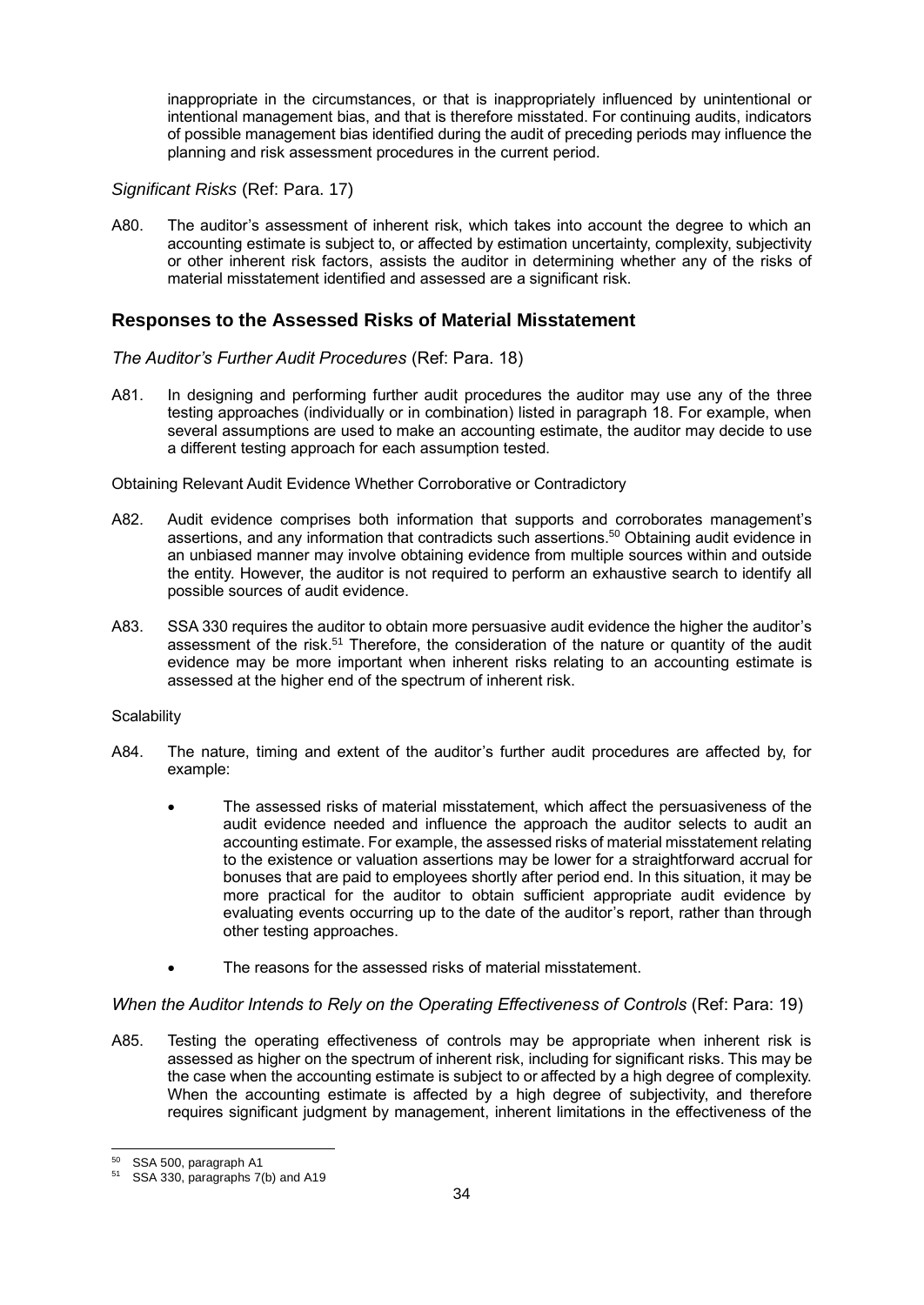inappropriate in the circumstances, or that is inappropriately influenced by unintentional or intentional management bias, and that is therefore misstated. For continuing audits, indicators of possible management bias identified during the audit of preceding periods may influence the planning and risk assessment procedures in the current period.

*Significant Risks* (Ref: Para. 17)

A80. The auditor's assessment of inherent risk, which takes into account the degree to which an accounting estimate is subject to, or affected by estimation uncertainty, complexity, subjectivity or other inherent risk factors, assists the auditor in determining whether any of the risks of material misstatement identified and assessed are a significant risk.

## Responses to the Assessed Risks of Material Misstatement

*The Auditor's Further Audit Procedures* (Ref: Para. 18)

A81. In designing and performing further audit procedures the auditor may use any of the three testing approaches (individually or in combination) listed in paragraph 18. For example, when several assumptions are used to make an accounting estimate, the auditor may decide to use a different testing approach for each assumption tested.

Obtaining Relevant Audit Evidence Whether Corroborative or Contradictory

A82. Audit evidence comprises both information that supports and corroborates management's assertions, and any information that contradicts such assertions.[50] Obtaining audit evidence in an unbiased manner may involve obtaining evidence from multiple sources within and outside the entity. However, the auditor is not required to perform an exhaustive search to identify all possible sources of audit evidence.

A83. SSA 330 requires the auditor to obtain more persuasive audit evidence the higher the auditor's assessment of the risk.[51] Therefore, the consideration of the nature or quantity of the audit evidence may be more important when inherent risks relating to an accounting estimate is assessed at the higher end of the spectrum of inherent risk.

Scalability

A84. The nature, timing and extent of the auditor's further audit procedures are affected by, for example:

- The assessed risks of material misstatement, which affect the persuasiveness of the audit evidence needed and influence the approach the auditor selects to audit an accounting estimate. For example, the assessed risks of material misstatement relating to the existence or valuation assertions may be lower for a straightforward accrual for bonuses that are paid to employees shortly after period end. In this situation, it may be more practical for the auditor to obtain sufficient appropriate audit evidence by evaluating events occurring up to the date of the auditor's report, rather than through other testing approaches.
- The reasons for the assessed risks of material misstatement.

*When the Auditor Intends to Rely on the Operating Effectiveness of Controls* (Ref: Para: 19)

A85. Testing the operating effectiveness of controls may be appropriate when inherent risk is assessed as higher on the spectrum of inherent risk, including for significant risks. This may be the case when the accounting estimate is subject to or affected by a high degree of complexity. When the accounting estimate is affected by a high degree of subjectivity, and therefore requires significant judgment by management, inherent limitations in the effectiveness of the

[50] SSA 500, paragraph A1

[51] SSA 330, paragraphs 7(b) and A19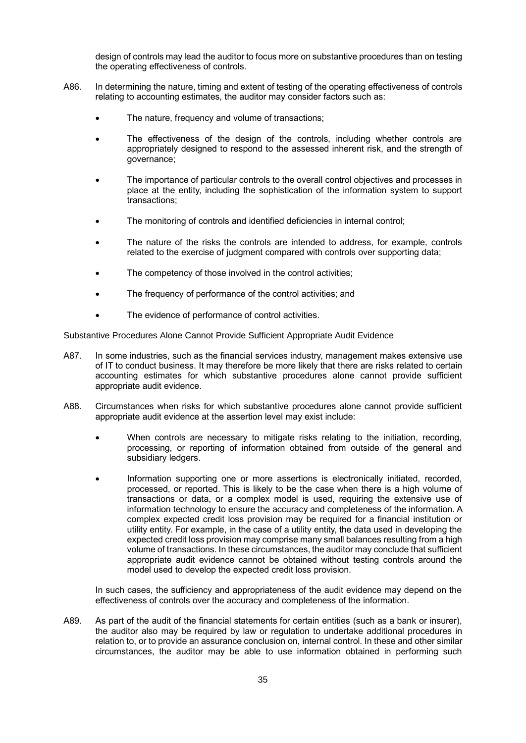design of controls may lead the auditor to focus more on substantive procedures than on testing the operating effectiveness of controls.

A86. In determining the nature, timing and extent of testing of the operating effectiveness of controls relating to accounting estimates, the auditor may consider factors such as:

- The nature, frequency and volume of transactions;
- The effectiveness of the design of the controls, including whether controls are appropriately designed to respond to the assessed inherent risk, and the strength of governance;
- The importance of particular controls to the overall control objectives and processes in place at the entity, including the sophistication of the information system to support transactions;
- The monitoring of controls and identified deficiencies in internal control;
- The nature of the risks the controls are intended to address, for example, controls related to the exercise of judgment compared with controls over supporting data;
- The competency of those involved in the control activities;
- The frequency of performance of the control activities; and
- The evidence of performance of control activities.

Substantive Procedures Alone Cannot Provide Sufficient Appropriate Audit Evidence

A87. In some industries, such as the financial services industry, management makes extensive use of IT to conduct business. It may therefore be more likely that there are risks related to certain accounting estimates for which substantive procedures alone cannot provide sufficient appropriate audit evidence.

A88. Circumstances when risks for which substantive procedures alone cannot provide sufficient appropriate audit evidence at the assertion level may exist include:

- When controls are necessary to mitigate risks relating to the initiation, recording, processing, or reporting of information obtained from outside of the general and subsidiary ledgers.
- Information supporting one or more assertions is electronically initiated, recorded, processed, or reported. This is likely to be the case when there is a high volume of transactions or data, or a complex model is used, requiring the extensive use of information technology to ensure the accuracy and completeness of the information. A complex expected credit loss provision may be required for a financial institution or utility entity. For example, in the case of a utility entity, the data used in developing the expected credit loss provision may comprise many small balances resulting from a high volume of transactions. In these circumstances, the auditor may conclude that sufficient appropriate audit evidence cannot be obtained without testing controls around the model used to develop the expected credit loss provision.

In such cases, the sufficiency and appropriateness of the audit evidence may depend on the effectiveness of controls over the accuracy and completeness of the information.

A89. As part of the audit of the financial statements for certain entities (such as a bank or insurer), the auditor also may be required by law or regulation to undertake additional procedures in relation to, or to provide an assurance conclusion on, internal control. In these and other similar circumstances, the auditor may be able to use information obtained in performing such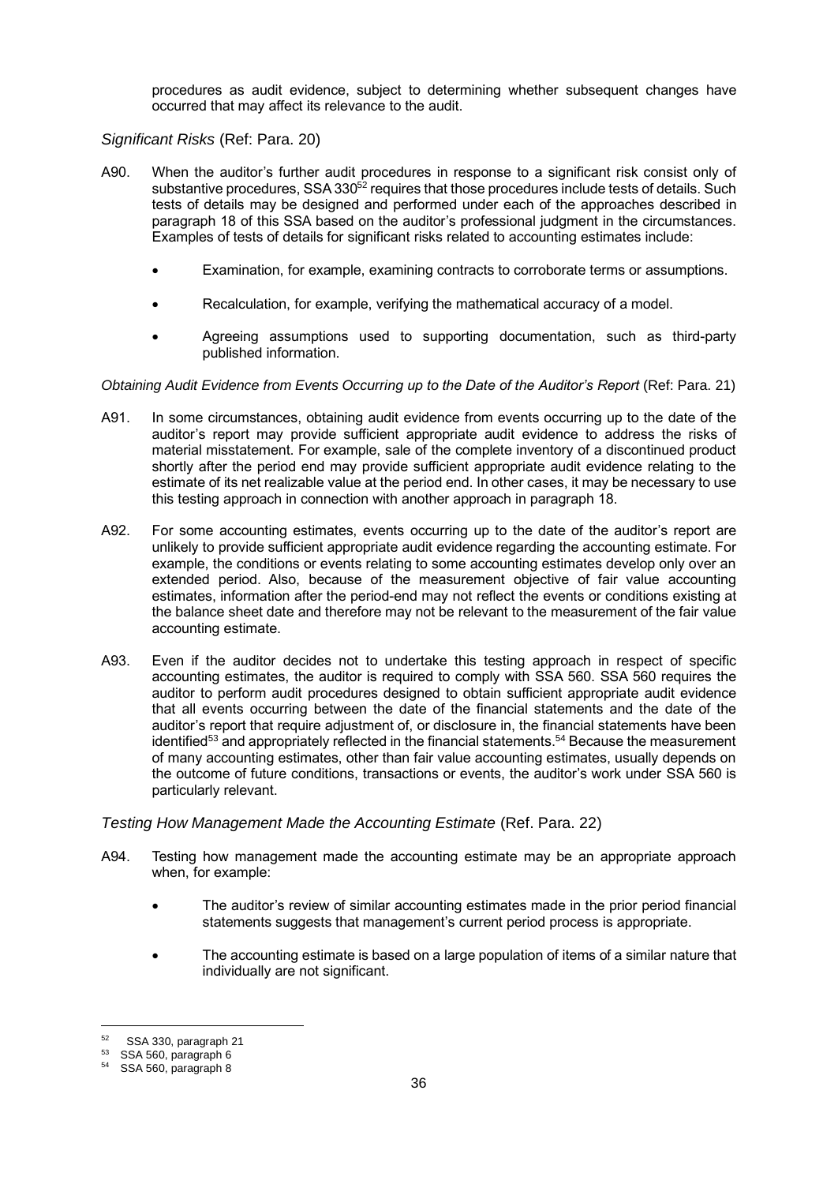procedures as audit evidence, subject to determining whether subsequent changes have occurred that may affect its relevance to the audit.

*Significant Risks* (Ref: Para. 20)

A90. When the auditor's further audit procedures in response to a significant risk consist only of substantive procedures, SSA 330[52] requires that those procedures include tests of details. Such tests of details may be designed and performed under each of the approaches described in paragraph 18 of this SSA based on the auditor's professional judgment in the circumstances. Examples of tests of details for significant risks related to accounting estimates include:

- Examination, for example, examining contracts to corroborate terms or assumptions.
- Recalculation, for example, verifying the mathematical accuracy of a model.
- Agreeing assumptions used to supporting documentation, such as third-party published information.

*Obtaining Audit Evidence from Events Occurring up to the Date of the Auditor's Report* (Ref: Para. 21)

A91. In some circumstances, obtaining audit evidence from events occurring up to the date of the auditor's report may provide sufficient appropriate audit evidence to address the risks of material misstatement. For example, sale of the complete inventory of a discontinued product shortly after the period end may provide sufficient appropriate audit evidence relating to the estimate of its net realizable value at the period end. In other cases, it may be necessary to use this testing approach in connection with another approach in paragraph 18.

A92. For some accounting estimates, events occurring up to the date of the auditor's report are unlikely to provide sufficient appropriate audit evidence regarding the accounting estimate. For example, the conditions or events relating to some accounting estimates develop only over an extended period. Also, because of the measurement objective of fair value accounting estimates, information after the period-end may not reflect the events or conditions existing at the balance sheet date and therefore may not be relevant to the measurement of the fair value accounting estimate.

A93. Even if the auditor decides not to undertake this testing approach in respect of specific accounting estimates, the auditor is required to comply with SSA 560. SSA 560 requires the auditor to perform audit procedures designed to obtain sufficient appropriate audit evidence that all events occurring between the date of the financial statements and the date of the auditor's report that require adjustment of, or disclosure in, the financial statements have been identified[53] and appropriately reflected in the financial statements.[54] Because the measurement of many accounting estimates, other than fair value accounting estimates, usually depends on the outcome of future conditions, transactions or events, the auditor's work under SSA 560 is particularly relevant.

*Testing How Management Made the Accounting Estimate* (Ref. Para. 22)

A94. Testing how management made the accounting estimate may be an appropriate approach when, for example:

- The auditor's review of similar accounting estimates made in the prior period financial statements suggests that management's current period process is appropriate.
- The accounting estimate is based on a large population of items of a similar nature that individually are not significant.

---

[52] SSA 330, paragraph 21

[53] SSA 560, paragraph 6

[54] SSA 560, paragraph 8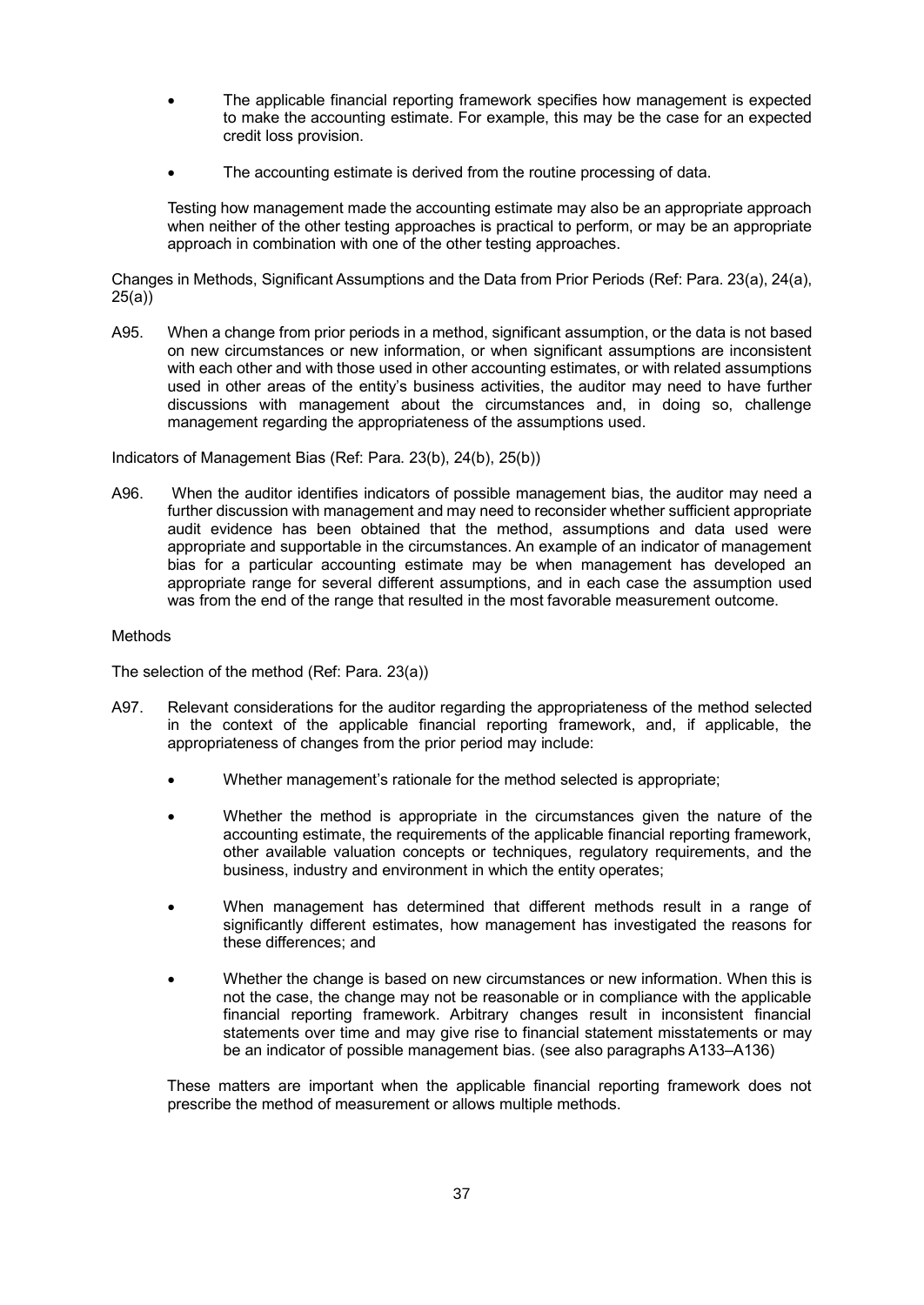- The applicable financial reporting framework specifies how management is expected to make the accounting estimate. For example, this may be the case for an expected credit loss provision.
- The accounting estimate is derived from the routine processing of data.

Testing how management made the accounting estimate may also be an appropriate approach when neither of the other testing approaches is practical to perform, or may be an appropriate approach in combination with one of the other testing approaches.

Changes in Methods, Significant Assumptions and the Data from Prior Periods (Ref: Para. 23(a), 24(a), 25(a))

A95. When a change from prior periods in a method, significant assumption, or the data is not based on new circumstances or new information, or when significant assumptions are inconsistent with each other and with those used in other accounting estimates, or with related assumptions used in other areas of the entity's business activities, the auditor may need to have further discussions with management about the circumstances and, in doing so, challenge management regarding the appropriateness of the assumptions used.

Indicators of Management Bias (Ref: Para. 23(b), 24(b), 25(b))

A96. When the auditor identifies indicators of possible management bias, the auditor may need a further discussion with management and may need to reconsider whether sufficient appropriate audit evidence has been obtained that the method, assumptions and data used were appropriate and supportable in the circumstances. An example of an indicator of management bias for a particular accounting estimate may be when management has developed an appropriate range for several different assumptions, and in each case the assumption used was from the end of the range that resulted in the most favorable measurement outcome.

Methods

The selection of the method (Ref: Para. 23(a))

A97. Relevant considerations for the auditor regarding the appropriateness of the method selected in the context of the applicable financial reporting framework, and, if applicable, the appropriateness of changes from the prior period may include:

- Whether management's rationale for the method selected is appropriate;
- Whether the method is appropriate in the circumstances given the nature of the accounting estimate, the requirements of the applicable financial reporting framework, other available valuation concepts or techniques, regulatory requirements, and the business, industry and environment in which the entity operates;
- When management has determined that different methods result in a range of significantly different estimates, how management has investigated the reasons for these differences; and
- Whether the change is based on new circumstances or new information. When this is not the case, the change may not be reasonable or in compliance with the applicable financial reporting framework. Arbitrary changes result in inconsistent financial statements over time and may give rise to financial statement misstatements or may be an indicator of possible management bias. (see also paragraphs A133–A136)

These matters are important when the applicable financial reporting framework does not prescribe the method of measurement or allows multiple methods.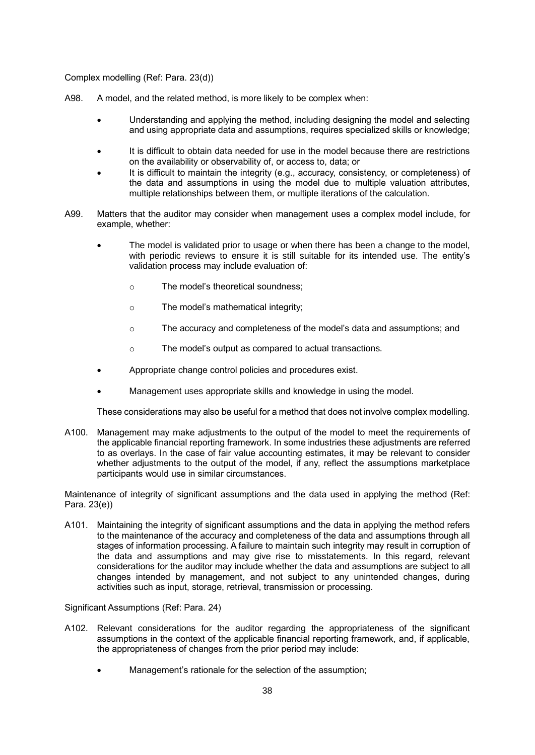Complex modelling (Ref: Para. 23(d))

A98. A model, and the related method, is more likely to be complex when:

- Understanding and applying the method, including designing the model and selecting and using appropriate data and assumptions, requires specialized skills or knowledge;
- It is difficult to obtain data needed for use in the model because there are restrictions on the availability or observability of, or access to, data; or
- It is difficult to maintain the integrity (e.g., accuracy, consistency, or completeness) of the data and assumptions in using the model due to multiple valuation attributes, multiple relationships between them, or multiple iterations of the calculation.

A99. Matters that the auditor may consider when management uses a complex model include, for example, whether:

- The model is validated prior to usage or when there has been a change to the model, with periodic reviews to ensure it is still suitable for its intended use. The entity's validation process may include evaluation of:
  - The model's theoretical soundness;
  - The model's mathematical integrity;
  - The accuracy and completeness of the model's data and assumptions; and
  - The model's output as compared to actual transactions.
- Appropriate change control policies and procedures exist.
- Management uses appropriate skills and knowledge in using the model.

These considerations may also be useful for a method that does not involve complex modelling.

A100. Management may make adjustments to the output of the model to meet the requirements of the applicable financial reporting framework. In some industries these adjustments are referred to as overlays. In the case of fair value accounting estimates, it may be relevant to consider whether adjustments to the output of the model, if any, reflect the assumptions marketplace participants would use in similar circumstances.

Maintenance of integrity of significant assumptions and the data used in applying the method (Ref: Para. 23(e))

A101. Maintaining the integrity of significant assumptions and the data in applying the method refers to the maintenance of the accuracy and completeness of the data and assumptions through all stages of information processing. A failure to maintain such integrity may result in corruption of the data and assumptions and may give rise to misstatements. In this regard, relevant considerations for the auditor may include whether the data and assumptions are subject to all changes intended by management, and not subject to any unintended changes, during activities such as input, storage, retrieval, transmission or processing.

Significant Assumptions (Ref: Para. 24)

A102. Relevant considerations for the auditor regarding the appropriateness of the significant assumptions in the context of the applicable financial reporting framework, and, if applicable, the appropriateness of changes from the prior period may include:

- Management's rationale for the selection of the assumption;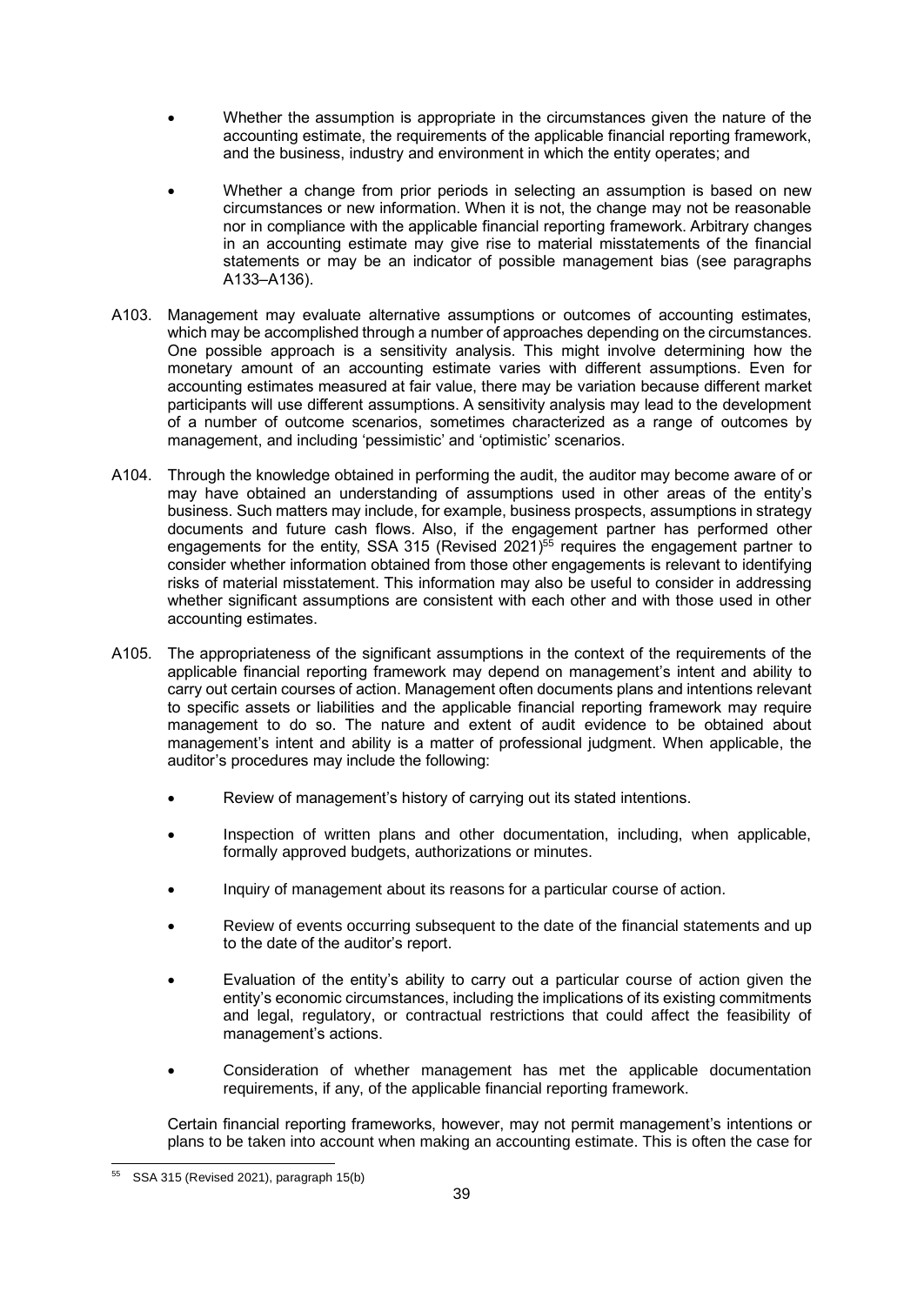- Whether the assumption is appropriate in the circumstances given the nature of the accounting estimate, the requirements of the applicable financial reporting framework, and the business, industry and environment in which the entity operates; and
- Whether a change from prior periods in selecting an assumption is based on new circumstances or new information. When it is not, the change may not be reasonable nor in compliance with the applicable financial reporting framework. Arbitrary changes in an accounting estimate may give rise to material misstatements of the financial statements or may be an indicator of possible management bias (see paragraphs A133–A136).

A103. Management may evaluate alternative assumptions or outcomes of accounting estimates, which may be accomplished through a number of approaches depending on the circumstances. One possible approach is a sensitivity analysis. This might involve determining how the monetary amount of an accounting estimate varies with different assumptions. Even for accounting estimates measured at fair value, there may be variation because different market participants will use different assumptions. A sensitivity analysis may lead to the development of a number of outcome scenarios, sometimes characterized as a range of outcomes by management, and including 'pessimistic' and 'optimistic' scenarios.

A104. Through the knowledge obtained in performing the audit, the auditor may become aware of or may have obtained an understanding of assumptions used in other areas of the entity's business. Such matters may include, for example, business prospects, assumptions in strategy documents and future cash flows. Also, if the engagement partner has performed other engagements for the entity, SSA 315 (Revised 2021)[55] requires the engagement partner to consider whether information obtained from those other engagements is relevant to identifying risks of material misstatement. This information may also be useful to consider in addressing whether significant assumptions are consistent with each other and with those used in other accounting estimates.

A105. The appropriateness of the significant assumptions in the context of the requirements of the applicable financial reporting framework may depend on management's intent and ability to carry out certain courses of action. Management often documents plans and intentions relevant to specific assets or liabilities and the applicable financial reporting framework may require management to do so. The nature and extent of audit evidence to be obtained about management's intent and ability is a matter of professional judgment. When applicable, the auditor's procedures may include the following:

- Review of management's history of carrying out its stated intentions.
- Inspection of written plans and other documentation, including, when applicable, formally approved budgets, authorizations or minutes.
- Inquiry of management about its reasons for a particular course of action.
- Review of events occurring subsequent to the date of the financial statements and up to the date of the auditor's report.
- Evaluation of the entity's ability to carry out a particular course of action given the entity's economic circumstances, including the implications of its existing commitments and legal, regulatory, or contractual restrictions that could affect the feasibility of management's actions.
- Consideration of whether management has met the applicable documentation requirements, if any, of the applicable financial reporting framework.

Certain financial reporting frameworks, however, may not permit management's intentions or plans to be taken into account when making an accounting estimate. This is often the case for

---

[55] SSA 315 (Revised 2021), paragraph 15(b)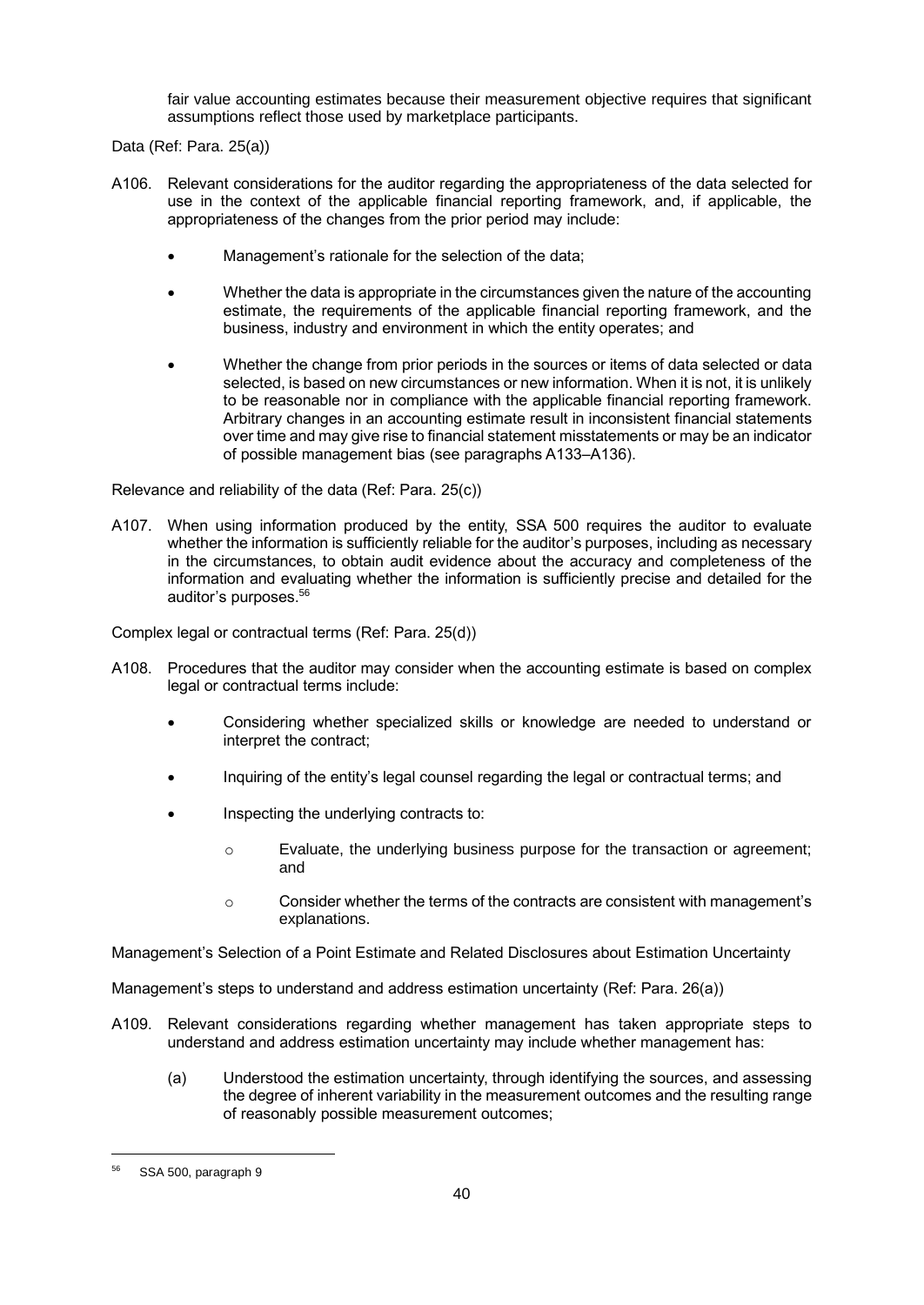fair value accounting estimates because their measurement objective requires that significant assumptions reflect those used by marketplace participants.

Data (Ref: Para. 25(a))

A106. Relevant considerations for the auditor regarding the appropriateness of the data selected for use in the context of the applicable financial reporting framework, and, if applicable, the appropriateness of the changes from the prior period may include:

- Management's rationale for the selection of the data;
- Whether the data is appropriate in the circumstances given the nature of the accounting estimate, the requirements of the applicable financial reporting framework, and the business, industry and environment in which the entity operates; and
- Whether the change from prior periods in the sources or items of data selected or data selected, is based on new circumstances or new information. When it is not, it is unlikely to be reasonable nor in compliance with the applicable financial reporting framework. Arbitrary changes in an accounting estimate result in inconsistent financial statements over time and may give rise to financial statement misstatements or may be an indicator of possible management bias (see paragraphs A133–A136).

Relevance and reliability of the data (Ref: Para. 25(c))

A107. When using information produced by the entity, SSA 500 requires the auditor to evaluate whether the information is sufficiently reliable for the auditor's purposes, including as necessary in the circumstances, to obtain audit evidence about the accuracy and completeness of the information and evaluating whether the information is sufficiently precise and detailed for the auditor's purposes.[56]

Complex legal or contractual terms (Ref: Para. 25(d))

A108. Procedures that the auditor may consider when the accounting estimate is based on complex legal or contractual terms include:

- Considering whether specialized skills or knowledge are needed to understand or interpret the contract;
- Inquiring of the entity's legal counsel regarding the legal or contractual terms; and
- Inspecting the underlying contracts to:
  - Evaluate, the underlying business purpose for the transaction or agreement; and
  - Consider whether the terms of the contracts are consistent with management's explanations.

Management's Selection of a Point Estimate and Related Disclosures about Estimation Uncertainty

Management's steps to understand and address estimation uncertainty (Ref: Para. 26(a))

A109. Relevant considerations regarding whether management has taken appropriate steps to understand and address estimation uncertainty may include whether management has:

(a) Understood the estimation uncertainty, through identifying the sources, and assessing the degree of inherent variability in the measurement outcomes and the resulting range of reasonably possible measurement outcomes;

---

[56] SSA 500, paragraph 9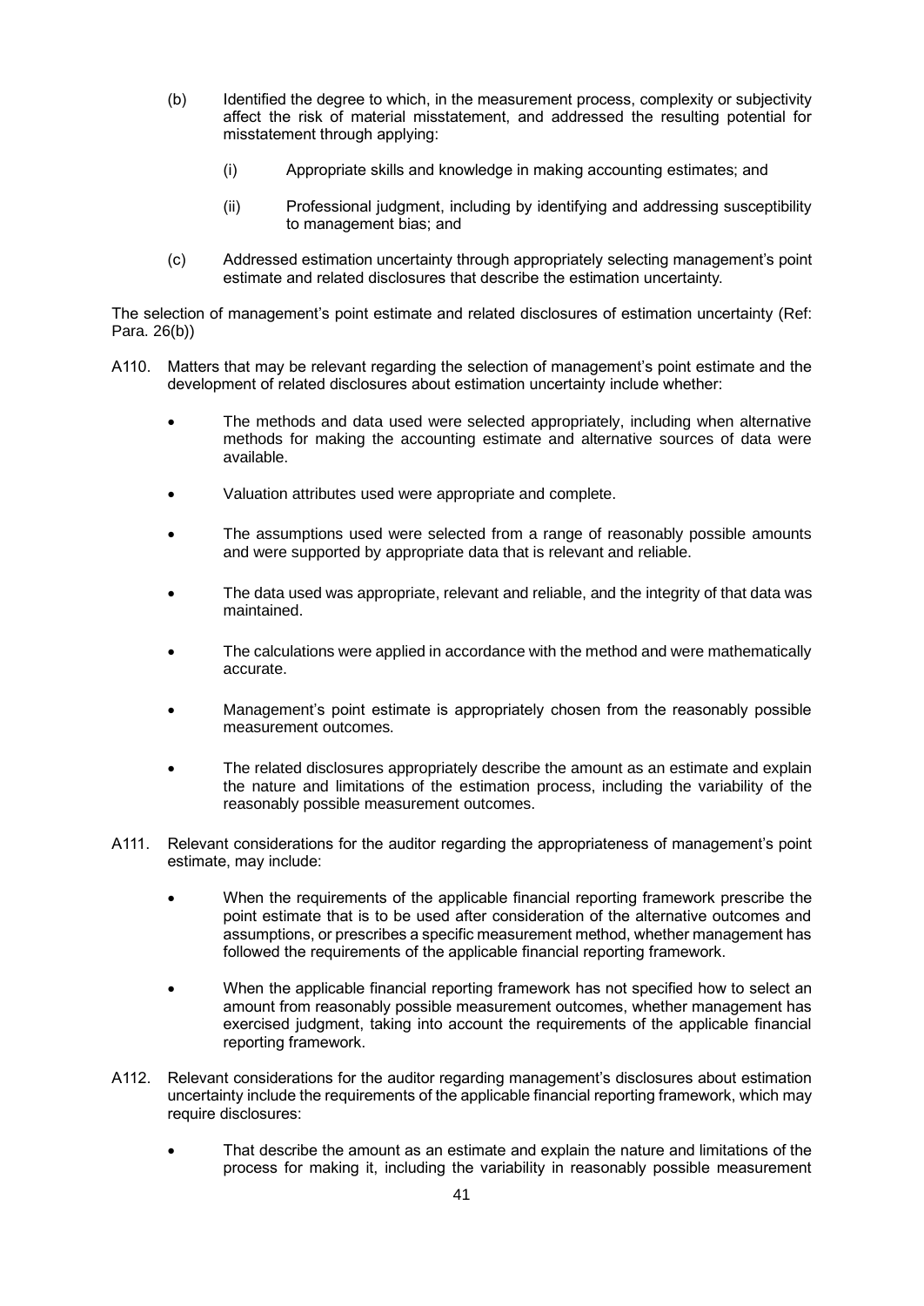(b) Identified the degree to which, in the measurement process, complexity or subjectivity affect the risk of material misstatement, and addressed the resulting potential for misstatement through applying:

   (i) Appropriate skills and knowledge in making accounting estimates; and

   (ii) Professional judgment, including by identifying and addressing susceptibility to management bias; and

(c) Addressed estimation uncertainty through appropriately selecting management's point estimate and related disclosures that describe the estimation uncertainty.

The selection of management's point estimate and related disclosures of estimation uncertainty (Ref: Para. 26(b))

A110. Matters that may be relevant regarding the selection of management's point estimate and the development of related disclosures about estimation uncertainty include whether:

- The methods and data used were selected appropriately, including when alternative methods for making the accounting estimate and alternative sources of data were available.
- Valuation attributes used were appropriate and complete.
- The assumptions used were selected from a range of reasonably possible amounts and were supported by appropriate data that is relevant and reliable.
- The data used was appropriate, relevant and reliable, and the integrity of that data was maintained.
- The calculations were applied in accordance with the method and were mathematically accurate.
- Management's point estimate is appropriately chosen from the reasonably possible measurement outcomes.
- The related disclosures appropriately describe the amount as an estimate and explain the nature and limitations of the estimation process, including the variability of the reasonably possible measurement outcomes.

A111. Relevant considerations for the auditor regarding the appropriateness of management's point estimate, may include:

- When the requirements of the applicable financial reporting framework prescribe the point estimate that is to be used after consideration of the alternative outcomes and assumptions, or prescribes a specific measurement method, whether management has followed the requirements of the applicable financial reporting framework.
- When the applicable financial reporting framework has not specified how to select an amount from reasonably possible measurement outcomes, whether management has exercised judgment, taking into account the requirements of the applicable financial reporting framework.

A112. Relevant considerations for the auditor regarding management's disclosures about estimation uncertainty include the requirements of the applicable financial reporting framework, which may require disclosures:

- That describe the amount as an estimate and explain the nature and limitations of the process for making it, including the variability in reasonably possible measurement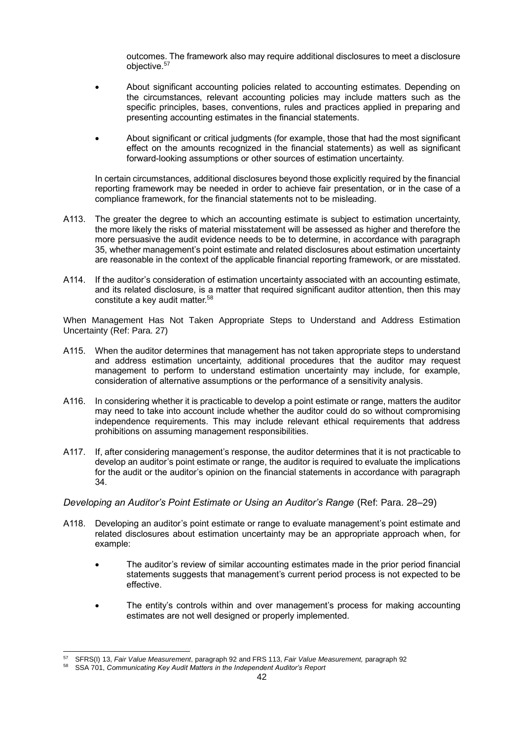outcomes. The framework also may require additional disclosures to meet a disclosure objective.[57]

- About significant accounting policies related to accounting estimates. Depending on the circumstances, relevant accounting policies may include matters such as the specific principles, bases, conventions, rules and practices applied in preparing and presenting accounting estimates in the financial statements.
- About significant or critical judgments (for example, those that had the most significant effect on the amounts recognized in the financial statements) as well as significant forward-looking assumptions or other sources of estimation uncertainty.

In certain circumstances, additional disclosures beyond those explicitly required by the financial reporting framework may be needed in order to achieve fair presentation, or in the case of a compliance framework, for the financial statements not to be misleading.

A113. The greater the degree to which an accounting estimate is subject to estimation uncertainty, the more likely the risks of material misstatement will be assessed as higher and therefore the more persuasive the audit evidence needs to be to determine, in accordance with paragraph 35, whether management's point estimate and related disclosures about estimation uncertainty are reasonable in the context of the applicable financial reporting framework, or are misstated.

A114. If the auditor's consideration of estimation uncertainty associated with an accounting estimate, and its related disclosure, is a matter that required significant auditor attention, then this may constitute a key audit matter.[58]

When Management Has Not Taken Appropriate Steps to Understand and Address Estimation Uncertainty (Ref: Para. 27)

A115. When the auditor determines that management has not taken appropriate steps to understand and address estimation uncertainty, additional procedures that the auditor may request management to perform to understand estimation uncertainty may include, for example, consideration of alternative assumptions or the performance of a sensitivity analysis.

A116. In considering whether it is practicable to develop a point estimate or range, matters the auditor may need to take into account include whether the auditor could do so without compromising independence requirements. This may include relevant ethical requirements that address prohibitions on assuming management responsibilities.

A117. If, after considering management's response, the auditor determines that it is not practicable to develop an auditor's point estimate or range, the auditor is required to evaluate the implications for the audit or the auditor's opinion on the financial statements in accordance with paragraph 34.

*Developing an Auditor's Point Estimate or Using an Auditor's Range* (Ref: Para. 28–29)

A118. Developing an auditor's point estimate or range to evaluate management's point estimate and related disclosures about estimation uncertainty may be an appropriate approach when, for example:

- The auditor's review of similar accounting estimates made in the prior period financial statements suggests that management's current period process is not expected to be effective.
- The entity's controls within and over management's process for making accounting estimates are not well designed or properly implemented.

---

[57] SFRS(I) 13, *Fair Value Measurement*, paragraph 92 and FRS 113, *Fair Value Measurement,* paragraph 92

[58] SSA 701, *Communicating Key Audit Matters in the Independent Auditor's Report*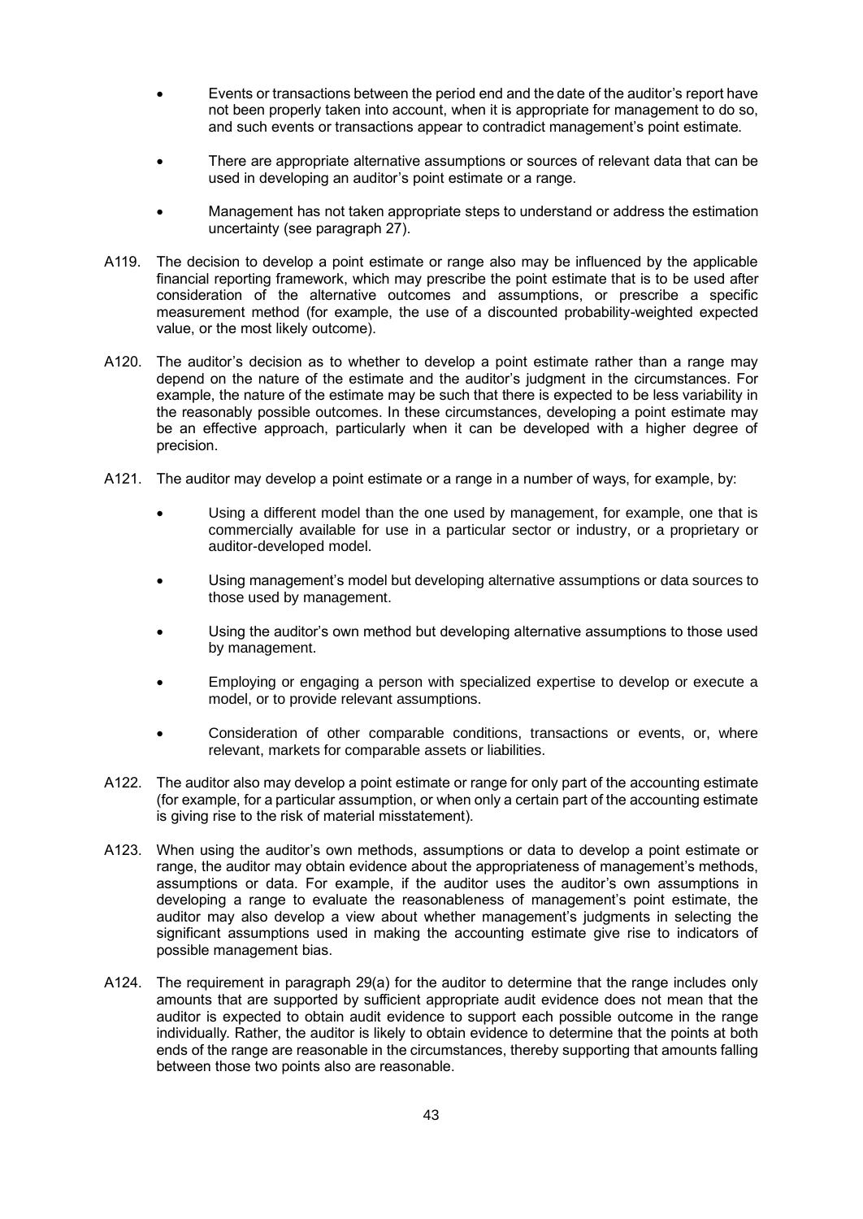- Events or transactions between the period end and the date of the auditor's report have not been properly taken into account, when it is appropriate for management to do so, and such events or transactions appear to contradict management's point estimate.
- There are appropriate alternative assumptions or sources of relevant data that can be used in developing an auditor's point estimate or a range.
- Management has not taken appropriate steps to understand or address the estimation uncertainty (see paragraph 27).

A119. The decision to develop a point estimate or range also may be influenced by the applicable financial reporting framework, which may prescribe the point estimate that is to be used after consideration of the alternative outcomes and assumptions, or prescribe a specific measurement method (for example, the use of a discounted probability-weighted expected value, or the most likely outcome).

A120. The auditor's decision as to whether to develop a point estimate rather than a range may depend on the nature of the estimate and the auditor's judgment in the circumstances. For example, the nature of the estimate may be such that there is expected to be less variability in the reasonably possible outcomes. In these circumstances, developing a point estimate may be an effective approach, particularly when it can be developed with a higher degree of precision.

A121. The auditor may develop a point estimate or a range in a number of ways, for example, by:

- Using a different model than the one used by management, for example, one that is commercially available for use in a particular sector or industry, or a proprietary or auditor-developed model.
- Using management's model but developing alternative assumptions or data sources to those used by management.
- Using the auditor's own method but developing alternative assumptions to those used by management.
- Employing or engaging a person with specialized expertise to develop or execute a model, or to provide relevant assumptions.
- Consideration of other comparable conditions, transactions or events, or, where relevant, markets for comparable assets or liabilities.

A122. The auditor also may develop a point estimate or range for only part of the accounting estimate (for example, for a particular assumption, or when only a certain part of the accounting estimate is giving rise to the risk of material misstatement).

A123. When using the auditor's own methods, assumptions or data to develop a point estimate or range, the auditor may obtain evidence about the appropriateness of management's methods, assumptions or data. For example, if the auditor uses the auditor's own assumptions in developing a range to evaluate the reasonableness of management's point estimate, the auditor may also develop a view about whether management's judgments in selecting the significant assumptions used in making the accounting estimate give rise to indicators of possible management bias.

A124. The requirement in paragraph 29(a) for the auditor to determine that the range includes only amounts that are supported by sufficient appropriate audit evidence does not mean that the auditor is expected to obtain audit evidence to support each possible outcome in the range individually. Rather, the auditor is likely to obtain evidence to determine that the points at both ends of the range are reasonable in the circumstances, thereby supporting that amounts falling between those two points also are reasonable.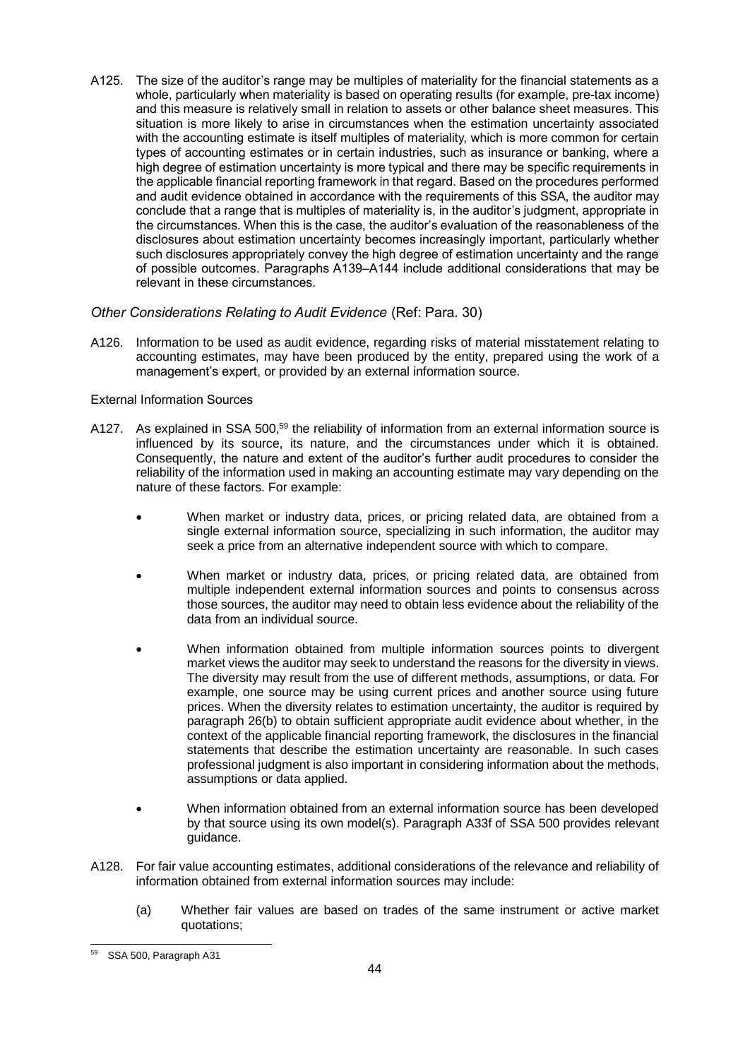A125. The size of the auditor's range may be multiples of materiality for the financial statements as a whole, particularly when materiality is based on operating results (for example, pre-tax income) and this measure is relatively small in relation to assets or other balance sheet measures. This situation is more likely to arise in circumstances when the estimation uncertainty associated with the accounting estimate is itself multiples of materiality, which is more common for certain types of accounting estimates or in certain industries, such as insurance or banking, where a high degree of estimation uncertainty is more typical and there may be specific requirements in the applicable financial reporting framework in that regard. Based on the procedures performed and audit evidence obtained in accordance with the requirements of this SSA, the auditor may conclude that a range that is multiples of materiality is, in the auditor's judgment, appropriate in the circumstances. When this is the case, the auditor's evaluation of the reasonableness of the disclosures about estimation uncertainty becomes increasingly important, particularly whether such disclosures appropriately convey the high degree of estimation uncertainty and the range of possible outcomes. Paragraphs A139–A144 include additional considerations that may be relevant in these circumstances.

*Other Considerations Relating to Audit Evidence* (Ref: Para. 30)

A126. Information to be used as audit evidence, regarding risks of material misstatement relating to accounting estimates, may have been produced by the entity, prepared using the work of a management's expert, or provided by an external information source.

External Information Sources

A127. As explained in SSA 500,[59] the reliability of information from an external information source is influenced by its source, its nature, and the circumstances under which it is obtained. Consequently, the nature and extent of the auditor's further audit procedures to consider the reliability of the information used in making an accounting estimate may vary depending on the nature of these factors. For example:

- When market or industry data, prices, or pricing related data, are obtained from a single external information source, specializing in such information, the auditor may seek a price from an alternative independent source with which to compare.
- When market or industry data, prices, or pricing related data, are obtained from multiple independent external information sources and points to consensus across those sources, the auditor may need to obtain less evidence about the reliability of the data from an individual source.
- When information obtained from multiple information sources points to divergent market views the auditor may seek to understand the reasons for the diversity in views. The diversity may result from the use of different methods, assumptions, or data. For example, one source may be using current prices and another source using future prices. When the diversity relates to estimation uncertainty, the auditor is required by paragraph 26(b) to obtain sufficient appropriate audit evidence about whether, in the context of the applicable financial reporting framework, the disclosures in the financial statements that describe the estimation uncertainty are reasonable. In such cases professional judgment is also important in considering information about the methods, assumptions or data applied.
- When information obtained from an external information source has been developed by that source using its own model(s). Paragraph A33f of SSA 500 provides relevant guidance.

A128. For fair value accounting estimates, additional considerations of the relevance and reliability of information obtained from external information sources may include:

(a) Whether fair values are based on trades of the same instrument or active market quotations;

[59] SSA 500, Paragraph A31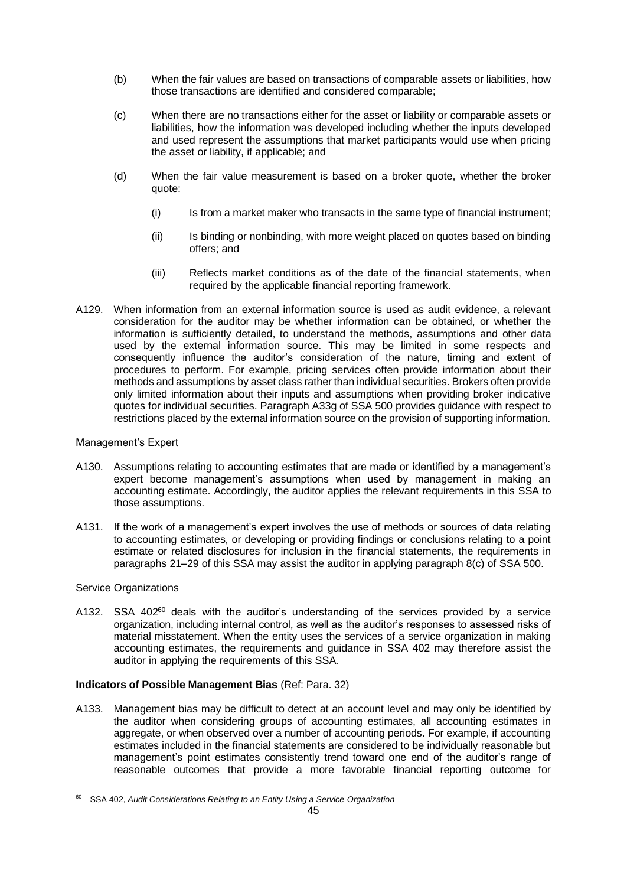(b) When the fair values are based on transactions of comparable assets or liabilities, how those transactions are identified and considered comparable;

(c) When there are no transactions either for the asset or liability or comparable assets or liabilities, how the information was developed including whether the inputs developed and used represent the assumptions that market participants would use when pricing the asset or liability, if applicable; and

(d) When the fair value measurement is based on a broker quote, whether the broker quote:

   (i) Is from a market maker who transacts in the same type of financial instrument;

   (ii) Is binding or nonbinding, with more weight placed on quotes based on binding offers; and

   (iii) Reflects market conditions as of the date of the financial statements, when required by the applicable financial reporting framework.

A129. When information from an external information source is used as audit evidence, a relevant consideration for the auditor may be whether information can be obtained, or whether the information is sufficiently detailed, to understand the methods, assumptions and other data used by the external information source. This may be limited in some respects and consequently influence the auditor's consideration of the nature, timing and extent of procedures to perform. For example, pricing services often provide information about their methods and assumptions by asset class rather than individual securities. Brokers often provide only limited information about their inputs and assumptions when providing broker indicative quotes for individual securities. Paragraph A33g of SSA 500 provides guidance with respect to restrictions placed by the external information source on the provision of supporting information.

Management's Expert

A130. Assumptions relating to accounting estimates that are made or identified by a management's expert become management's assumptions when used by management in making an accounting estimate. Accordingly, the auditor applies the relevant requirements in this SSA to those assumptions.

A131. If the work of a management's expert involves the use of methods or sources of data relating to accounting estimates, or developing or providing findings or conclusions relating to a point estimate or related disclosures for inclusion in the financial statements, the requirements in paragraphs 21–29 of this SSA may assist the auditor in applying paragraph 8(c) of SSA 500.

Service Organizations

A132. SSA 402[60] deals with the auditor's understanding of the services provided by a service organization, including internal control, as well as the auditor's responses to assessed risks of material misstatement. When the entity uses the services of a service organization in making accounting estimates, the requirements and guidance in SSA 402 may therefore assist the auditor in applying the requirements of this SSA.

**Indicators of Possible Management Bias** (Ref: Para. 32)

A133. Management bias may be difficult to detect at an account level and may only be identified by the auditor when considering groups of accounting estimates, all accounting estimates in aggregate, or when observed over a number of accounting periods. For example, if accounting estimates included in the financial statements are considered to be individually reasonable but management's point estimates consistently trend toward one end of the auditor's range of reasonable outcomes that provide a more favorable financial reporting outcome for

---

[60] SSA 402, *Audit Considerations Relating to an Entity Using a Service Organization*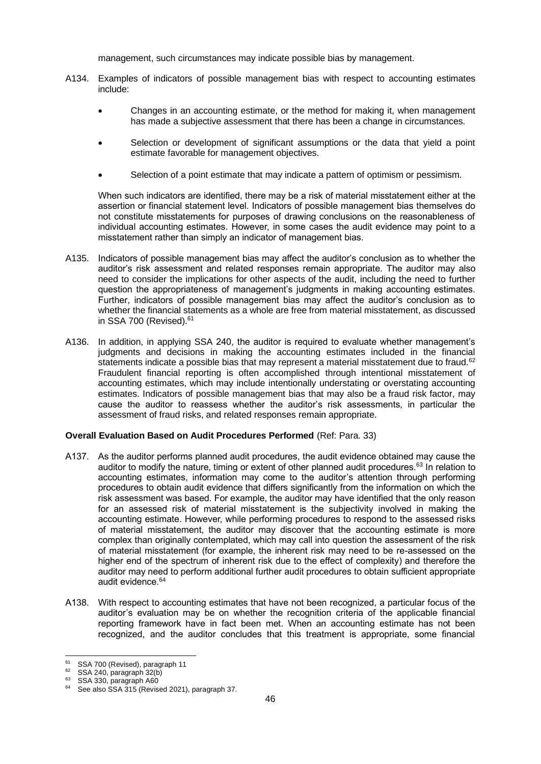management, such circumstances may indicate possible bias by management.

A134. Examples of indicators of possible management bias with respect to accounting estimates include:

- Changes in an accounting estimate, or the method for making it, when management has made a subjective assessment that there has been a change in circumstances.
- Selection or development of significant assumptions or the data that yield a point estimate favorable for management objectives.
- Selection of a point estimate that may indicate a pattern of optimism or pessimism.

When such indicators are identified, there may be a risk of material misstatement either at the assertion or financial statement level. Indicators of possible management bias themselves do not constitute misstatements for purposes of drawing conclusions on the reasonableness of individual accounting estimates. However, in some cases the audit evidence may point to a misstatement rather than simply an indicator of management bias.

A135. Indicators of possible management bias may affect the auditor's conclusion as to whether the auditor's risk assessment and related responses remain appropriate. The auditor may also need to consider the implications for other aspects of the audit, including the need to further question the appropriateness of management's judgments in making accounting estimates. Further, indicators of possible management bias may affect the auditor's conclusion as to whether the financial statements as a whole are free from material misstatement, as discussed in SSA 700 (Revised).[61]

A136. In addition, in applying SSA 240, the auditor is required to evaluate whether management's judgments and decisions in making the accounting estimates included in the financial statements indicate a possible bias that may represent a material misstatement due to fraud.[62] Fraudulent financial reporting is often accomplished through intentional misstatement of accounting estimates, which may include intentionally understating or overstating accounting estimates. Indicators of possible management bias that may also be a fraud risk factor, may cause the auditor to reassess whether the auditor's risk assessments, in particular the assessment of fraud risks, and related responses remain appropriate.

**Overall Evaluation Based on Audit Procedures Performed** (Ref: Para. 33)

A137. As the auditor performs planned audit procedures, the audit evidence obtained may cause the auditor to modify the nature, timing or extent of other planned audit procedures.[63] In relation to accounting estimates, information may come to the auditor's attention through performing procedures to obtain audit evidence that differs significantly from the information on which the risk assessment was based. For example, the auditor may have identified that the only reason for an assessed risk of material misstatement is the subjectivity involved in making the accounting estimate. However, while performing procedures to respond to the assessed risks of material misstatement, the auditor may discover that the accounting estimate is more complex than originally contemplated, which may call into question the assessment of the risk of material misstatement (for example, the inherent risk may need to be re-assessed on the higher end of the spectrum of inherent risk due to the effect of complexity) and therefore the auditor may need to perform additional further audit procedures to obtain sufficient appropriate audit evidence.[64]

A138. With respect to accounting estimates that have not been recognized, a particular focus of the auditor's evaluation may be on whether the recognition criteria of the applicable financial reporting framework have in fact been met. When an accounting estimate has not been recognized, and the auditor concludes that this treatment is appropriate, some financial

---

[61] SSA 700 (Revised), paragraph 11

[62] SSA 240, paragraph 32(b)

[63] SSA 330, paragraph A60

[64] See also SSA 315 (Revised 2021), paragraph 37.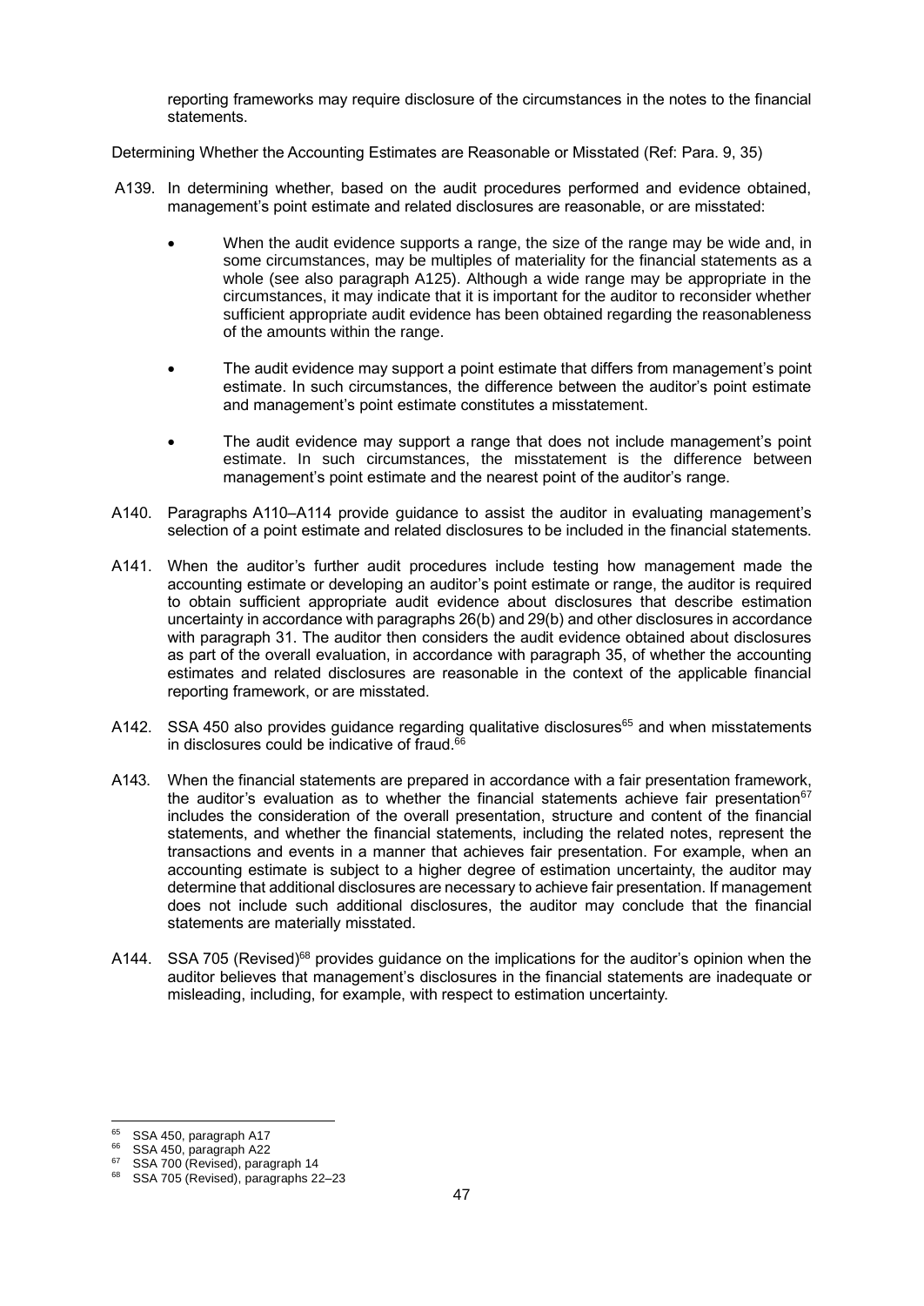reporting frameworks may require disclosure of the circumstances in the notes to the financial statements.

Determining Whether the Accounting Estimates are Reasonable or Misstated (Ref: Para. 9, 35)

A139. In determining whether, based on the audit procedures performed and evidence obtained, management's point estimate and related disclosures are reasonable, or are misstated:

- When the audit evidence supports a range, the size of the range may be wide and, in some circumstances, may be multiples of materiality for the financial statements as a whole (see also paragraph A125). Although a wide range may be appropriate in the circumstances, it may indicate that it is important for the auditor to reconsider whether sufficient appropriate audit evidence has been obtained regarding the reasonableness of the amounts within the range.
- The audit evidence may support a point estimate that differs from management's point estimate. In such circumstances, the difference between the auditor's point estimate and management's point estimate constitutes a misstatement.
- The audit evidence may support a range that does not include management's point estimate. In such circumstances, the misstatement is the difference between management's point estimate and the nearest point of the auditor's range.

A140. Paragraphs A110–A114 provide guidance to assist the auditor in evaluating management's selection of a point estimate and related disclosures to be included in the financial statements.

A141. When the auditor's further audit procedures include testing how management made the accounting estimate or developing an auditor's point estimate or range, the auditor is required to obtain sufficient appropriate audit evidence about disclosures that describe estimation uncertainty in accordance with paragraphs 26(b) and 29(b) and other disclosures in accordance with paragraph 31. The auditor then considers the audit evidence obtained about disclosures as part of the overall evaluation, in accordance with paragraph 35, of whether the accounting estimates and related disclosures are reasonable in the context of the applicable financial reporting framework, or are misstated.

A142. SSA 450 also provides guidance regarding qualitative disclosures[65] and when misstatements in disclosures could be indicative of fraud.[66]

A143. When the financial statements are prepared in accordance with a fair presentation framework, the auditor's evaluation as to whether the financial statements achieve fair presentation[67] includes the consideration of the overall presentation, structure and content of the financial statements, and whether the financial statements, including the related notes, represent the transactions and events in a manner that achieves fair presentation. For example, when an accounting estimate is subject to a higher degree of estimation uncertainty, the auditor may determine that additional disclosures are necessary to achieve fair presentation. If management does not include such additional disclosures, the auditor may conclude that the financial statements are materially misstated.

A144. SSA 705 (Revised)[68] provides guidance on the implications for the auditor's opinion when the auditor believes that management's disclosures in the financial statements are inadequate or misleading, including, for example, with respect to estimation uncertainty.

---

[65] SSA 450, paragraph A17

[66] SSA 450, paragraph A22

[67] SSA 700 (Revised), paragraph 14

[68] SSA 705 (Revised), paragraphs 22–23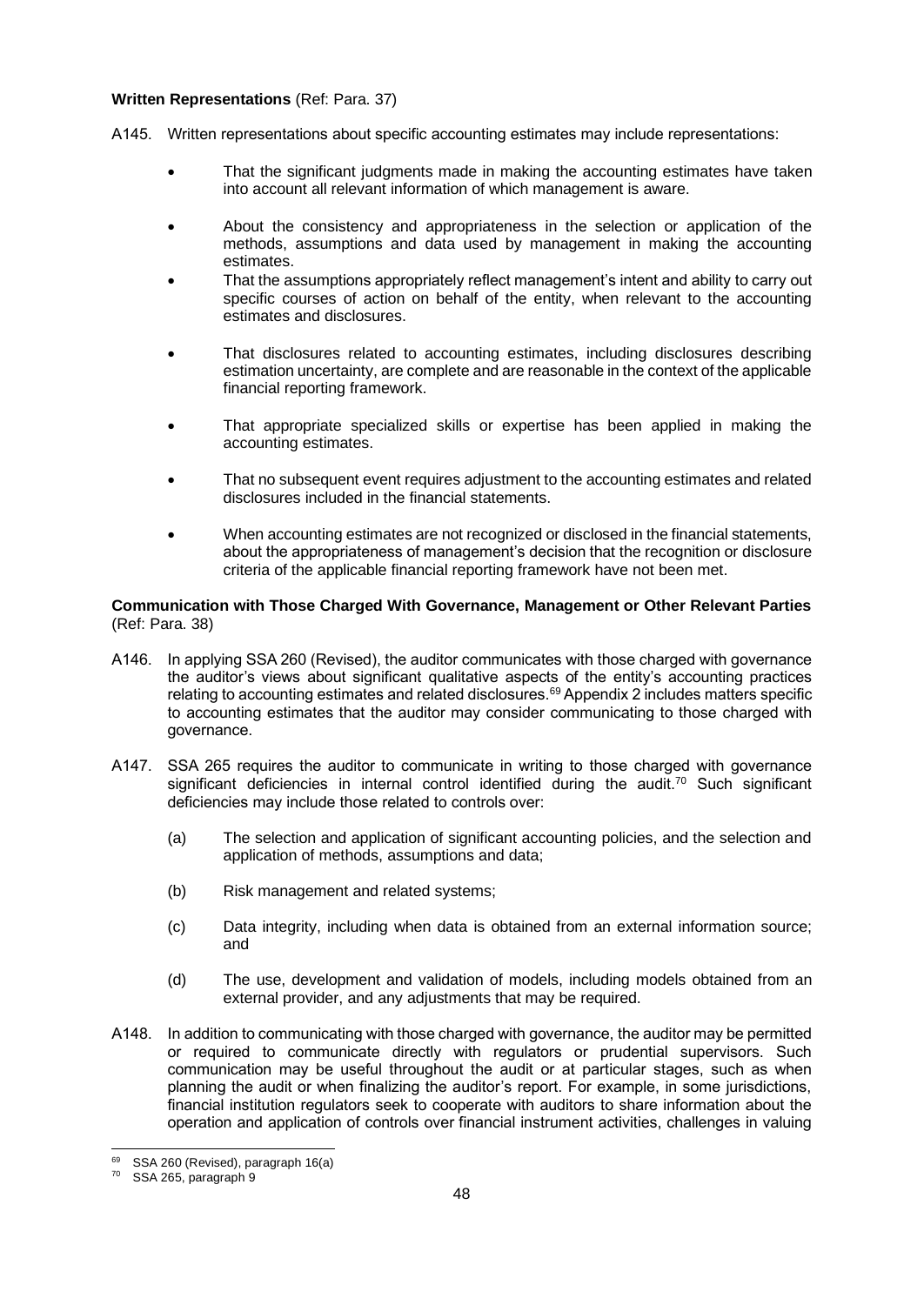**Written Representations** (Ref: Para. 37)

A145. Written representations about specific accounting estimates may include representations:

- That the significant judgments made in making the accounting estimates have taken into account all relevant information of which management is aware.
- About the consistency and appropriateness in the selection or application of the methods, assumptions and data used by management in making the accounting estimates.
- That the assumptions appropriately reflect management's intent and ability to carry out specific courses of action on behalf of the entity, when relevant to the accounting estimates and disclosures.
- That disclosures related to accounting estimates, including disclosures describing estimation uncertainty, are complete and are reasonable in the context of the applicable financial reporting framework.
- That appropriate specialized skills or expertise has been applied in making the accounting estimates.
- That no subsequent event requires adjustment to the accounting estimates and related disclosures included in the financial statements.
- When accounting estimates are not recognized or disclosed in the financial statements, about the appropriateness of management's decision that the recognition or disclosure criteria of the applicable financial reporting framework have not been met.

**Communication with Those Charged With Governance, Management or Other Relevant Parties** (Ref: Para. 38)

A146. In applying SSA 260 (Revised), the auditor communicates with those charged with governance the auditor's views about significant qualitative aspects of the entity's accounting practices relating to accounting estimates and related disclosures.[69] Appendix 2 includes matters specific to accounting estimates that the auditor may consider communicating to those charged with governance.

A147. SSA 265 requires the auditor to communicate in writing to those charged with governance significant deficiencies in internal control identified during the audit.[70] Such significant deficiencies may include those related to controls over:

(a) The selection and application of significant accounting policies, and the selection and application of methods, assumptions and data;

(b) Risk management and related systems;

(c) Data integrity, including when data is obtained from an external information source; and

(d) The use, development and validation of models, including models obtained from an external provider, and any adjustments that may be required.

A148. In addition to communicating with those charged with governance, the auditor may be permitted or required to communicate directly with regulators or prudential supervisors. Such communication may be useful throughout the audit or at particular stages, such as when planning the audit or when finalizing the auditor's report. For example, in some jurisdictions, financial institution regulators seek to cooperate with auditors to share information about the operation and application of controls over financial instrument activities, challenges in valuing

[69] SSA 260 (Revised), paragraph 16(a)

[70] SSA 265, paragraph 9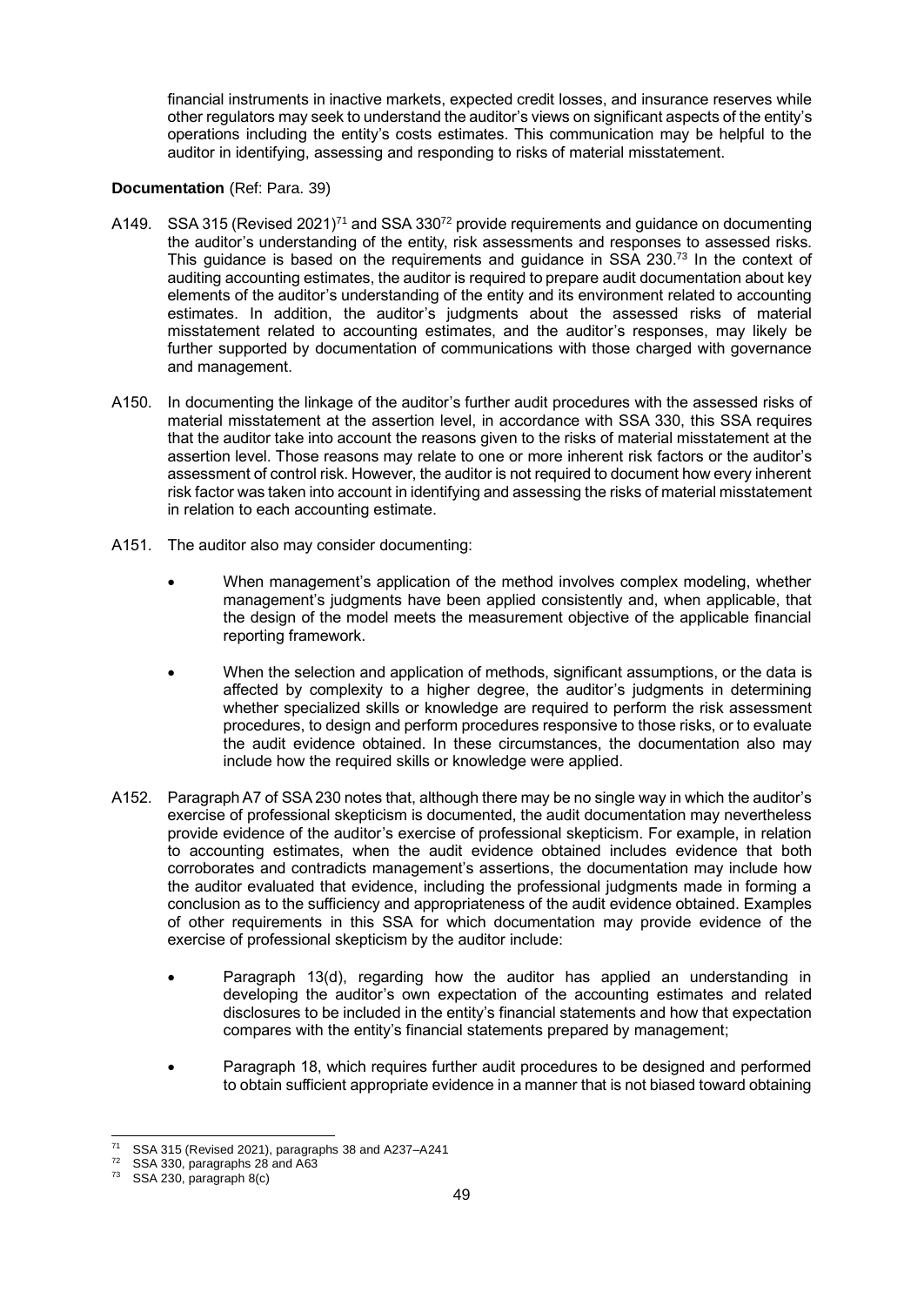financial instruments in inactive markets, expected credit losses, and insurance reserves while other regulators may seek to understand the auditor's views on significant aspects of the entity's operations including the entity's costs estimates. This communication may be helpful to the auditor in identifying, assessing and responding to risks of material misstatement.

**Documentation** (Ref: Para. 39)

A149. SSA 315 (Revised 2021)[71] and SSA 330[72] provide requirements and guidance on documenting the auditor's understanding of the entity, risk assessments and responses to assessed risks. This guidance is based on the requirements and guidance in SSA 230.[73] In the context of auditing accounting estimates, the auditor is required to prepare audit documentation about key elements of the auditor's understanding of the entity and its environment related to accounting estimates. In addition, the auditor's judgments about the assessed risks of material misstatement related to accounting estimates, and the auditor's responses, may likely be further supported by documentation of communications with those charged with governance and management.

A150. In documenting the linkage of the auditor's further audit procedures with the assessed risks of material misstatement at the assertion level, in accordance with SSA 330, this SSA requires that the auditor take into account the reasons given to the risks of material misstatement at the assertion level. Those reasons may relate to one or more inherent risk factors or the auditor's assessment of control risk. However, the auditor is not required to document how every inherent risk factor was taken into account in identifying and assessing the risks of material misstatement in relation to each accounting estimate.

A151. The auditor also may consider documenting:

- When management's application of the method involves complex modeling, whether management's judgments have been applied consistently and, when applicable, that the design of the model meets the measurement objective of the applicable financial reporting framework.
- When the selection and application of methods, significant assumptions, or the data is affected by complexity to a higher degree, the auditor's judgments in determining whether specialized skills or knowledge are required to perform the risk assessment procedures, to design and perform procedures responsive to those risks, or to evaluate the audit evidence obtained. In these circumstances, the documentation also may include how the required skills or knowledge were applied.

A152. Paragraph A7 of SSA 230 notes that, although there may be no single way in which the auditor's exercise of professional skepticism is documented, the audit documentation may nevertheless provide evidence of the auditor's exercise of professional skepticism. For example, in relation to accounting estimates, when the audit evidence obtained includes evidence that both corroborates and contradicts management's assertions, the documentation may include how the auditor evaluated that evidence, including the professional judgments made in forming a conclusion as to the sufficiency and appropriateness of the audit evidence obtained. Examples of other requirements in this SSA for which documentation may provide evidence of the exercise of professional skepticism by the auditor include:

- Paragraph 13(d), regarding how the auditor has applied an understanding in developing the auditor's own expectation of the accounting estimates and related disclosures to be included in the entity's financial statements and how that expectation compares with the entity's financial statements prepared by management;
- Paragraph 18, which requires further audit procedures to be designed and performed to obtain sufficient appropriate evidence in a manner that is not biased toward obtaining

[71] SSA 315 (Revised 2021), paragraphs 38 and A237–A241

[72] SSA 330, paragraphs 28 and A63

[73] SSA 230, paragraph 8(c)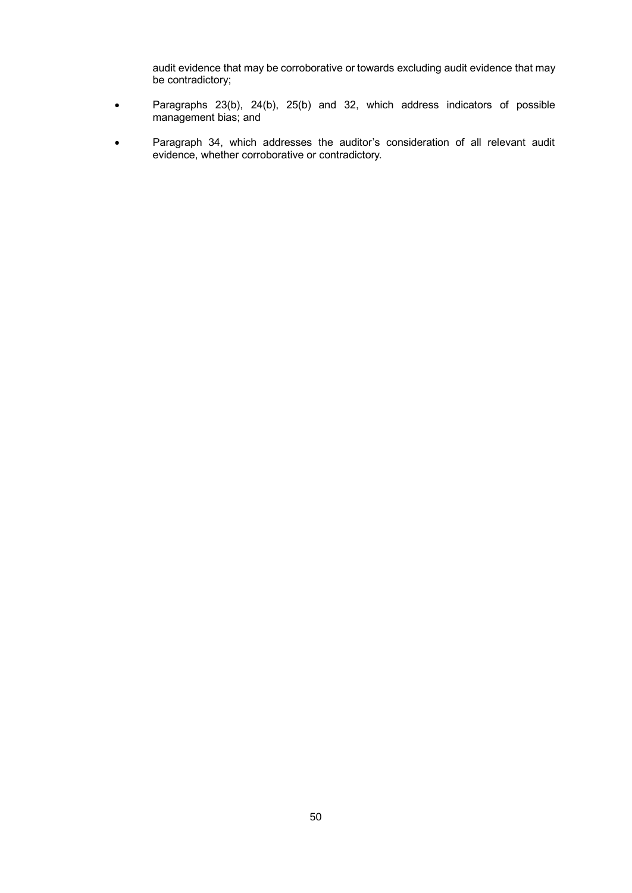audit evidence that may be corroborative or towards excluding audit evidence that may be contradictory;

- Paragraphs 23(b), 24(b), 25(b) and 32, which address indicators of possible management bias; and
- Paragraph 34, which addresses the auditor's consideration of all relevant audit evidence, whether corroborative or contradictory.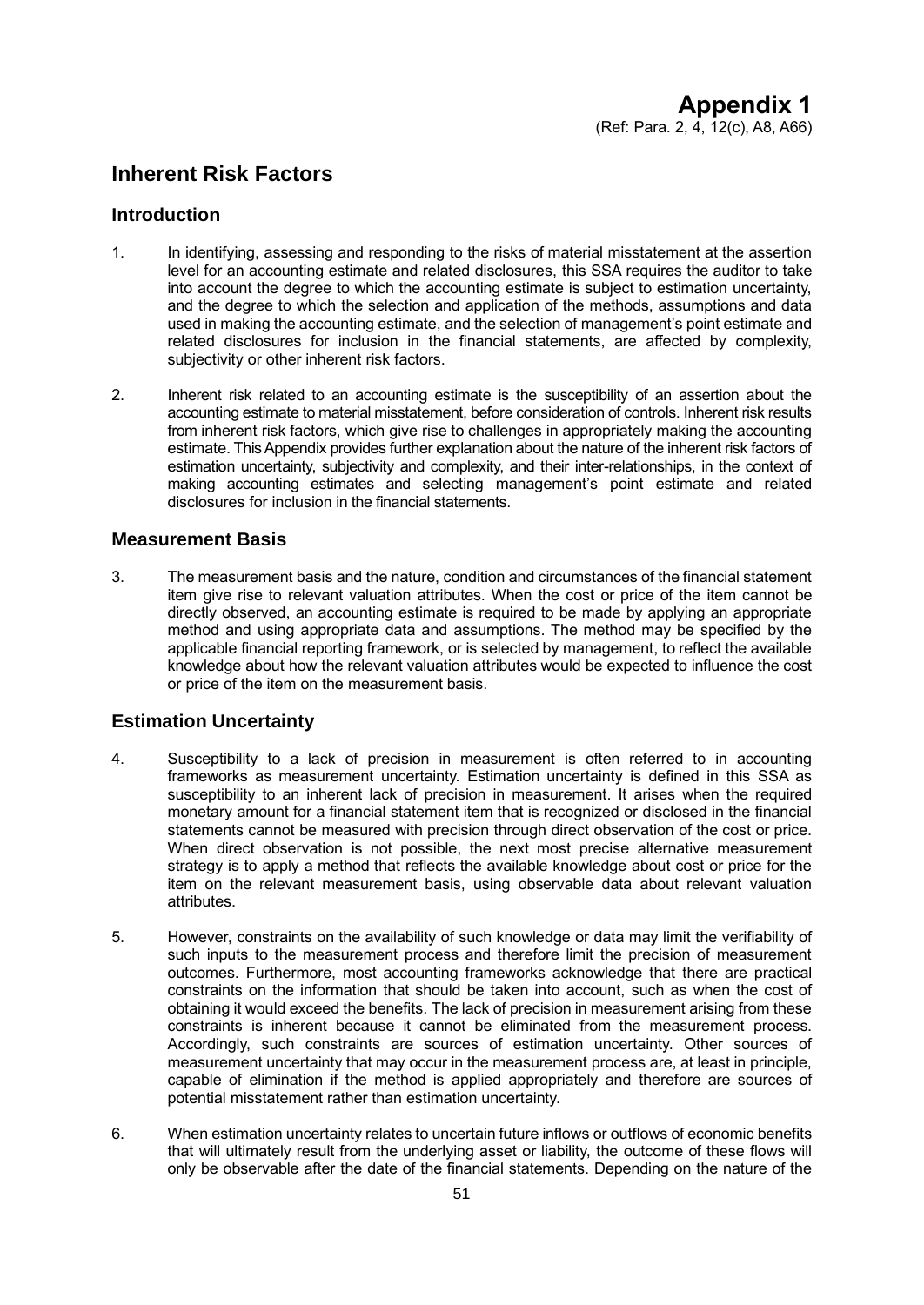# Appendix 1

(Ref: Para. 2, 4, 12(c), A8, A66)

## Inherent Risk Factors

### Introduction

1. In identifying, assessing and responding to the risks of material misstatement at the assertion level for an accounting estimate and related disclosures, this SSA requires the auditor to take into account the degree to which the accounting estimate is subject to estimation uncertainty, and the degree to which the selection and application of the methods, assumptions and data used in making the accounting estimate, and the selection of management's point estimate and related disclosures for inclusion in the financial statements, are affected by complexity, subjectivity or other inherent risk factors.

2. Inherent risk related to an accounting estimate is the susceptibility of an assertion about the accounting estimate to material misstatement, before consideration of controls. Inherent risk results from inherent risk factors, which give rise to challenges in appropriately making the accounting estimate. This Appendix provides further explanation about the nature of the inherent risk factors of estimation uncertainty, subjectivity and complexity, and their inter-relationships, in the context of making accounting estimates and selecting management's point estimate and related disclosures for inclusion in the financial statements.

### Measurement Basis

3. The measurement basis and the nature, condition and circumstances of the financial statement item give rise to relevant valuation attributes. When the cost or price of the item cannot be directly observed, an accounting estimate is required to be made by applying an appropriate method and using appropriate data and assumptions. The method may be specified by the applicable financial reporting framework, or is selected by management, to reflect the available knowledge about how the relevant valuation attributes would be expected to influence the cost or price of the item on the measurement basis.

### Estimation Uncertainty

4. Susceptibility to a lack of precision in measurement is often referred to in accounting frameworks as measurement uncertainty. Estimation uncertainty is defined in this SSA as susceptibility to an inherent lack of precision in measurement. It arises when the required monetary amount for a financial statement item that is recognized or disclosed in the financial statements cannot be measured with precision through direct observation of the cost or price. When direct observation is not possible, the next most precise alternative measurement strategy is to apply a method that reflects the available knowledge about cost or price for the item on the relevant measurement basis, using observable data about relevant valuation attributes.

5. However, constraints on the availability of such knowledge or data may limit the verifiability of such inputs to the measurement process and therefore limit the precision of measurement outcomes. Furthermore, most accounting frameworks acknowledge that there are practical constraints on the information that should be taken into account, such as when the cost of obtaining it would exceed the benefits. The lack of precision in measurement arising from these constraints is inherent because it cannot be eliminated from the measurement process. Accordingly, such constraints are sources of estimation uncertainty. Other sources of measurement uncertainty that may occur in the measurement process are, at least in principle, capable of elimination if the method is applied appropriately and therefore are sources of potential misstatement rather than estimation uncertainty.

6. When estimation uncertainty relates to uncertain future inflows or outflows of economic benefits that will ultimately result from the underlying asset or liability, the outcome of these flows will only be observable after the date of the financial statements. Depending on the nature of the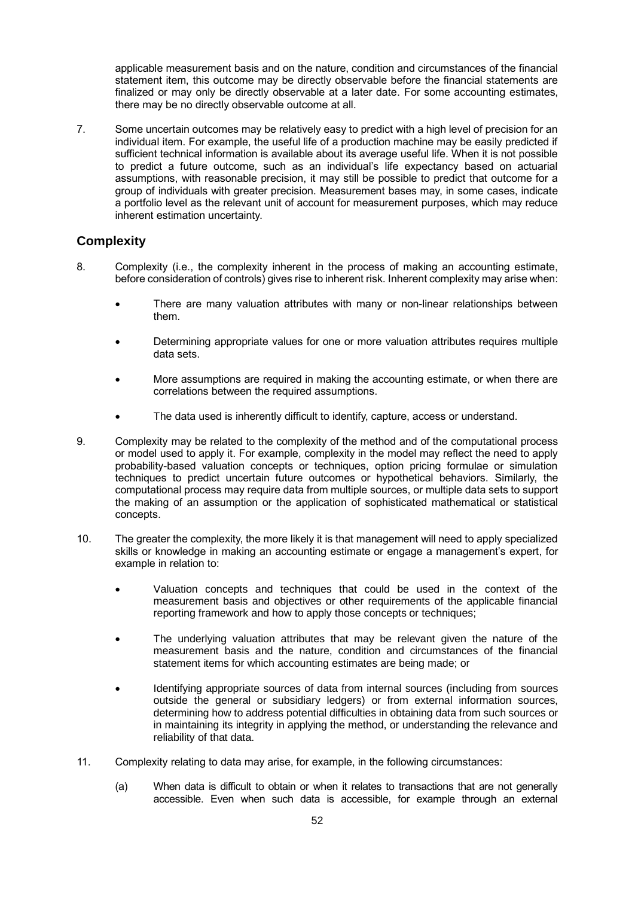applicable measurement basis and on the nature, condition and circumstances of the financial statement item, this outcome may be directly observable before the financial statements are finalized or may only be directly observable at a later date. For some accounting estimates, there may be no directly observable outcome at all.

7. Some uncertain outcomes may be relatively easy to predict with a high level of precision for an individual item. For example, the useful life of a production machine may be easily predicted if sufficient technical information is available about its average useful life. When it is not possible to predict a future outcome, such as an individual's life expectancy based on actuarial assumptions, with reasonable precision, it may still be possible to predict that outcome for a group of individuals with greater precision. Measurement bases may, in some cases, indicate a portfolio level as the relevant unit of account for measurement purposes, which may reduce inherent estimation uncertainty.

## Complexity

8. Complexity (i.e., the complexity inherent in the process of making an accounting estimate, before consideration of controls) gives rise to inherent risk. Inherent complexity may arise when:

   - There are many valuation attributes with many or non-linear relationships between them.
   - Determining appropriate values for one or more valuation attributes requires multiple data sets.
   - More assumptions are required in making the accounting estimate, or when there are correlations between the required assumptions.
   - The data used is inherently difficult to identify, capture, access or understand.

9. Complexity may be related to the complexity of the method and of the computational process or model used to apply it. For example, complexity in the model may reflect the need to apply probability-based valuation concepts or techniques, option pricing formulae or simulation techniques to predict uncertain future outcomes or hypothetical behaviors. Similarly, the computational process may require data from multiple sources, or multiple data sets to support the making of an assumption or the application of sophisticated mathematical or statistical concepts.

10. The greater the complexity, the more likely it is that management will need to apply specialized skills or knowledge in making an accounting estimate or engage a management's expert, for example in relation to:

    - Valuation concepts and techniques that could be used in the context of the measurement basis and objectives or other requirements of the applicable financial reporting framework and how to apply those concepts or techniques;
    - The underlying valuation attributes that may be relevant given the nature of the measurement basis and the nature, condition and circumstances of the financial statement items for which accounting estimates are being made; or
    - Identifying appropriate sources of data from internal sources (including from sources outside the general or subsidiary ledgers) or from external information sources, determining how to address potential difficulties in obtaining data from such sources or in maintaining its integrity in applying the method, or understanding the relevance and reliability of that data.

11. Complexity relating to data may arise, for example, in the following circumstances:

    (a) When data is difficult to obtain or when it relates to transactions that are not generally accessible. Even when such data is accessible, for example through an external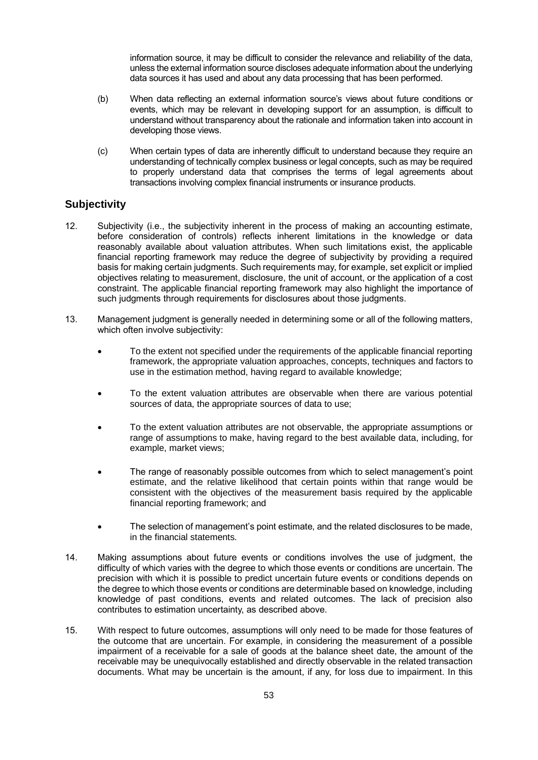information source, it may be difficult to consider the relevance and reliability of the data, unless the external information source discloses adequate information about the underlying data sources it has used and about any data processing that has been performed.

(b) When data reflecting an external information source's views about future conditions or events, which may be relevant in developing support for an assumption, is difficult to understand without transparency about the rationale and information taken into account in developing those views.

(c) When certain types of data are inherently difficult to understand because they require an understanding of technically complex business or legal concepts, such as may be required to properly understand data that comprises the terms of legal agreements about transactions involving complex financial instruments or insurance products.

## Subjectivity

12. Subjectivity (i.e., the subjectivity inherent in the process of making an accounting estimate, before consideration of controls) reflects inherent limitations in the knowledge or data reasonably available about valuation attributes. When such limitations exist, the applicable financial reporting framework may reduce the degree of subjectivity by providing a required basis for making certain judgments. Such requirements may, for example, set explicit or implied objectives relating to measurement, disclosure, the unit of account, or the application of a cost constraint. The applicable financial reporting framework may also highlight the importance of such judgments through requirements for disclosures about those judgments.

13. Management judgment is generally needed in determining some or all of the following matters, which often involve subjectivity:

- To the extent not specified under the requirements of the applicable financial reporting framework, the appropriate valuation approaches, concepts, techniques and factors to use in the estimation method, having regard to available knowledge;
- To the extent valuation attributes are observable when there are various potential sources of data, the appropriate sources of data to use;
- To the extent valuation attributes are not observable, the appropriate assumptions or range of assumptions to make, having regard to the best available data, including, for example, market views;
- The range of reasonably possible outcomes from which to select management's point estimate, and the relative likelihood that certain points within that range would be consistent with the objectives of the measurement basis required by the applicable financial reporting framework; and
- The selection of management's point estimate, and the related disclosures to be made, in the financial statements.

14. Making assumptions about future events or conditions involves the use of judgment, the difficulty of which varies with the degree to which those events or conditions are uncertain. The precision with which it is possible to predict uncertain future events or conditions depends on the degree to which those events or conditions are determinable based on knowledge, including knowledge of past conditions, events and related outcomes. The lack of precision also contributes to estimation uncertainty, as described above.

15. With respect to future outcomes, assumptions will only need to be made for those features of the outcome that are uncertain. For example, in considering the measurement of a possible impairment of a receivable for a sale of goods at the balance sheet date, the amount of the receivable may be unequivocally established and directly observable in the related transaction documents. What may be uncertain is the amount, if any, for loss due to impairment. In this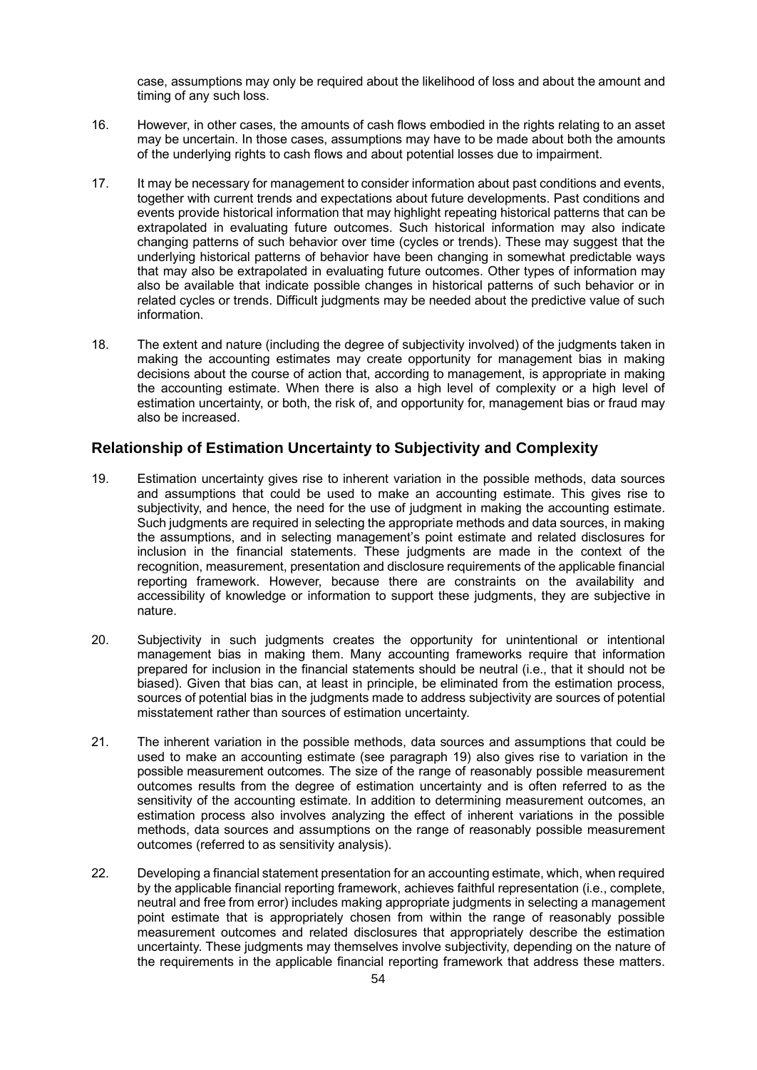case, assumptions may only be required about the likelihood of loss and about the amount and timing of any such loss.

16. However, in other cases, the amounts of cash flows embodied in the rights relating to an asset may be uncertain. In those cases, assumptions may have to be made about both the amounts of the underlying rights to cash flows and about potential losses due to impairment.

17. It may be necessary for management to consider information about past conditions and events, together with current trends and expectations about future developments. Past conditions and events provide historical information that may highlight repeating historical patterns that can be extrapolated in evaluating future outcomes. Such historical information may also indicate changing patterns of such behavior over time (cycles or trends). These may suggest that the underlying historical patterns of behavior have been changing in somewhat predictable ways that may also be extrapolated in evaluating future outcomes. Other types of information may also be available that indicate possible changes in historical patterns of such behavior or in related cycles or trends. Difficult judgments may be needed about the predictive value of such information.

18. The extent and nature (including the degree of subjectivity involved) of the judgments taken in making the accounting estimates may create opportunity for management bias in making decisions about the course of action that, according to management, is appropriate in making the accounting estimate. When there is also a high level of complexity or a high level of estimation uncertainty, or both, the risk of, and opportunity for, management bias or fraud may also be increased.

## Relationship of Estimation Uncertainty to Subjectivity and Complexity

19. Estimation uncertainty gives rise to inherent variation in the possible methods, data sources and assumptions that could be used to make an accounting estimate. This gives rise to subjectivity, and hence, the need for the use of judgment in making the accounting estimate. Such judgments are required in selecting the appropriate methods and data sources, in making the assumptions, and in selecting management's point estimate and related disclosures for inclusion in the financial statements. These judgments are made in the context of the recognition, measurement, presentation and disclosure requirements of the applicable financial reporting framework. However, because there are constraints on the availability and accessibility of knowledge or information to support these judgments, they are subjective in nature.

20. Subjectivity in such judgments creates the opportunity for unintentional or intentional management bias in making them. Many accounting frameworks require that information prepared for inclusion in the financial statements should be neutral (i.e., that it should not be biased). Given that bias can, at least in principle, be eliminated from the estimation process, sources of potential bias in the judgments made to address subjectivity are sources of potential misstatement rather than sources of estimation uncertainty.

21. The inherent variation in the possible methods, data sources and assumptions that could be used to make an accounting estimate (see paragraph 19) also gives rise to variation in the possible measurement outcomes. The size of the range of reasonably possible measurement outcomes results from the degree of estimation uncertainty and is often referred to as the sensitivity of the accounting estimate. In addition to determining measurement outcomes, an estimation process also involves analyzing the effect of inherent variations in the possible methods, data sources and assumptions on the range of reasonably possible measurement outcomes (referred to as sensitivity analysis).

22. Developing a financial statement presentation for an accounting estimate, which, when required by the applicable financial reporting framework, achieves faithful representation (i.e., complete, neutral and free from error) includes making appropriate judgments in selecting a management point estimate that is appropriately chosen from within the range of reasonably possible measurement outcomes and related disclosures that appropriately describe the estimation uncertainty. These judgments may themselves involve subjectivity, depending on the nature of the requirements in the applicable financial reporting framework that address these matters.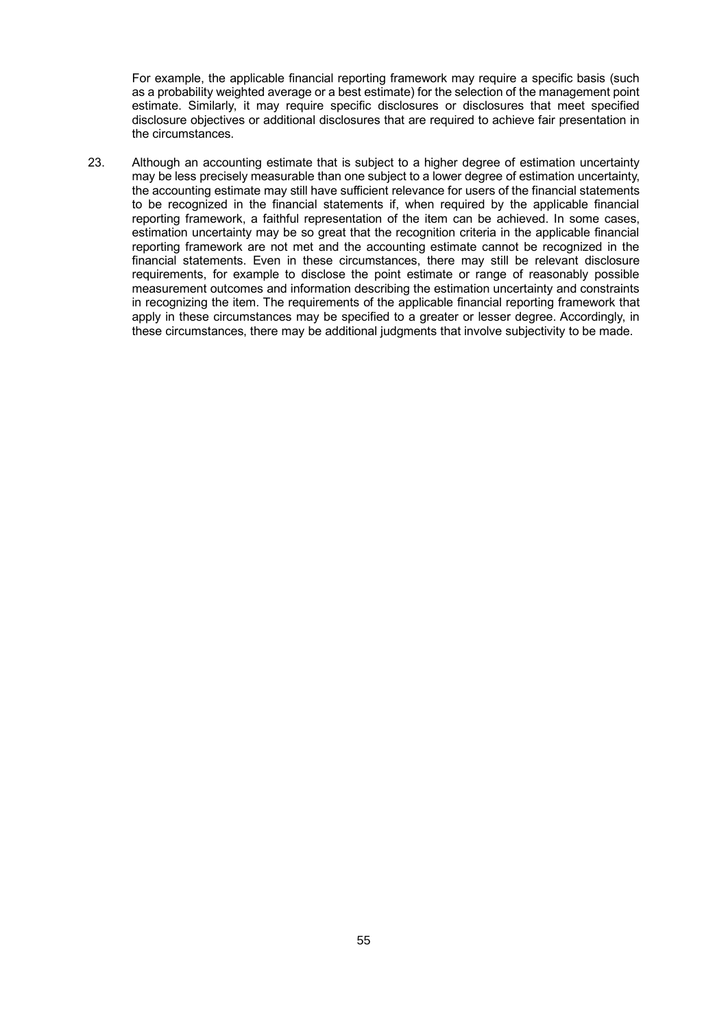For example, the applicable financial reporting framework may require a specific basis (such as a probability weighted average or a best estimate) for the selection of the management point estimate. Similarly, it may require specific disclosures or disclosures that meet specified disclosure objectives or additional disclosures that are required to achieve fair presentation in the circumstances.

23. Although an accounting estimate that is subject to a higher degree of estimation uncertainty may be less precisely measurable than one subject to a lower degree of estimation uncertainty, the accounting estimate may still have sufficient relevance for users of the financial statements to be recognized in the financial statements if, when required by the applicable financial reporting framework, a faithful representation of the item can be achieved. In some cases, estimation uncertainty may be so great that the recognition criteria in the applicable financial reporting framework are not met and the accounting estimate cannot be recognized in the financial statements. Even in these circumstances, there may still be relevant disclosure requirements, for example to disclose the point estimate or range of reasonably possible measurement outcomes and information describing the estimation uncertainty and constraints in recognizing the item. The requirements of the applicable financial reporting framework that apply in these circumstances may be specified to a greater or lesser degree. Accordingly, in these circumstances, there may be additional judgments that involve subjectivity to be made.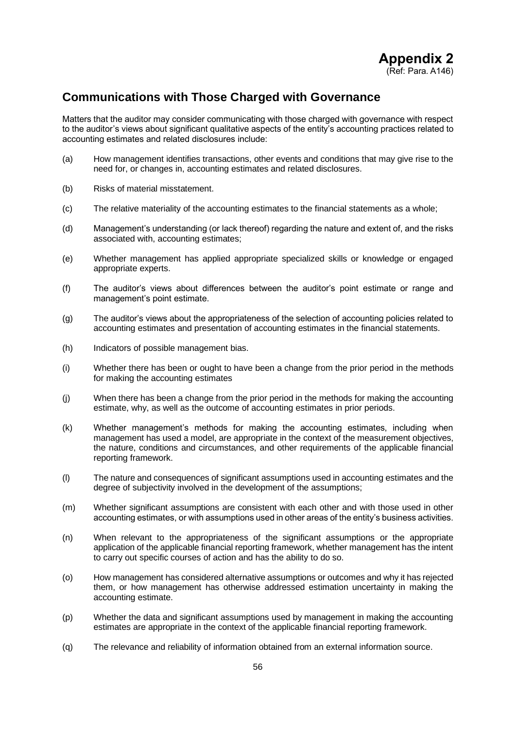# Appendix 2

(Ref: Para. A146)

## Communications with Those Charged with Governance

Matters that the auditor may consider communicating with those charged with governance with respect to the auditor's views about significant qualitative aspects of the entity's accounting practices related to accounting estimates and related disclosures include:

(a) How management identifies transactions, other events and conditions that may give rise to the need for, or changes in, accounting estimates and related disclosures.

(b) Risks of material misstatement.

(c) The relative materiality of the accounting estimates to the financial statements as a whole;

(d) Management's understanding (or lack thereof) regarding the nature and extent of, and the risks associated with, accounting estimates;

(e) Whether management has applied appropriate specialized skills or knowledge or engaged appropriate experts.

(f) The auditor's views about differences between the auditor's point estimate or range and management's point estimate.

(g) The auditor's views about the appropriateness of the selection of accounting policies related to accounting estimates and presentation of accounting estimates in the financial statements.

(h) Indicators of possible management bias.

(i) Whether there has been or ought to have been a change from the prior period in the methods for making the accounting estimates

(j) When there has been a change from the prior period in the methods for making the accounting estimate, why, as well as the outcome of accounting estimates in prior periods.

(k) Whether management's methods for making the accounting estimates, including when management has used a model, are appropriate in the context of the measurement objectives, the nature, conditions and circumstances, and other requirements of the applicable financial reporting framework.

(l) The nature and consequences of significant assumptions used in accounting estimates and the degree of subjectivity involved in the development of the assumptions;

(m) Whether significant assumptions are consistent with each other and with those used in other accounting estimates, or with assumptions used in other areas of the entity's business activities.

(n) When relevant to the appropriateness of the significant assumptions or the appropriate application of the applicable financial reporting framework, whether management has the intent to carry out specific courses of action and has the ability to do so.

(o) How management has considered alternative assumptions or outcomes and why it has rejected them, or how management has otherwise addressed estimation uncertainty in making the accounting estimate.

(p) Whether the data and significant assumptions used by management in making the accounting estimates are appropriate in the context of the applicable financial reporting framework.

(q) The relevance and reliability of information obtained from an external information source.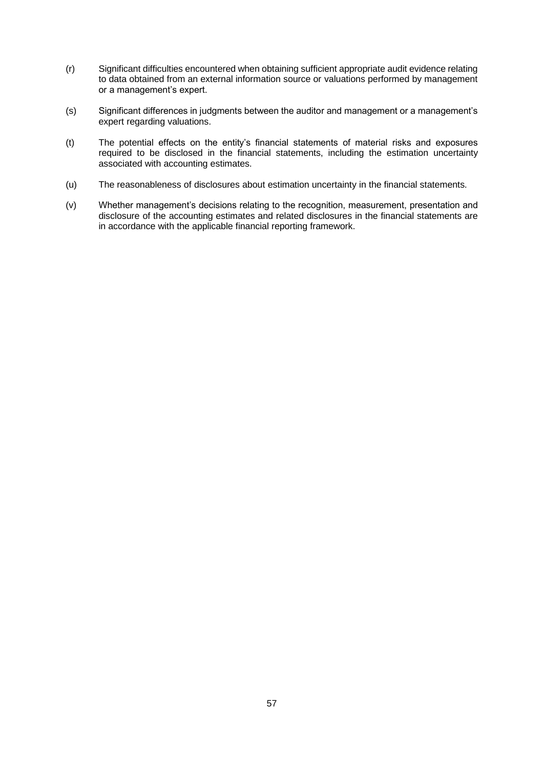(r) Significant difficulties encountered when obtaining sufficient appropriate audit evidence relating to data obtained from an external information source or valuations performed by management or a management's expert.

(s) Significant differences in judgments between the auditor and management or a management's expert regarding valuations.

(t) The potential effects on the entity's financial statements of material risks and exposures required to be disclosed in the financial statements, including the estimation uncertainty associated with accounting estimates.

(u) The reasonableness of disclosures about estimation uncertainty in the financial statements.

(v) Whether management's decisions relating to the recognition, measurement, presentation and disclosure of the accounting estimates and related disclosures in the financial statements are in accordance with the applicable financial reporting framework.